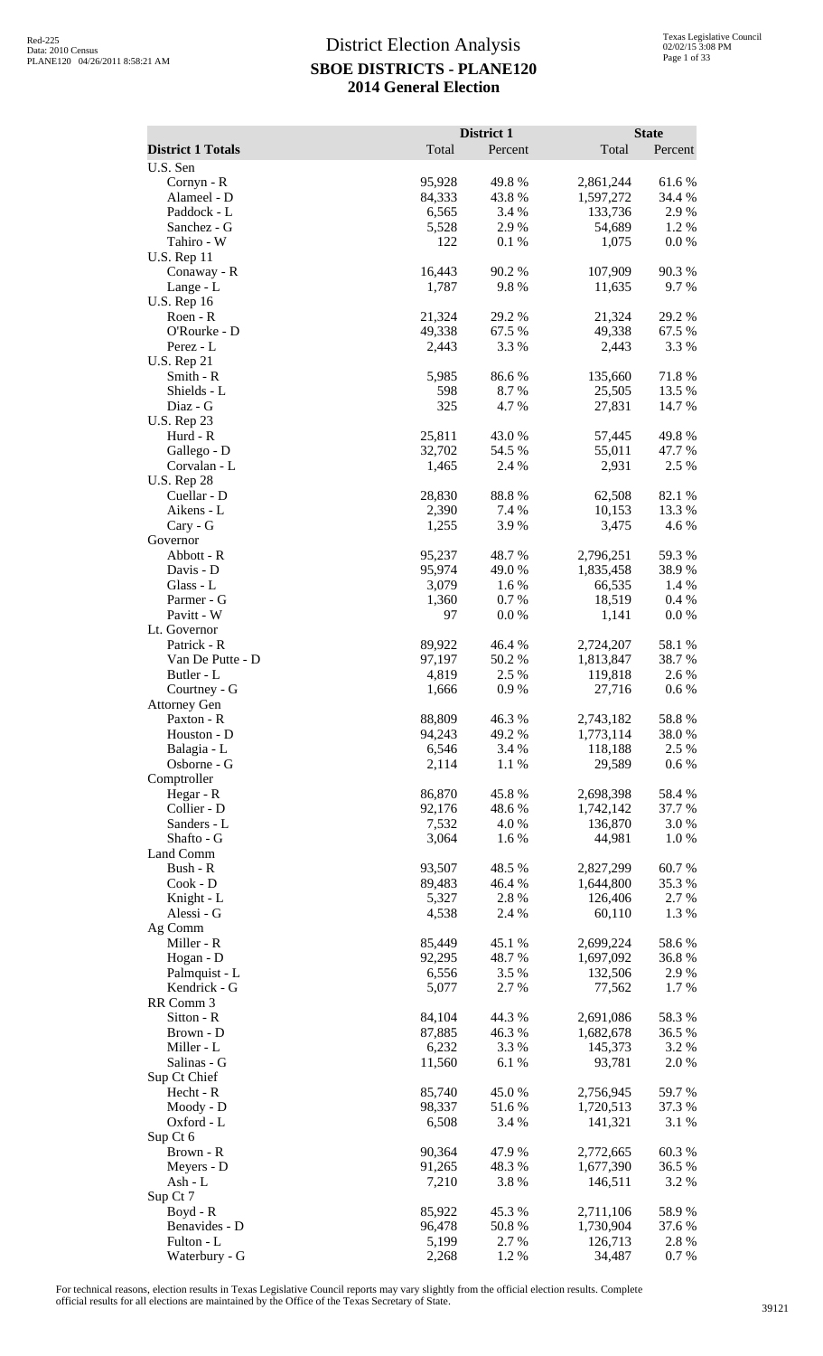# District Election Analysis

## SBOE DISTRICTS - PLANE120

## 2014 General Election

| District 1 Totals | District 1 Total | District 1 Percent | State Total | State Percent |
|---|---|---|---|---|
| U.S. Sen | | | | |
| Cornyn - R | 95,928 | 49.8 % | 2,861,244 | 61.6 % |
| Alameel - D | 84,333 | 43.8 % | 1,597,272 | 34.4 % |
| Paddock - L | 6,565 | 3.4 % | 133,736 | 2.9 % |
| Sanchez - G | 5,528 | 2.9 % | 54,689 | 1.2 % |
| Tahiro - W | 122 | 0.1 % | 1,075 | 0.0 % |
| U.S. Rep 11 | | | | |
| Conaway - R | 16,443 | 90.2 % | 107,909 | 90.3 % |
| Lange - L | 1,787 | 9.8 % | 11,635 | 9.7 % |
| U.S. Rep 16 | | | | |
| Roen - R | 21,324 | 29.2 % | 21,324 | 29.2 % |
| O'Rourke - D | 49,338 | 67.5 % | 49,338 | 67.5 % |
| Perez - L | 2,443 | 3.3 % | 2,443 | 3.3 % |
| U.S. Rep 21 | | | | |
| Smith - R | 5,985 | 86.6 % | 135,660 | 71.8 % |
| Shields - L | 598 | 8.7 % | 25,505 | 13.5 % |
| Diaz - G | 325 | 4.7 % | 27,831 | 14.7 % |
| U.S. Rep 23 | | | | |
| Hurd - R | 25,811 | 43.0 % | 57,445 | 49.8 % |
| Gallego - D | 32,702 | 54.5 % | 55,011 | 47.7 % |
| Corvalan - L | 1,465 | 2.4 % | 2,931 | 2.5 % |
| U.S. Rep 28 | | | | |
| Cuellar - D | 28,830 | 88.8 % | 62,508 | 82.1 % |
| Aikens - L | 2,390 | 7.4 % | 10,153 | 13.3 % |
| Cary - G | 1,255 | 3.9 % | 3,475 | 4.6 % |
| Governor | | | | |
| Abbott - R | 95,237 | 48.7 % | 2,796,251 | 59.3 % |
| Davis - D | 95,974 | 49.0 % | 1,835,458 | 38.9 % |
| Glass - L | 3,079 | 1.6 % | 66,535 | 1.4 % |
| Parmer - G | 1,360 | 0.7 % | 18,519 | 0.4 % |
| Pavitt - W | 97 | 0.0 % | 1,141 | 0.0 % |
| Lt. Governor | | | | |
| Patrick - R | 89,922 | 46.4 % | 2,724,207 | 58.1 % |
| Van De Putte - D | 97,197 | 50.2 % | 1,813,847 | 38.7 % |
| Butler - L | 4,819 | 2.5 % | 119,818 | 2.6 % |
| Courtney - G | 1,666 | 0.9 % | 27,716 | 0.6 % |
| Attorney Gen | | | | |
| Paxton - R | 88,809 | 46.3 % | 2,743,182 | 58.8 % |
| Houston - D | 94,243 | 49.2 % | 1,773,114 | 38.0 % |
| Balagia - L | 6,546 | 3.4 % | 118,188 | 2.5 % |
| Osborne - G | 2,114 | 1.1 % | 29,589 | 0.6 % |
| Comptroller | | | | |
| Hegar - R | 86,870 | 45.8 % | 2,698,398 | 58.4 % |
| Collier - D | 92,176 | 48.6 % | 1,742,142 | 37.7 % |
| Sanders - L | 7,532 | 4.0 % | 136,870 | 3.0 % |
| Shafto - G | 3,064 | 1.6 % | 44,981 | 1.0 % |
| Land Comm | | | | |
| Bush - R | 93,507 | 48.5 % | 2,827,299 | 60.7 % |
| Cook - D | 89,483 | 46.4 % | 1,644,800 | 35.3 % |
| Knight - L | 5,327 | 2.8 % | 126,406 | 2.7 % |
| Alessi - G | 4,538 | 2.4 % | 60,110 | 1.3 % |
| Ag Comm | | | | |
| Miller - R | 85,449 | 45.1 % | 2,699,224 | 58.6 % |
| Hogan - D | 92,295 | 48.7 % | 1,697,092 | 36.8 % |
| Palmquist - L | 6,556 | 3.5 % | 132,506 | 2.9 % |
| Kendrick - G | 5,077 | 2.7 % | 77,562 | 1.7 % |
| RR Comm 3 | | | | |
| Sitton - R | 84,104 | 44.3 % | 2,691,086 | 58.3 % |
| Brown - D | 87,885 | 46.3 % | 1,682,678 | 36.5 % |
| Miller - L | 6,232 | 3.3 % | 145,373 | 3.2 % |
| Salinas - G | 11,560 | 6.1 % | 93,781 | 2.0 % |
| Sup Ct Chief | | | | |
| Hecht - R | 85,740 | 45.0 % | 2,756,945 | 59.7 % |
| Moody - D | 98,337 | 51.6 % | 1,720,513 | 37.3 % |
| Oxford - L | 6,508 | 3.4 % | 141,321 | 3.1 % |
| Sup Ct 6 | | | | |
| Brown - R | 90,364 | 47.9 % | 2,772,665 | 60.3 % |
| Meyers - D | 91,265 | 48.3 % | 1,677,390 | 36.5 % |
| Ash - L | 7,210 | 3.8 % | 146,511 | 3.2 % |
| Sup Ct 7 | | | | |
| Boyd - R | 85,922 | 45.3 % | 2,711,106 | 58.9 % |
| Benavides - D | 96,478 | 50.8 % | 1,730,904 | 37.6 % |
| Fulton - L | 5,199 | 2.7 % | 126,713 | 2.8 % |
| Waterbury - G | 2,268 | 1.2 % | 34,487 | 0.7 % |

For technical reasons, election results in Texas Legislative Council reports may vary slightly from the official election results. Complete official results for all elections are maintained by the Office of the Texas Secretary of State.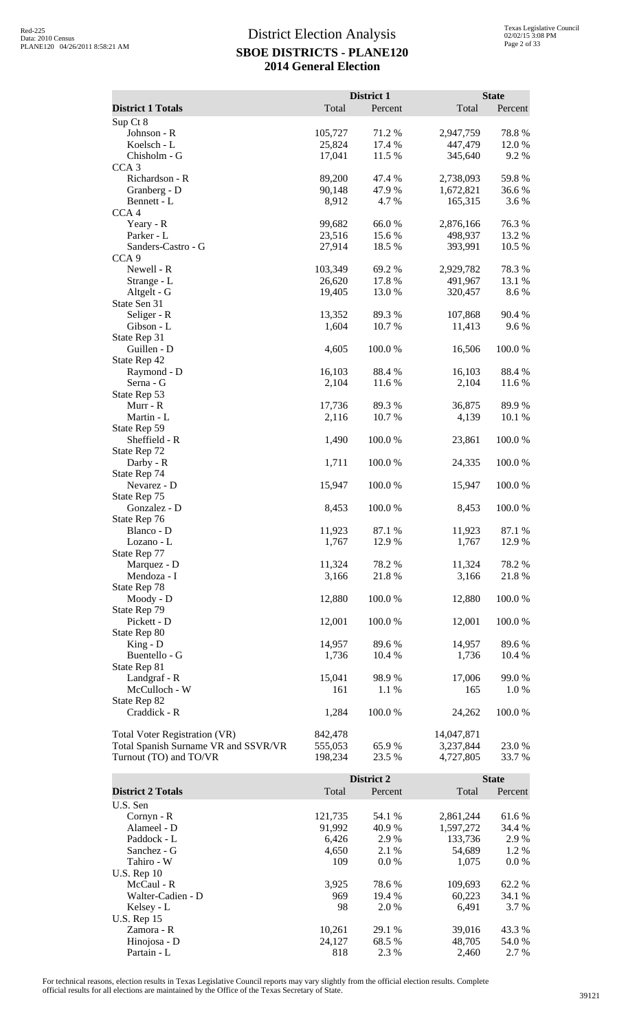# District Election Analysis
## SBOE DISTRICTS - PLANE120
## 2014 General Election

| District 1 Totals | District 1 Total | District 1 Percent | State Total | State Percent |
|---|---|---|---|---|
| Sup Ct 8 | | | | |
| Johnson - R | 105,727 | 71.2 % | 2,947,759 | 78.8 % |
| Koelsch - L | 25,824 | 17.4 % | 447,479 | 12.0 % |
| Chisholm - G | 17,041 | 11.5 % | 345,640 | 9.2 % |
| CCA 3 | | | | |
| Richardson - R | 89,200 | 47.4 % | 2,738,093 | 59.8 % |
| Granberg - D | 90,148 | 47.9 % | 1,672,821 | 36.6 % |
| Bennett - L | 8,912 | 4.7 % | 165,315 | 3.6 % |
| CCA 4 | | | | |
| Yeary - R | 99,682 | 66.0 % | 2,876,166 | 76.3 % |
| Parker - L | 23,516 | 15.6 % | 498,937 | 13.2 % |
| Sanders-Castro - G | 27,914 | 18.5 % | 393,991 | 10.5 % |
| CCA 9 | | | | |
| Newell - R | 103,349 | 69.2 % | 2,929,782 | 78.3 % |
| Strange - L | 26,620 | 17.8 % | 491,967 | 13.1 % |
| Altgelt - G | 19,405 | 13.0 % | 320,457 | 8.6 % |
| State Sen 31 | | | | |
| Seliger - R | 13,352 | 89.3 % | 107,868 | 90.4 % |
| Gibson - L | 1,604 | 10.7 % | 11,413 | 9.6 % |
| State Rep 31 | | | | |
| Guillen - D | 4,605 | 100.0 % | 16,506 | 100.0 % |
| State Rep 42 | | | | |
| Raymond - D | 16,103 | 88.4 % | 16,103 | 88.4 % |
| Serna - G | 2,104 | 11.6 % | 2,104 | 11.6 % |
| State Rep 53 | | | | |
| Murr - R | 17,736 | 89.3 % | 36,875 | 89.9 % |
| Martin - L | 2,116 | 10.7 % | 4,139 | 10.1 % |
| State Rep 59 | | | | |
| Sheffield - R | 1,490 | 100.0 % | 23,861 | 100.0 % |
| State Rep 72 | | | | |
| Darby - R | 1,711 | 100.0 % | 24,335 | 100.0 % |
| State Rep 74 | | | | |
| Nevarez - D | 15,947 | 100.0 % | 15,947 | 100.0 % |
| State Rep 75 | | | | |
| Gonzalez - D | 8,453 | 100.0 % | 8,453 | 100.0 % |
| State Rep 76 | | | | |
| Blanco - D | 11,923 | 87.1 % | 11,923 | 87.1 % |
| Lozano - L | 1,767 | 12.9 % | 1,767 | 12.9 % |
| State Rep 77 | | | | |
| Marquez - D | 11,324 | 78.2 % | 11,324 | 78.2 % |
| Mendoza - I | 3,166 | 21.8 % | 3,166 | 21.8 % |
| State Rep 78 | | | | |
| Moody - D | 12,880 | 100.0 % | 12,880 | 100.0 % |
| State Rep 79 | | | | |
| Pickett - D | 12,001 | 100.0 % | 12,001 | 100.0 % |
| State Rep 80 | | | | |
| King - D | 14,957 | 89.6 % | 14,957 | 89.6 % |
| Buentello - G | 1,736 | 10.4 % | 1,736 | 10.4 % |
| State Rep 81 | | | | |
| Landgraf - R | 15,041 | 98.9 % | 17,006 | 99.0 % |
| McCulloch - W | 161 | 1.1 % | 165 | 1.0 % |
| State Rep 82 | | | | |
| Craddick - R | 1,284 | 100.0 % | 24,262 | 100.0 % |
| | | | | |
| Total Voter Registration (VR) | 842,478 | | 14,047,871 | |
| Total Spanish Surname VR and SSVR/VR | 555,053 | 65.9 % | 3,237,844 | 23.0 % |
| Turnout (TO) and TO/VR | 198,234 | 23.5 % | 4,727,805 | 33.7 % |

| District 2 Totals | District 2 Total | District 2 Percent | State Total | State Percent |
|---|---|---|---|---|
| U.S. Sen | | | | |
| Cornyn - R | 121,735 | 54.1 % | 2,861,244 | 61.6 % |
| Alameel - D | 91,992 | 40.9 % | 1,597,272 | 34.4 % |
| Paddock - L | 6,426 | 2.9 % | 133,736 | 2.9 % |
| Sanchez - G | 4,650 | 2.1 % | 54,689 | 1.2 % |
| Tahiro - W | 109 | 0.0 % | 1,075 | 0.0 % |
| U.S. Rep 10 | | | | |
| McCaul - R | 3,925 | 78.6 % | 109,693 | 62.2 % |
| Walter-Cadien - D | 969 | 19.4 % | 60,223 | 34.1 % |
| Kelsey - L | 98 | 2.0 % | 6,491 | 3.7 % |
| U.S. Rep 15 | | | | |
| Zamora - R | 10,261 | 29.1 % | 39,016 | 43.3 % |
| Hinojosa - D | 24,127 | 68.5 % | 48,705 | 54.0 % |
| Partain - L | 818 | 2.3 % | 2,460 | 2.7 % |

For technical reasons, election results in Texas Legislative Council reports may vary slightly from the official election results. Complete official results for all elections are maintained by the Office of the Texas Secretary of State.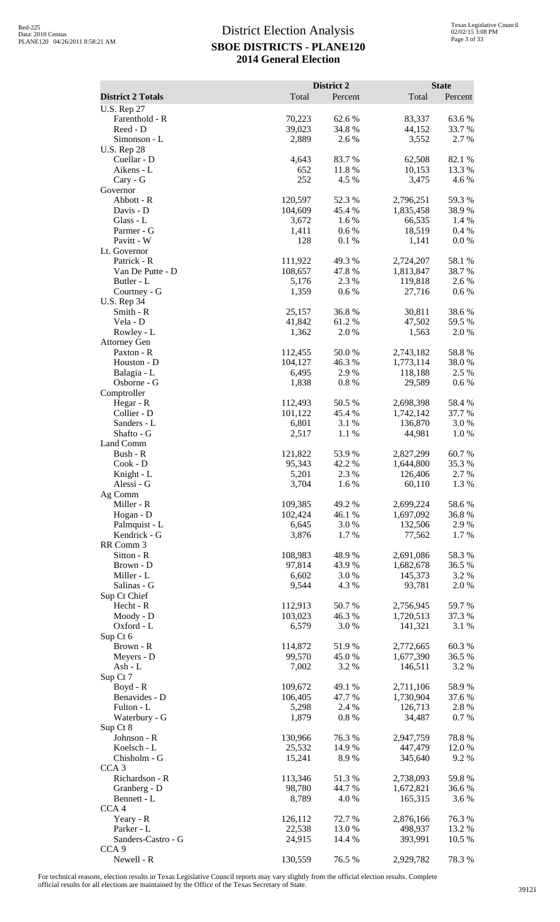# District Election Analysis
## SBOE DISTRICTS - PLANE120
## 2014 General Election

| District 2 Totals | District 2 Total | District 2 Percent | State Total | State Percent |
|---|---|---|---|---|
| U.S. Rep 27 | | | | |
| Farenthold - R | 70,223 | 62.6 % | 83,337 | 63.6 % |
| Reed - D | 39,023 | 34.8 % | 44,152 | 33.7 % |
| Simonson - L | 2,889 | 2.6 % | 3,552 | 2.7 % |
| U.S. Rep 28 | | | | |
| Cuellar - D | 4,643 | 83.7 % | 62,508 | 82.1 % |
| Aikens - L | 652 | 11.8 % | 10,153 | 13.3 % |
| Cary - G | 252 | 4.5 % | 3,475 | 4.6 % |
| Governor | | | | |
| Abbott - R | 120,597 | 52.3 % | 2,796,251 | 59.3 % |
| Davis - D | 104,609 | 45.4 % | 1,835,458 | 38.9 % |
| Glass - L | 3,672 | 1.6 % | 66,535 | 1.4 % |
| Parmer - G | 1,411 | 0.6 % | 18,519 | 0.4 % |
| Pavitt - W | 128 | 0.1 % | 1,141 | 0.0 % |
| Lt. Governor | | | | |
| Patrick - R | 111,922 | 49.3 % | 2,724,207 | 58.1 % |
| Van De Putte - D | 108,657 | 47.8 % | 1,813,847 | 38.7 % |
| Butler - L | 5,176 | 2.3 % | 119,818 | 2.6 % |
| Courtney - G | 1,359 | 0.6 % | 27,716 | 0.6 % |
| U.S. Rep 34 | | | | |
| Smith - R | 25,157 | 36.8 % | 30,811 | 38.6 % |
| Vela - D | 41,842 | 61.2 % | 47,502 | 59.5 % |
| Rowley - L | 1,362 | 2.0 % | 1,563 | 2.0 % |
| Attorney Gen | | | | |
| Paxton - R | 112,455 | 50.0 % | 2,743,182 | 58.8 % |
| Houston - D | 104,127 | 46.3 % | 1,773,114 | 38.0 % |
| Balagia - L | 6,495 | 2.9 % | 118,188 | 2.5 % |
| Osborne - G | 1,838 | 0.8 % | 29,589 | 0.6 % |
| Comptroller | | | | |
| Hegar - R | 112,493 | 50.5 % | 2,698,398 | 58.4 % |
| Collier - D | 101,122 | 45.4 % | 1,742,142 | 37.7 % |
| Sanders - L | 6,801 | 3.1 % | 136,870 | 3.0 % |
| Shafto - G | 2,517 | 1.1 % | 44,981 | 1.0 % |
| Land Comm | | | | |
| Bush - R | 121,822 | 53.9 % | 2,827,299 | 60.7 % |
| Cook - D | 95,343 | 42.2 % | 1,644,800 | 35.3 % |
| Knight - L | 5,201 | 2.3 % | 126,406 | 2.7 % |
| Alessi - G | 3,704 | 1.6 % | 60,110 | 1.3 % |
| Ag Comm | | | | |
| Miller - R | 109,385 | 49.2 % | 2,699,224 | 58.6 % |
| Hogan - D | 102,424 | 46.1 % | 1,697,092 | 36.8 % |
| Palmquist - L | 6,645 | 3.0 % | 132,506 | 2.9 % |
| Kendrick - G | 3,876 | 1.7 % | 77,562 | 1.7 % |
| RR Comm 3 | | | | |
| Sitton - R | 108,983 | 48.9 % | 2,691,086 | 58.3 % |
| Brown - D | 97,814 | 43.9 % | 1,682,678 | 36.5 % |
| Miller - L | 6,602 | 3.0 % | 145,373 | 3.2 % |
| Salinas - G | 9,544 | 4.3 % | 93,781 | 2.0 % |
| Sup Ct Chief | | | | |
| Hecht - R | 112,913 | 50.7 % | 2,756,945 | 59.7 % |
| Moody - D | 103,023 | 46.3 % | 1,720,513 | 37.3 % |
| Oxford - L | 6,579 | 3.0 % | 141,321 | 3.1 % |
| Sup Ct 6 | | | | |
| Brown - R | 114,872 | 51.9 % | 2,772,665 | 60.3 % |
| Meyers - D | 99,570 | 45.0 % | 1,677,390 | 36.5 % |
| Ash - L | 7,002 | 3.2 % | 146,511 | 3.2 % |
| Sup Ct 7 | | | | |
| Boyd - R | 109,672 | 49.1 % | 2,711,106 | 58.9 % |
| Benavides - D | 106,405 | 47.7 % | 1,730,904 | 37.6 % |
| Fulton - L | 5,298 | 2.4 % | 126,713 | 2.8 % |
| Waterbury - G | 1,879 | 0.8 % | 34,487 | 0.7 % |
| Sup Ct 8 | | | | |
| Johnson - R | 130,966 | 76.3 % | 2,947,759 | 78.8 % |
| Koelsch - L | 25,532 | 14.9 % | 447,479 | 12.0 % |
| Chisholm - G | 15,241 | 8.9 % | 345,640 | 9.2 % |
| CCA 3 | | | | |
| Richardson - R | 113,346 | 51.3 % | 2,738,093 | 59.8 % |
| Granberg - D | 98,780 | 44.7 % | 1,672,821 | 36.6 % |
| Bennett - L | 8,789 | 4.0 % | 165,315 | 3.6 % |
| CCA 4 | | | | |
| Yeary - R | 126,112 | 72.7 % | 2,876,166 | 76.3 % |
| Parker - L | 22,538 | 13.0 % | 498,937 | 13.2 % |
| Sanders-Castro - G | 24,915 | 14.4 % | 393,991 | 10.5 % |
| CCA 9 | | | | |
| Newell - R | 130,559 | 76.5 % | 2,929,782 | 78.3 % |

For technical reasons, election results in Texas Legislative Council reports may vary slightly from the official election results. Complete official results for all elections are maintained by the Office of the Texas Secretary of State.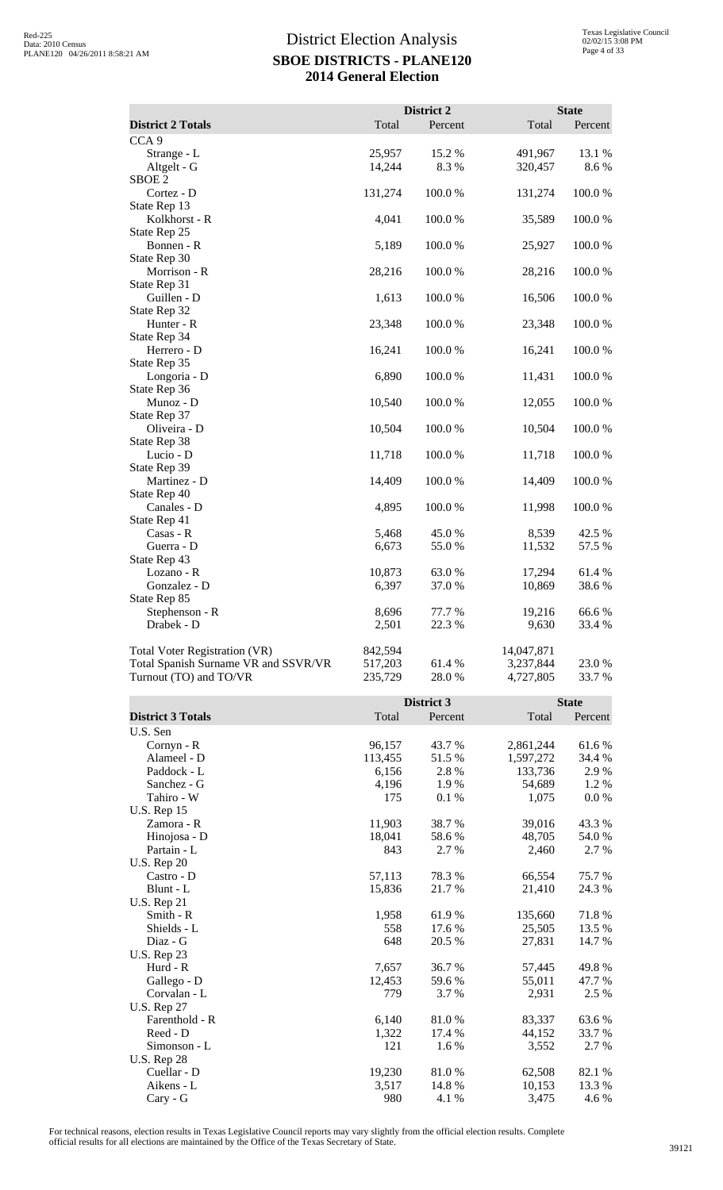# District Election Analysis

## SBOE DISTRICTS - PLANE120

## 2014 General Election

| District 2 Totals | District 2 Total | District 2 Percent | State Total | State Percent |
|---|---|---|---|---|
| CCA 9 | | | | |
| Strange - L | 25,957 | 15.2 % | 491,967 | 13.1 % |
| Altgelt - G | 14,244 | 8.3 % | 320,457 | 8.6 % |
| SBOE 2 | | | | |
| Cortez - D | 131,274 | 100.0 % | 131,274 | 100.0 % |
| State Rep 13 | | | | |
| Kolkhorst - R | 4,041 | 100.0 % | 35,589 | 100.0 % |
| State Rep 25 | | | | |
| Bonnen - R | 5,189 | 100.0 % | 25,927 | 100.0 % |
| State Rep 30 | | | | |
| Morrison - R | 28,216 | 100.0 % | 28,216 | 100.0 % |
| State Rep 31 | | | | |
| Guillen - D | 1,613 | 100.0 % | 16,506 | 100.0 % |
| State Rep 32 | | | | |
| Hunter - R | 23,348 | 100.0 % | 23,348 | 100.0 % |
| State Rep 34 | | | | |
| Herrero - D | 16,241 | 100.0 % | 16,241 | 100.0 % |
| State Rep 35 | | | | |
| Longoria - D | 6,890 | 100.0 % | 11,431 | 100.0 % |
| State Rep 36 | | | | |
| Munoz - D | 10,540 | 100.0 % | 12,055 | 100.0 % |
| State Rep 37 | | | | |
| Oliveira - D | 10,504 | 100.0 % | 10,504 | 100.0 % |
| State Rep 38 | | | | |
| Lucio - D | 11,718 | 100.0 % | 11,718 | 100.0 % |
| State Rep 39 | | | | |
| Martinez - D | 14,409 | 100.0 % | 14,409 | 100.0 % |
| State Rep 40 | | | | |
| Canales - D | 4,895 | 100.0 % | 11,998 | 100.0 % |
| State Rep 41 | | | | |
| Casas - R | 5,468 | 45.0 % | 8,539 | 42.5 % |
| Guerra - D | 6,673 | 55.0 % | 11,532 | 57.5 % |
| State Rep 43 | | | | |
| Lozano - R | 10,873 | 63.0 % | 17,294 | 61.4 % |
| Gonzalez - D | 6,397 | 37.0 % | 10,869 | 38.6 % |
| State Rep 85 | | | | |
| Stephenson - R | 8,696 | 77.7 % | 19,216 | 66.6 % |
| Drabek - D | 2,501 | 22.3 % | 9,630 | 33.4 % |
| | | | | |
| Total Voter Registration (VR) | 842,594 | | 14,047,871 | |
| Total Spanish Surname VR and SSVR/VR | 517,203 | 61.4 % | 3,237,844 | 23.0 % |
| Turnout (TO) and TO/VR | 235,729 | 28.0 % | 4,727,805 | 33.7 % |

| District 3 Totals | District 3 Total | District 3 Percent | State Total | State Percent |
|---|---|---|---|---|
| U.S. Sen | | | | |
| Cornyn - R | 96,157 | 43.7 % | 2,861,244 | 61.6 % |
| Alameel - D | 113,455 | 51.5 % | 1,597,272 | 34.4 % |
| Paddock - L | 6,156 | 2.8 % | 133,736 | 2.9 % |
| Sanchez - G | 4,196 | 1.9 % | 54,689 | 1.2 % |
| Tahiro - W | 175 | 0.1 % | 1,075 | 0.0 % |
| U.S. Rep 15 | | | | |
| Zamora - R | 11,903 | 38.7 % | 39,016 | 43.3 % |
| Hinojosa - D | 18,041 | 58.6 % | 48,705 | 54.0 % |
| Partain - L | 843 | 2.7 % | 2,460 | 2.7 % |
| U.S. Rep 20 | | | | |
| Castro - D | 57,113 | 78.3 % | 66,554 | 75.7 % |
| Blunt - L | 15,836 | 21.7 % | 21,410 | 24.3 % |
| U.S. Rep 21 | | | | |
| Smith - R | 1,958 | 61.9 % | 135,660 | 71.8 % |
| Shields - L | 558 | 17.6 % | 25,505 | 13.5 % |
| Diaz - G | 648 | 20.5 % | 27,831 | 14.7 % |
| U.S. Rep 23 | | | | |
| Hurd - R | 7,657 | 36.7 % | 57,445 | 49.8 % |
| Gallego - D | 12,453 | 59.6 % | 55,011 | 47.7 % |
| Corvalan - L | 779 | 3.7 % | 2,931 | 2.5 % |
| U.S. Rep 27 | | | | |
| Farenthold - R | 6,140 | 81.0 % | 83,337 | 63.6 % |
| Reed - D | 1,322 | 17.4 % | 44,152 | 33.7 % |
| Simonson - L | 121 | 1.6 % | 3,552 | 2.7 % |
| U.S. Rep 28 | | | | |
| Cuellar - D | 19,230 | 81.0 % | 62,508 | 82.1 % |
| Aikens - L | 3,517 | 14.8 % | 10,153 | 13.3 % |
| Cary - G | 980 | 4.1 % | 3,475 | 4.6 % |

For technical reasons, election results in Texas Legislative Council reports may vary slightly from the official election results. Complete official results for all elections are maintained by the Office of the Texas Secretary of State.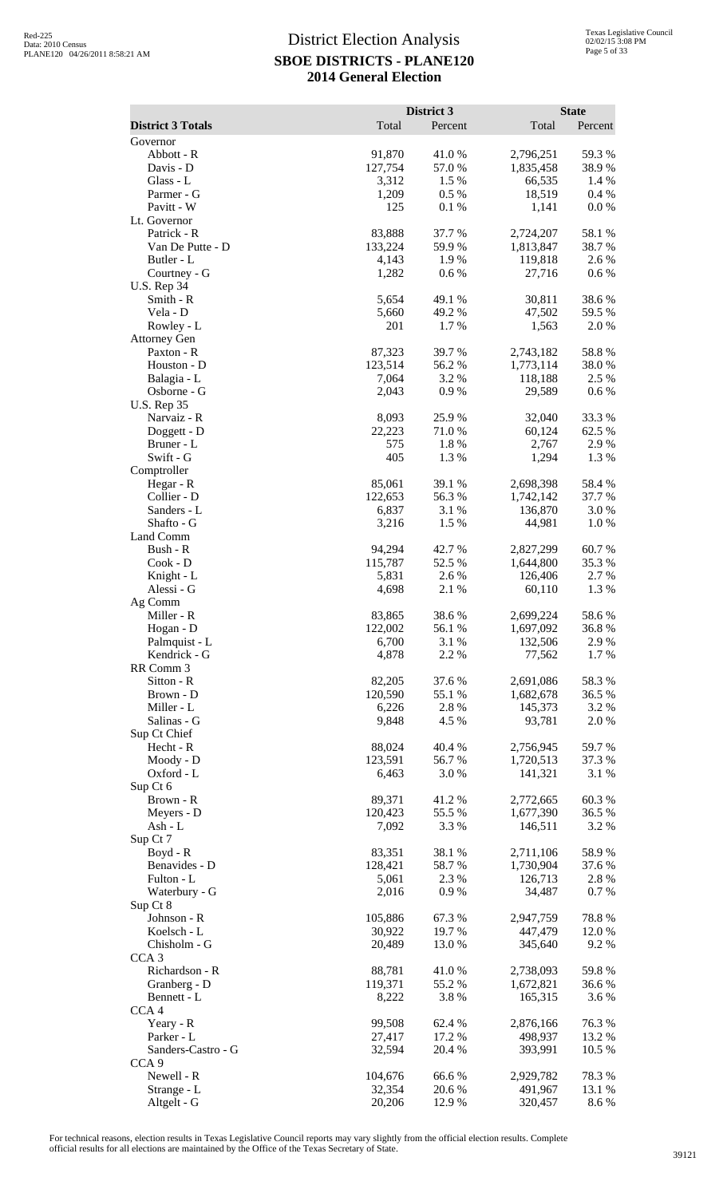# District Election Analysis

## SBOE DISTRICTS - PLANE120

## 2014 General Election

| District 3 Totals | District 3 Total | District 3 Percent | State Total | State Percent |
|---|---|---|---|---|
| **Governor** | | | | |
| Abbott - R | 91,870 | 41.0 % | 2,796,251 | 59.3 % |
| Davis - D | 127,754 | 57.0 % | 1,835,458 | 38.9 % |
| Glass - L | 3,312 | 1.5 % | 66,535 | 1.4 % |
| Parmer - G | 1,209 | 0.5 % | 18,519 | 0.4 % |
| Pavitt - W | 125 | 0.1 % | 1,141 | 0.0 % |
| **Lt. Governor** | | | | |
| Patrick - R | 83,888 | 37.7 % | 2,724,207 | 58.1 % |
| Van De Putte - D | 133,224 | 59.9 % | 1,813,847 | 38.7 % |
| Butler - L | 4,143 | 1.9 % | 119,818 | 2.6 % |
| Courtney - G | 1,282 | 0.6 % | 27,716 | 0.6 % |
| **U.S. Rep 34** | | | | |
| Smith - R | 5,654 | 49.1 % | 30,811 | 38.6 % |
| Vela - D | 5,660 | 49.2 % | 47,502 | 59.5 % |
| Rowley - L | 201 | 1.7 % | 1,563 | 2.0 % |
| **Attorney Gen** | | | | |
| Paxton - R | 87,323 | 39.7 % | 2,743,182 | 58.8 % |
| Houston - D | 123,514 | 56.2 % | 1,773,114 | 38.0 % |
| Balagia - L | 7,064 | 3.2 % | 118,188 | 2.5 % |
| Osborne - G | 2,043 | 0.9 % | 29,589 | 0.6 % |
| **U.S. Rep 35** | | | | |
| Narvaiz - R | 8,093 | 25.9 % | 32,040 | 33.3 % |
| Doggett - D | 22,223 | 71.0 % | 60,124 | 62.5 % |
| Bruner - L | 575 | 1.8 % | 2,767 | 2.9 % |
| Swift - G | 405 | 1.3 % | 1,294 | 1.3 % |
| **Comptroller** | | | | |
| Hegar - R | 85,061 | 39.1 % | 2,698,398 | 58.4 % |
| Collier - D | 122,653 | 56.3 % | 1,742,142 | 37.7 % |
| Sanders - L | 6,837 | 3.1 % | 136,870 | 3.0 % |
| Shafto - G | 3,216 | 1.5 % | 44,981 | 1.0 % |
| **Land Comm** | | | | |
| Bush - R | 94,294 | 42.7 % | 2,827,299 | 60.7 % |
| Cook - D | 115,787 | 52.5 % | 1,644,800 | 35.3 % |
| Knight - L | 5,831 | 2.6 % | 126,406 | 2.7 % |
| Alessi - G | 4,698 | 2.1 % | 60,110 | 1.3 % |
| **Ag Comm** | | | | |
| Miller - R | 83,865 | 38.6 % | 2,699,224 | 58.6 % |
| Hogan - D | 122,002 | 56.1 % | 1,697,092 | 36.8 % |
| Palmquist - L | 6,700 | 3.1 % | 132,506 | 2.9 % |
| Kendrick - G | 4,878 | 2.2 % | 77,562 | 1.7 % |
| **RR Comm 3** | | | | |
| Sitton - R | 82,205 | 37.6 % | 2,691,086 | 58.3 % |
| Brown - D | 120,590 | 55.1 % | 1,682,678 | 36.5 % |
| Miller - L | 6,226 | 2.8 % | 145,373 | 3.2 % |
| Salinas - G | 9,848 | 4.5 % | 93,781 | 2.0 % |
| **Sup Ct Chief** | | | | |
| Hecht - R | 88,024 | 40.4 % | 2,756,945 | 59.7 % |
| Moody - D | 123,591 | 56.7 % | 1,720,513 | 37.3 % |
| Oxford - L | 6,463 | 3.0 % | 141,321 | 3.1 % |
| **Sup Ct 6** | | | | |
| Brown - R | 89,371 | 41.2 % | 2,772,665 | 60.3 % |
| Meyers - D | 120,423 | 55.5 % | 1,677,390 | 36.5 % |
| Ash - L | 7,092 | 3.3 % | 146,511 | 3.2 % |
| **Sup Ct 7** | | | | |
| Boyd - R | 83,351 | 38.1 % | 2,711,106 | 58.9 % |
| Benavides - D | 128,421 | 58.7 % | 1,730,904 | 37.6 % |
| Fulton - L | 5,061 | 2.3 % | 126,713 | 2.8 % |
| Waterbury - G | 2,016 | 0.9 % | 34,487 | 0.7 % |
| **Sup Ct 8** | | | | |
| Johnson - R | 105,886 | 67.3 % | 2,947,759 | 78.8 % |
| Koelsch - L | 30,922 | 19.7 % | 447,479 | 12.0 % |
| Chisholm - G | 20,489 | 13.0 % | 345,640 | 9.2 % |
| **CCA 3** | | | | |
| Richardson - R | 88,781 | 41.0 % | 2,738,093 | 59.8 % |
| Granberg - D | 119,371 | 55.2 % | 1,672,821 | 36.6 % |
| Bennett - L | 8,222 | 3.8 % | 165,315 | 3.6 % |
| **CCA 4** | | | | |
| Yeary - R | 99,508 | 62.4 % | 2,876,166 | 76.3 % |
| Parker - L | 27,417 | 17.2 % | 498,937 | 13.2 % |
| Sanders-Castro - G | 32,594 | 20.4 % | 393,991 | 10.5 % |
| **CCA 9** | | | | |
| Newell - R | 104,676 | 66.6 % | 2,929,782 | 78.3 % |
| Strange - L | 32,354 | 20.6 % | 491,967 | 13.1 % |
| Altgelt - G | 20,206 | 12.9 % | 320,457 | 8.6 % |

For technical reasons, election results in Texas Legislative Council reports may vary slightly from the official election results. Complete official results for all elections are maintained by the Office of the Texas Secretary of State.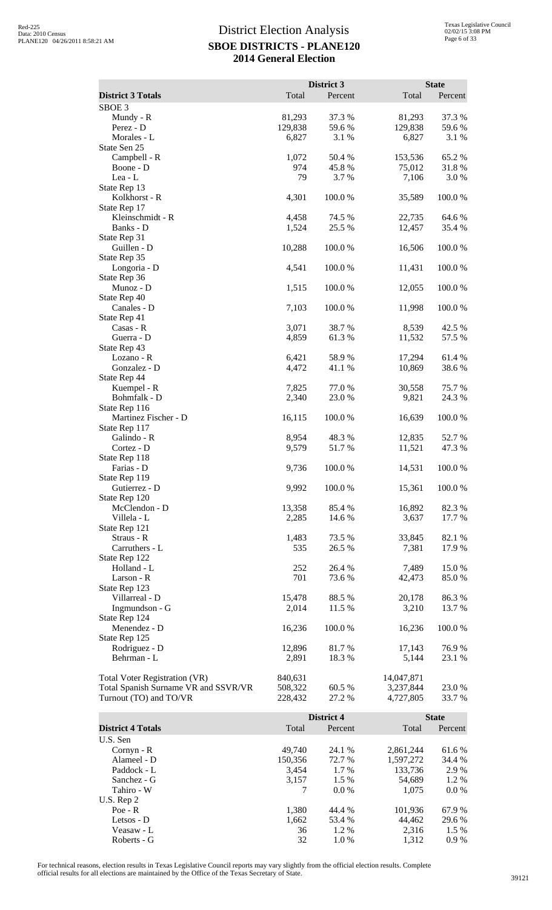# District Election Analysis

## SBOE DISTRICTS - PLANE120

## 2014 General Election

| District 3 Totals | District 3 Total | District 3 Percent | State Total | State Percent |
|---|---|---|---|---|
| SBOE 3 | | | | |
| Mundy - R | 81,293 | 37.3 % | 81,293 | 37.3 % |
| Perez - D | 129,838 | 59.6 % | 129,838 | 59.6 % |
| Morales - L | 6,827 | 3.1 % | 6,827 | 3.1 % |
| State Sen 25 | | | | |
| Campbell - R | 1,072 | 50.4 % | 153,536 | 65.2 % |
| Boone - D | 974 | 45.8 % | 75,012 | 31.8 % |
| Lea - L | 79 | 3.7 % | 7,106 | 3.0 % |
| State Rep 13 | | | | |
| Kolkhorst - R | 4,301 | 100.0 % | 35,589 | 100.0 % |
| State Rep 17 | | | | |
| Kleinschmidt - R | 4,458 | 74.5 % | 22,735 | 64.6 % |
| Banks - D | 1,524 | 25.5 % | 12,457 | 35.4 % |
| State Rep 31 | | | | |
| Guillen - D | 10,288 | 100.0 % | 16,506 | 100.0 % |
| State Rep 35 | | | | |
| Longoria - D | 4,541 | 100.0 % | 11,431 | 100.0 % |
| State Rep 36 | | | | |
| Munoz - D | 1,515 | 100.0 % | 12,055 | 100.0 % |
| State Rep 40 | | | | |
| Canales - D | 7,103 | 100.0 % | 11,998 | 100.0 % |
| State Rep 41 | | | | |
| Casas - R | 3,071 | 38.7 % | 8,539 | 42.5 % |
| Guerra - D | 4,859 | 61.3 % | 11,532 | 57.5 % |
| State Rep 43 | | | | |
| Lozano - R | 6,421 | 58.9 % | 17,294 | 61.4 % |
| Gonzalez - D | 4,472 | 41.1 % | 10,869 | 38.6 % |
| State Rep 44 | | | | |
| Kuempel - R | 7,825 | 77.0 % | 30,558 | 75.7 % |
| Bohmfalk - D | 2,340 | 23.0 % | 9,821 | 24.3 % |
| State Rep 116 | | | | |
| Martinez Fischer - D | 16,115 | 100.0 % | 16,639 | 100.0 % |
| State Rep 117 | | | | |
| Galindo - R | 8,954 | 48.3 % | 12,835 | 52.7 % |
| Cortez - D | 9,579 | 51.7 % | 11,521 | 47.3 % |
| State Rep 118 | | | | |
| Farias - D | 9,736 | 100.0 % | 14,531 | 100.0 % |
| State Rep 119 | | | | |
| Gutierrez - D | 9,992 | 100.0 % | 15,361 | 100.0 % |
| State Rep 120 | | | | |
| McClendon - D | 13,358 | 85.4 % | 16,892 | 82.3 % |
| Villela - L | 2,285 | 14.6 % | 3,637 | 17.7 % |
| State Rep 121 | | | | |
| Straus - R | 1,483 | 73.5 % | 33,845 | 82.1 % |
| Carruthers - L | 535 | 26.5 % | 7,381 | 17.9 % |
| State Rep 122 | | | | |
| Holland - L | 252 | 26.4 % | 7,489 | 15.0 % |
| Larson - R | 701 | 73.6 % | 42,473 | 85.0 % |
| State Rep 123 | | | | |
| Villarreal - D | 15,478 | 88.5 % | 20,178 | 86.3 % |
| Ingmundson - G | 2,014 | 11.5 % | 3,210 | 13.7 % |
| State Rep 124 | | | | |
| Menendez - D | 16,236 | 100.0 % | 16,236 | 100.0 % |
| State Rep 125 | | | | |
| Rodriguez - D | 12,896 | 81.7 % | 17,143 | 76.9 % |
| Behrman - L | 2,891 | 18.3 % | 5,144 | 23.1 % |
| | | | | |
| Total Voter Registration (VR) | 840,631 | | 14,047,871 | |
| Total Spanish Surname VR and SSVR/VR | 508,322 | 60.5 % | 3,237,844 | 23.0 % |
| Turnout (TO) and TO/VR | 228,432 | 27.2 % | 4,727,805 | 33.7 % |

| District 4 Totals | District 4 Total | District 4 Percent | State Total | State Percent |
|---|---|---|---|---|
| U.S. Sen | | | | |
| Cornyn - R | 49,740 | 24.1 % | 2,861,244 | 61.6 % |
| Alameel - D | 150,356 | 72.7 % | 1,597,272 | 34.4 % |
| Paddock - L | 3,454 | 1.7 % | 133,736 | 2.9 % |
| Sanchez - G | 3,157 | 1.5 % | 54,689 | 1.2 % |
| Tahiro - W | 7 | 0.0 % | 1,075 | 0.0 % |
| U.S. Rep 2 | | | | |
| Poe - R | 1,380 | 44.4 % | 101,936 | 67.9 % |
| Letsos - D | 1,662 | 53.4 % | 44,462 | 29.6 % |
| Veasaw - L | 36 | 1.2 % | 2,316 | 1.5 % |
| Roberts - G | 32 | 1.0 % | 1,312 | 0.9 % |

For technical reasons, election results in Texas Legislative Council reports may vary slightly from the official election results. Complete official results for all elections are maintained by the Office of the Texas Secretary of State.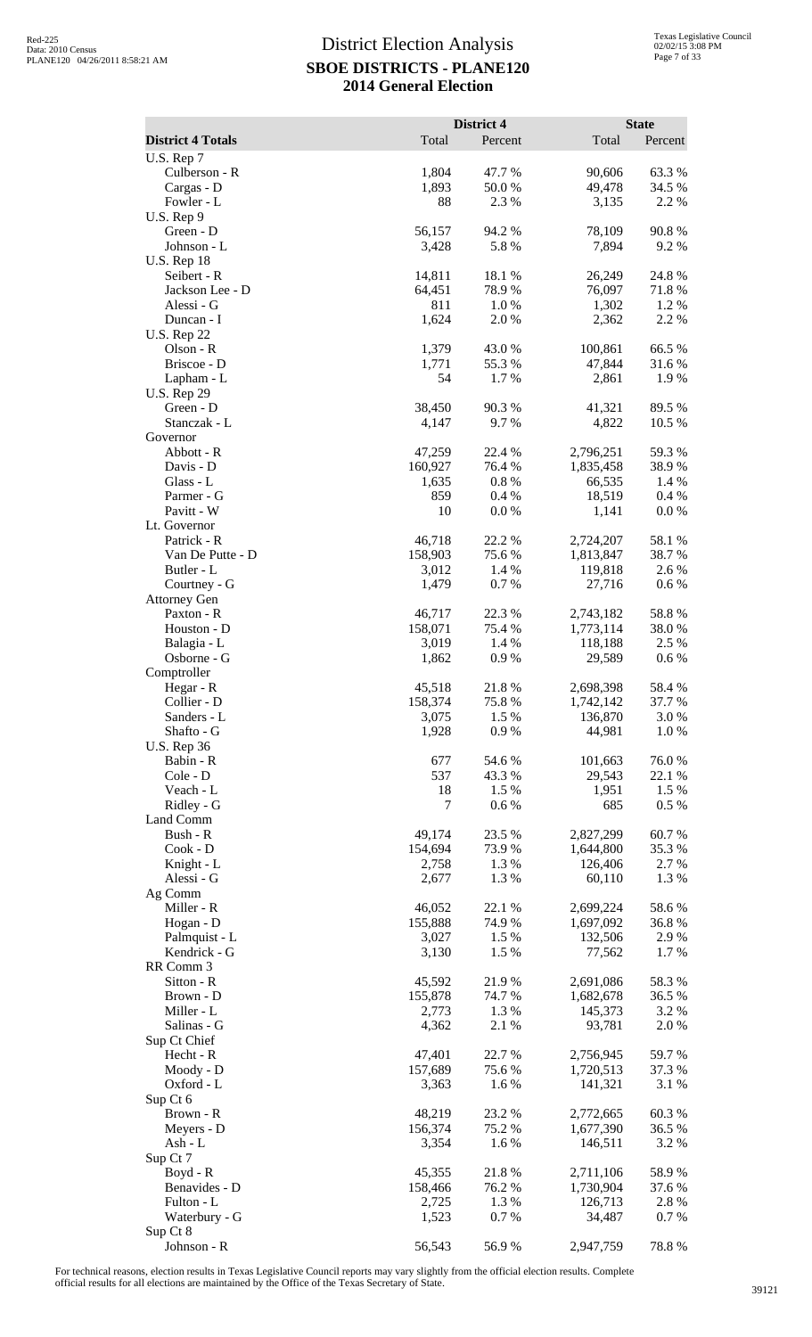# District Election Analysis
## SBOE DISTRICTS - PLANE120
## 2014 General Election

| District 4 Totals | District 4 Total | District 4 Percent | State Total | State Percent |
|---|---|---|---|---|
| U.S. Rep 7 | | | | |
| Culberson - R | 1,804 | 47.7 % | 90,606 | 63.3 % |
| Cargas - D | 1,893 | 50.0 % | 49,478 | 34.5 % |
| Fowler - L | 88 | 2.3 % | 3,135 | 2.2 % |
| U.S. Rep 9 | | | | |
| Green - D | 56,157 | 94.2 % | 78,109 | 90.8 % |
| Johnson - L | 3,428 | 5.8 % | 7,894 | 9.2 % |
| U.S. Rep 18 | | | | |
| Seibert - R | 14,811 | 18.1 % | 26,249 | 24.8 % |
| Jackson Lee - D | 64,451 | 78.9 % | 76,097 | 71.8 % |
| Alessi - G | 811 | 1.0 % | 1,302 | 1.2 % |
| Duncan - I | 1,624 | 2.0 % | 2,362 | 2.2 % |
| U.S. Rep 22 | | | | |
| Olson - R | 1,379 | 43.0 % | 100,861 | 66.5 % |
| Briscoe - D | 1,771 | 55.3 % | 47,844 | 31.6 % |
| Lapham - L | 54 | 1.7 % | 2,861 | 1.9 % |
| U.S. Rep 29 | | | | |
| Green - D | 38,450 | 90.3 % | 41,321 | 89.5 % |
| Stanczak - L | 4,147 | 9.7 % | 4,822 | 10.5 % |
| Governor | | | | |
| Abbott - R | 47,259 | 22.4 % | 2,796,251 | 59.3 % |
| Davis - D | 160,927 | 76.4 % | 1,835,458 | 38.9 % |
| Glass - L | 1,635 | 0.8 % | 66,535 | 1.4 % |
| Parmer - G | 859 | 0.4 % | 18,519 | 0.4 % |
| Pavitt - W | 10 | 0.0 % | 1,141 | 0.0 % |
| Lt. Governor | | | | |
| Patrick - R | 46,718 | 22.2 % | 2,724,207 | 58.1 % |
| Van De Putte - D | 158,903 | 75.6 % | 1,813,847 | 38.7 % |
| Butler - L | 3,012 | 1.4 % | 119,818 | 2.6 % |
| Courtney - G | 1,479 | 0.7 % | 27,716 | 0.6 % |
| Attorney Gen | | | | |
| Paxton - R | 46,717 | 22.3 % | 2,743,182 | 58.8 % |
| Houston - D | 158,071 | 75.4 % | 1,773,114 | 38.0 % |
| Balagia - L | 3,019 | 1.4 % | 118,188 | 2.5 % |
| Osborne - G | 1,862 | 0.9 % | 29,589 | 0.6 % |
| Comptroller | | | | |
| Hegar - R | 45,518 | 21.8 % | 2,698,398 | 58.4 % |
| Collier - D | 158,374 | 75.8 % | 1,742,142 | 37.7 % |
| Sanders - L | 3,075 | 1.5 % | 136,870 | 3.0 % |
| Shafto - G | 1,928 | 0.9 % | 44,981 | 1.0 % |
| U.S. Rep 36 | | | | |
| Babin - R | 677 | 54.6 % | 101,663 | 76.0 % |
| Cole - D | 537 | 43.3 % | 29,543 | 22.1 % |
| Veach - L | 18 | 1.5 % | 1,951 | 1.5 % |
| Ridley - G | 7 | 0.6 % | 685 | 0.5 % |
| Land Comm | | | | |
| Bush - R | 49,174 | 23.5 % | 2,827,299 | 60.7 % |
| Cook - D | 154,694 | 73.9 % | 1,644,800 | 35.3 % |
| Knight - L | 2,758 | 1.3 % | 126,406 | 2.7 % |
| Alessi - G | 2,677 | 1.3 % | 60,110 | 1.3 % |
| Ag Comm | | | | |
| Miller - R | 46,052 | 22.1 % | 2,699,224 | 58.6 % |
| Hogan - D | 155,888 | 74.9 % | 1,697,092 | 36.8 % |
| Palmquist - L | 3,027 | 1.5 % | 132,506 | 2.9 % |
| Kendrick - G | 3,130 | 1.5 % | 77,562 | 1.7 % |
| RR Comm 3 | | | | |
| Sitton - R | 45,592 | 21.9 % | 2,691,086 | 58.3 % |
| Brown - D | 155,878 | 74.7 % | 1,682,678 | 36.5 % |
| Miller - L | 2,773 | 1.3 % | 145,373 | 3.2 % |
| Salinas - G | 4,362 | 2.1 % | 93,781 | 2.0 % |
| Sup Ct Chief | | | | |
| Hecht - R | 47,401 | 22.7 % | 2,756,945 | 59.7 % |
| Moody - D | 157,689 | 75.6 % | 1,720,513 | 37.3 % |
| Oxford - L | 3,363 | 1.6 % | 141,321 | 3.1 % |
| Sup Ct 6 | | | | |
| Brown - R | 48,219 | 23.2 % | 2,772,665 | 60.3 % |
| Meyers - D | 156,374 | 75.2 % | 1,677,390 | 36.5 % |
| Ash - L | 3,354 | 1.6 % | 146,511 | 3.2 % |
| Sup Ct 7 | | | | |
| Boyd - R | 45,355 | 21.8 % | 2,711,106 | 58.9 % |
| Benavides - D | 158,466 | 76.2 % | 1,730,904 | 37.6 % |
| Fulton - L | 2,725 | 1.3 % | 126,713 | 2.8 % |
| Waterbury - G | 1,523 | 0.7 % | 34,487 | 0.7 % |
| Sup Ct 8 | | | | |
| Johnson - R | 56,543 | 56.9 % | 2,947,759 | 78.8 % |

For technical reasons, election results in Texas Legislative Council reports may vary slightly from the official election results. Complete official results for all elections are maintained by the Office of the Texas Secretary of State.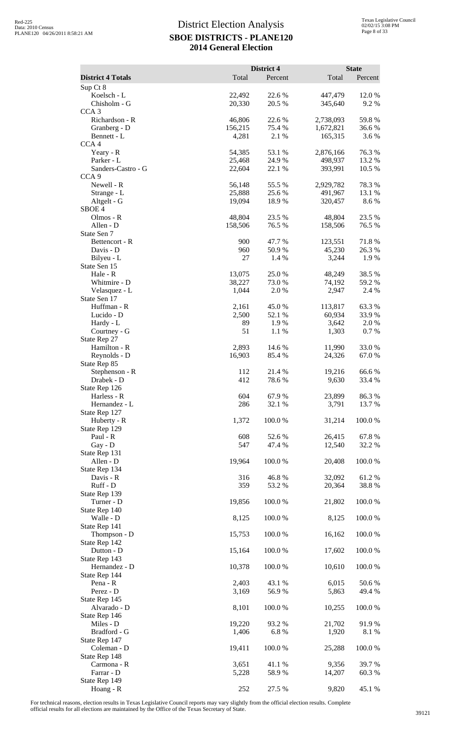# District Election Analysis

## SBOE DISTRICTS - PLANE120

## 2014 General Election

| District 4 Totals | District 4 Total | District 4 Percent | State Total | State Percent |
|---|---|---|---|---|
| Sup Ct 8 | | | | |
| Koelsch - L | 22,492 | 22.6 % | 447,479 | 12.0 % |
| Chisholm - G | 20,330 | 20.5 % | 345,640 | 9.2 % |
| CCA 3 | | | | |
| Richardson - R | 46,806 | 22.6 % | 2,738,093 | 59.8 % |
| Granberg - D | 156,215 | 75.4 % | 1,672,821 | 36.6 % |
| Bennett - L | 4,281 | 2.1 % | 165,315 | 3.6 % |
| CCA 4 | | | | |
| Yeary - R | 54,385 | 53.1 % | 2,876,166 | 76.3 % |
| Parker - L | 25,468 | 24.9 % | 498,937 | 13.2 % |
| Sanders-Castro - G | 22,604 | 22.1 % | 393,991 | 10.5 % |
| CCA 9 | | | | |
| Newell - R | 56,148 | 55.5 % | 2,929,782 | 78.3 % |
| Strange - L | 25,888 | 25.6 % | 491,967 | 13.1 % |
| Altgelt - G | 19,094 | 18.9 % | 320,457 | 8.6 % |
| SBOE 4 | | | | |
| Olmos - R | 48,804 | 23.5 % | 48,804 | 23.5 % |
| Allen - D | 158,506 | 76.5 % | 158,506 | 76.5 % |
| State Sen 7 | | | | |
| Bettencort - R | 900 | 47.7 % | 123,551 | 71.8 % |
| Davis - D | 960 | 50.9 % | 45,230 | 26.3 % |
| Bilyeu - L | 27 | 1.4 % | 3,244 | 1.9 % |
| State Sen 15 | | | | |
| Hale - R | 13,075 | 25.0 % | 48,249 | 38.5 % |
| Whitmire - D | 38,227 | 73.0 % | 74,192 | 59.2 % |
| Velasquez - L | 1,044 | 2.0 % | 2,947 | 2.4 % |
| State Sen 17 | | | | |
| Huffman - R | 2,161 | 45.0 % | 113,817 | 63.3 % |
| Lucido - D | 2,500 | 52.1 % | 60,934 | 33.9 % |
| Hardy - L | 89 | 1.9 % | 3,642 | 2.0 % |
| Courtney - G | 51 | 1.1 % | 1,303 | 0.7 % |
| State Rep 27 | | | | |
| Hamilton - R | 2,893 | 14.6 % | 11,990 | 33.0 % |
| Reynolds - D | 16,903 | 85.4 % | 24,326 | 67.0 % |
| State Rep 85 | | | | |
| Stephenson - R | 112 | 21.4 % | 19,216 | 66.6 % |
| Drabek - D | 412 | 78.6 % | 9,630 | 33.4 % |
| State Rep 126 | | | | |
| Harless - R | 604 | 67.9 % | 23,899 | 86.3 % |
| Hernandez - L | 286 | 32.1 % | 3,791 | 13.7 % |
| State Rep 127 | | | | |
| Huberty - R | 1,372 | 100.0 % | 31,214 | 100.0 % |
| State Rep 129 | | | | |
| Paul - R | 608 | 52.6 % | 26,415 | 67.8 % |
| Gay - D | 547 | 47.4 % | 12,540 | 32.2 % |
| State Rep 131 | | | | |
| Allen - D | 19,964 | 100.0 % | 20,408 | 100.0 % |
| State Rep 134 | | | | |
| Davis - R | 316 | 46.8 % | 32,092 | 61.2 % |
| Ruff - D | 359 | 53.2 % | 20,364 | 38.8 % |
| State Rep 139 | | | | |
| Turner - D | 19,856 | 100.0 % | 21,802 | 100.0 % |
| State Rep 140 | | | | |
| Walle - D | 8,125 | 100.0 % | 8,125 | 100.0 % |
| State Rep 141 | | | | |
| Thompson - D | 15,753 | 100.0 % | 16,162 | 100.0 % |
| State Rep 142 | | | | |
| Dutton - D | 15,164 | 100.0 % | 17,602 | 100.0 % |
| State Rep 143 | | | | |
| Hernandez - D | 10,378 | 100.0 % | 10,610 | 100.0 % |
| State Rep 144 | | | | |
| Pena - R | 2,403 | 43.1 % | 6,015 | 50.6 % |
| Perez - D | 3,169 | 56.9 % | 5,863 | 49.4 % |
| State Rep 145 | | | | |
| Alvarado - D | 8,101 | 100.0 % | 10,255 | 100.0 % |
| State Rep 146 | | | | |
| Miles - D | 19,220 | 93.2 % | 21,702 | 91.9 % |
| Bradford - G | 1,406 | 6.8 % | 1,920 | 8.1 % |
| State Rep 147 | | | | |
| Coleman - D | 19,411 | 100.0 % | 25,288 | 100.0 % |
| State Rep 148 | | | | |
| Carmona - R | 3,651 | 41.1 % | 9,356 | 39.7 % |
| Farrar - D | 5,228 | 58.9 % | 14,207 | 60.3 % |
| State Rep 149 | | | | |
| Hoang - R | 252 | 27.5 % | 9,820 | 45.1 % |

For technical reasons, election results in Texas Legislative Council reports may vary slightly from the official election results. Complete official results for all elections are maintained by the Office of the Texas Secretary of State.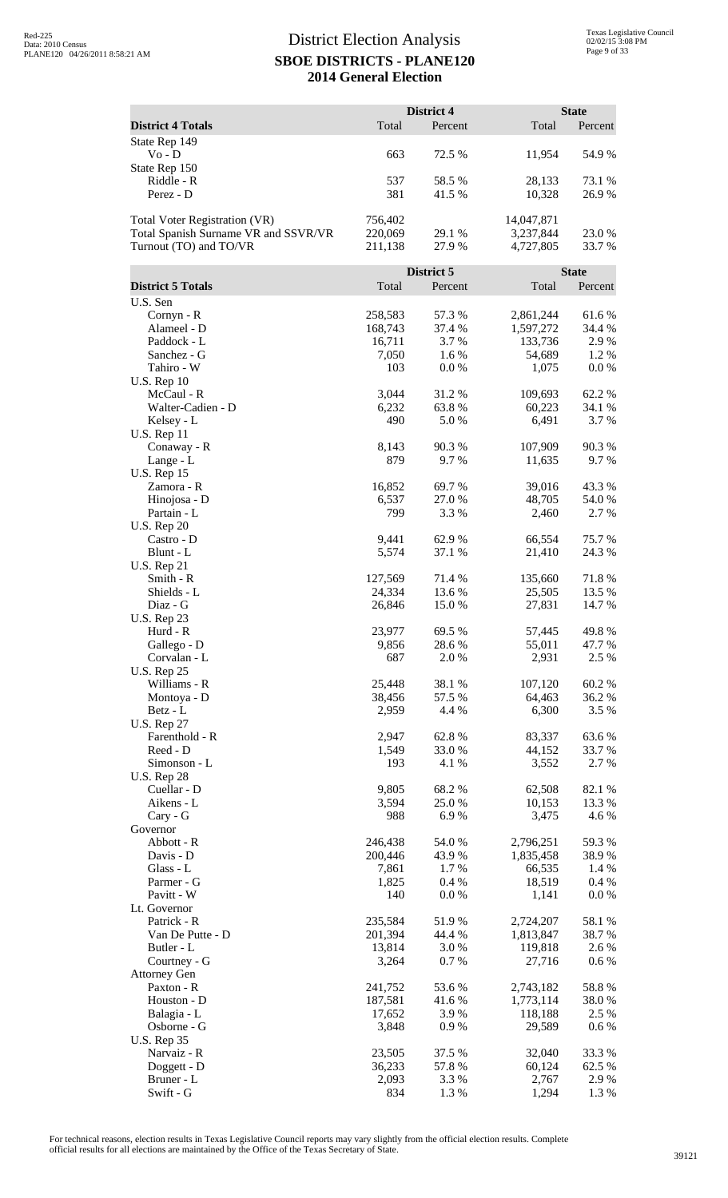# District Election Analysis
## SBOE DISTRICTS - PLANE120
## 2014 General Election

| District 4 Totals | District 4 Total | District 4 Percent | State Total | State Percent |
|---|---|---|---|---|
| State Rep 149 | | | | |
| Vo - D | 663 | 72.5 % | 11,954 | 54.9 % |
| State Rep 150 | | | | |
| Riddle - R | 537 | 58.5 % | 28,133 | 73.1 % |
| Perez - D | 381 | 41.5 % | 10,328 | 26.9 % |
| | | | | |
| Total Voter Registration (VR) | 756,402 | | 14,047,871 | |
| Total Spanish Surname VR and SSVR/VR | 220,069 | 29.1 % | 3,237,844 | 23.0 % |
| Turnout (TO) and TO/VR | 211,138 | 27.9 % | 4,727,805 | 33.7 % |

| District 5 Totals | District 5 Total | District 5 Percent | State Total | State Percent |
|---|---|---|---|---|
| U.S. Sen | | | | |
| Cornyn - R | 258,583 | 57.3 % | 2,861,244 | 61.6 % |
| Alameel - D | 168,743 | 37.4 % | 1,597,272 | 34.4 % |
| Paddock - L | 16,711 | 3.7 % | 133,736 | 2.9 % |
| Sanchez - G | 7,050 | 1.6 % | 54,689 | 1.2 % |
| Tahiro - W | 103 | 0.0 % | 1,075 | 0.0 % |
| U.S. Rep 10 | | | | |
| McCaul - R | 3,044 | 31.2 % | 109,693 | 62.2 % |
| Walter-Cadien - D | 6,232 | 63.8 % | 60,223 | 34.1 % |
| Kelsey - L | 490 | 5.0 % | 6,491 | 3.7 % |
| U.S. Rep 11 | | | | |
| Conaway - R | 8,143 | 90.3 % | 107,909 | 90.3 % |
| Lange - L | 879 | 9.7 % | 11,635 | 9.7 % |
| U.S. Rep 15 | | | | |
| Zamora - R | 16,852 | 69.7 % | 39,016 | 43.3 % |
| Hinojosa - D | 6,537 | 27.0 % | 48,705 | 54.0 % |
| Partain - L | 799 | 3.3 % | 2,460 | 2.7 % |
| U.S. Rep 20 | | | | |
| Castro - D | 9,441 | 62.9 % | 66,554 | 75.7 % |
| Blunt - L | 5,574 | 37.1 % | 21,410 | 24.3 % |
| U.S. Rep 21 | | | | |
| Smith - R | 127,569 | 71.4 % | 135,660 | 71.8 % |
| Shields - L | 24,334 | 13.6 % | 25,505 | 13.5 % |
| Diaz - G | 26,846 | 15.0 % | 27,831 | 14.7 % |
| U.S. Rep 23 | | | | |
| Hurd - R | 23,977 | 69.5 % | 57,445 | 49.8 % |
| Gallego - D | 9,856 | 28.6 % | 55,011 | 47.7 % |
| Corvalan - L | 687 | 2.0 % | 2,931 | 2.5 % |
| U.S. Rep 25 | | | | |
| Williams - R | 25,448 | 38.1 % | 107,120 | 60.2 % |
| Montoya - D | 38,456 | 57.5 % | 64,463 | 36.2 % |
| Betz - L | 2,959 | 4.4 % | 6,300 | 3.5 % |
| U.S. Rep 27 | | | | |
| Farenthold - R | 2,947 | 62.8 % | 83,337 | 63.6 % |
| Reed - D | 1,549 | 33.0 % | 44,152 | 33.7 % |
| Simonson - L | 193 | 4.1 % | 3,552 | 2.7 % |
| U.S. Rep 28 | | | | |
| Cuellar - D | 9,805 | 68.2 % | 62,508 | 82.1 % |
| Aikens - L | 3,594 | 25.0 % | 10,153 | 13.3 % |
| Cary - G | 988 | 6.9 % | 3,475 | 4.6 % |
| Governor | | | | |
| Abbott - R | 246,438 | 54.0 % | 2,796,251 | 59.3 % |
| Davis - D | 200,446 | 43.9 % | 1,835,458 | 38.9 % |
| Glass - L | 7,861 | 1.7 % | 66,535 | 1.4 % |
| Parmer - G | 1,825 | 0.4 % | 18,519 | 0.4 % |
| Pavitt - W | 140 | 0.0 % | 1,141 | 0.0 % |
| Lt. Governor | | | | |
| Patrick - R | 235,584 | 51.9 % | 2,724,207 | 58.1 % |
| Van De Putte - D | 201,394 | 44.4 % | 1,813,847 | 38.7 % |
| Butler - L | 13,814 | 3.0 % | 119,818 | 2.6 % |
| Courtney - G | 3,264 | 0.7 % | 27,716 | 0.6 % |
| Attorney Gen | | | | |
| Paxton - R | 241,752 | 53.6 % | 2,743,182 | 58.8 % |
| Houston - D | 187,581 | 41.6 % | 1,773,114 | 38.0 % |
| Balagia - L | 17,652 | 3.9 % | 118,188 | 2.5 % |
| Osborne - G | 3,848 | 0.9 % | 29,589 | 0.6 % |
| U.S. Rep 35 | | | | |
| Narvaiz - R | 23,505 | 37.5 % | 32,040 | 33.3 % |
| Doggett - D | 36,233 | 57.8 % | 60,124 | 62.5 % |
| Bruner - L | 2,093 | 3.3 % | 2,767 | 2.9 % |
| Swift - G | 834 | 1.3 % | 1,294 | 1.3 % |

For technical reasons, election results in Texas Legislative Council reports may vary slightly from the official election results. Complete official results for all elections are maintained by the Office of the Texas Secretary of State.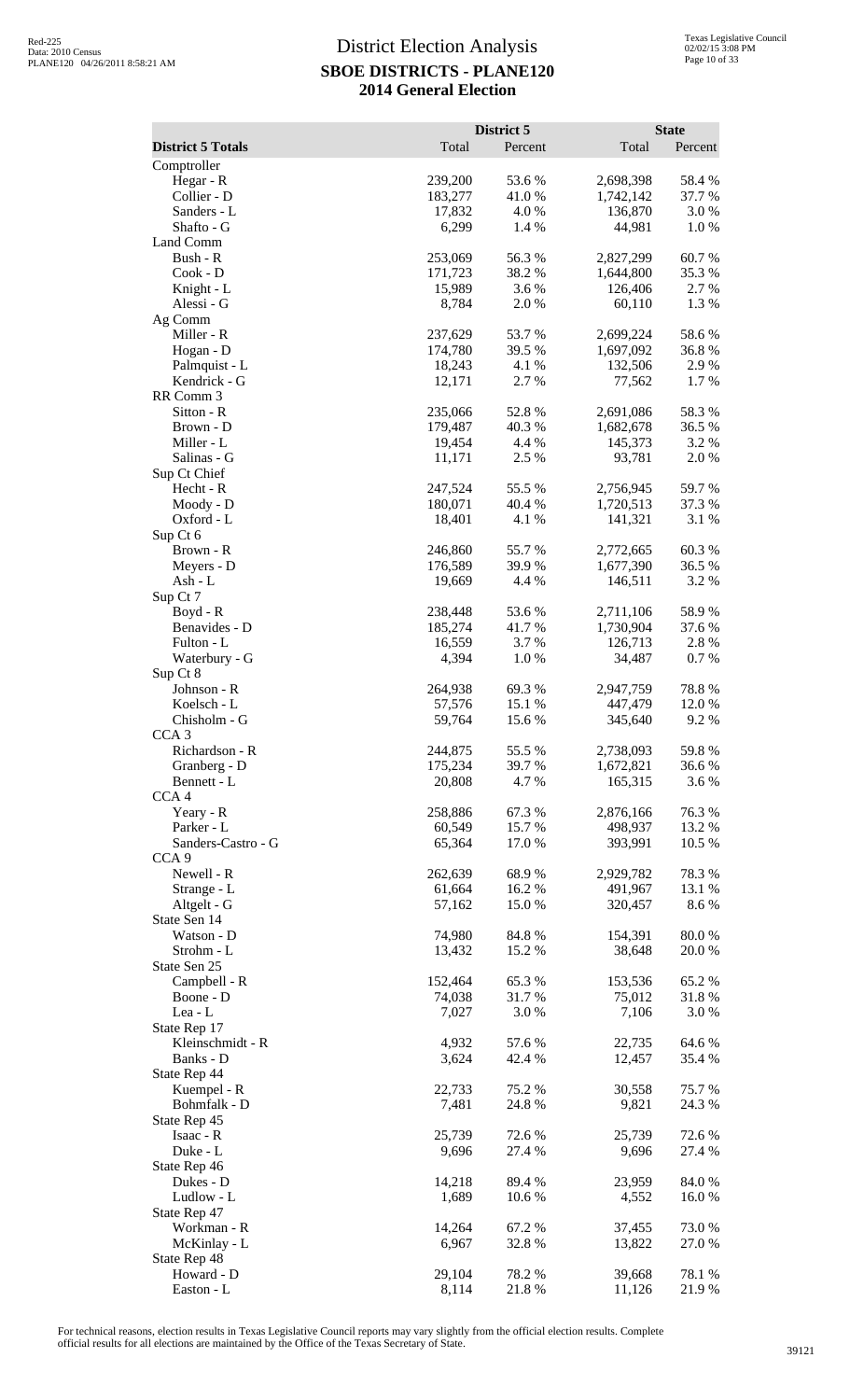# District Election Analysis

## SBOE DISTRICTS - PLANE120

## 2014 General Election

| District 5 Totals | District 5 Total | District 5 Percent | State Total | State Percent |
|---|---|---|---|---|
| Comptroller | | | | |
| Hegar - R | 239,200 | 53.6 % | 2,698,398 | 58.4 % |
| Collier - D | 183,277 | 41.0 % | 1,742,142 | 37.7 % |
| Sanders - L | 17,832 | 4.0 % | 136,870 | 3.0 % |
| Shafto - G | 6,299 | 1.4 % | 44,981 | 1.0 % |
| Land Comm | | | | |
| Bush - R | 253,069 | 56.3 % | 2,827,299 | 60.7 % |
| Cook - D | 171,723 | 38.2 % | 1,644,800 | 35.3 % |
| Knight - L | 15,989 | 3.6 % | 126,406 | 2.7 % |
| Alessi - G | 8,784 | 2.0 % | 60,110 | 1.3 % |
| Ag Comm | | | | |
| Miller - R | 237,629 | 53.7 % | 2,699,224 | 58.6 % |
| Hogan - D | 174,780 | 39.5 % | 1,697,092 | 36.8 % |
| Palmquist - L | 18,243 | 4.1 % | 132,506 | 2.9 % |
| Kendrick - G | 12,171 | 2.7 % | 77,562 | 1.7 % |
| RR Comm 3 | | | | |
| Sitton - R | 235,066 | 52.8 % | 2,691,086 | 58.3 % |
| Brown - D | 179,487 | 40.3 % | 1,682,678 | 36.5 % |
| Miller - L | 19,454 | 4.4 % | 145,373 | 3.2 % |
| Salinas - G | 11,171 | 2.5 % | 93,781 | 2.0 % |
| Sup Ct Chief | | | | |
| Hecht - R | 247,524 | 55.5 % | 2,756,945 | 59.7 % |
| Moody - D | 180,071 | 40.4 % | 1,720,513 | 37.3 % |
| Oxford - L | 18,401 | 4.1 % | 141,321 | 3.1 % |
| Sup Ct 6 | | | | |
| Brown - R | 246,860 | 55.7 % | 2,772,665 | 60.3 % |
| Meyers - D | 176,589 | 39.9 % | 1,677,390 | 36.5 % |
| Ash - L | 19,669 | 4.4 % | 146,511 | 3.2 % |
| Sup Ct 7 | | | | |
| Boyd - R | 238,448 | 53.6 % | 2,711,106 | 58.9 % |
| Benavides - D | 185,274 | 41.7 % | 1,730,904 | 37.6 % |
| Fulton - L | 16,559 | 3.7 % | 126,713 | 2.8 % |
| Waterbury - G | 4,394 | 1.0 % | 34,487 | 0.7 % |
| Sup Ct 8 | | | | |
| Johnson - R | 264,938 | 69.3 % | 2,947,759 | 78.8 % |
| Koelsch - L | 57,576 | 15.1 % | 447,479 | 12.0 % |
| Chisholm - G | 59,764 | 15.6 % | 345,640 | 9.2 % |
| CCA 3 | | | | |
| Richardson - R | 244,875 | 55.5 % | 2,738,093 | 59.8 % |
| Granberg - D | 175,234 | 39.7 % | 1,672,821 | 36.6 % |
| Bennett - L | 20,808 | 4.7 % | 165,315 | 3.6 % |
| CCA 4 | | | | |
| Yeary - R | 258,886 | 67.3 % | 2,876,166 | 76.3 % |
| Parker - L | 60,549 | 15.7 % | 498,937 | 13.2 % |
| Sanders-Castro - G | 65,364 | 17.0 % | 393,991 | 10.5 % |
| CCA 9 | | | | |
| Newell - R | 262,639 | 68.9 % | 2,929,782 | 78.3 % |
| Strange - L | 61,664 | 16.2 % | 491,967 | 13.1 % |
| Altgelt - G | 57,162 | 15.0 % | 320,457 | 8.6 % |
| State Sen 14 | | | | |
| Watson - D | 74,980 | 84.8 % | 154,391 | 80.0 % |
| Strohm - L | 13,432 | 15.2 % | 38,648 | 20.0 % |
| State Sen 25 | | | | |
| Campbell - R | 152,464 | 65.3 % | 153,536 | 65.2 % |
| Boone - D | 74,038 | 31.7 % | 75,012 | 31.8 % |
| Lea - L | 7,027 | 3.0 % | 7,106 | 3.0 % |
| State Rep 17 | | | | |
| Kleinschmidt - R | 4,932 | 57.6 % | 22,735 | 64.6 % |
| Banks - D | 3,624 | 42.4 % | 12,457 | 35.4 % |
| State Rep 44 | | | | |
| Kuempel - R | 22,733 | 75.2 % | 30,558 | 75.7 % |
| Bohmfalk - D | 7,481 | 24.8 % | 9,821 | 24.3 % |
| State Rep 45 | | | | |
| Isaac - R | 25,739 | 72.6 % | 25,739 | 72.6 % |
| Duke - L | 9,696 | 27.4 % | 9,696 | 27.4 % |
| State Rep 46 | | | | |
| Dukes - D | 14,218 | 89.4 % | 23,959 | 84.0 % |
| Ludlow - L | 1,689 | 10.6 % | 4,552 | 16.0 % |
| State Rep 47 | | | | |
| Workman - R | 14,264 | 67.2 % | 37,455 | 73.0 % |
| McKinlay - L | 6,967 | 32.8 % | 13,822 | 27.0 % |
| State Rep 48 | | | | |
| Howard - D | 29,104 | 78.2 % | 39,668 | 78.1 % |
| Easton - L | 8,114 | 21.8 % | 11,126 | 21.9 % |

For technical reasons, election results in Texas Legislative Council reports may vary slightly from the official election results. Complete official results for all elections are maintained by the Office of the Texas Secretary of State.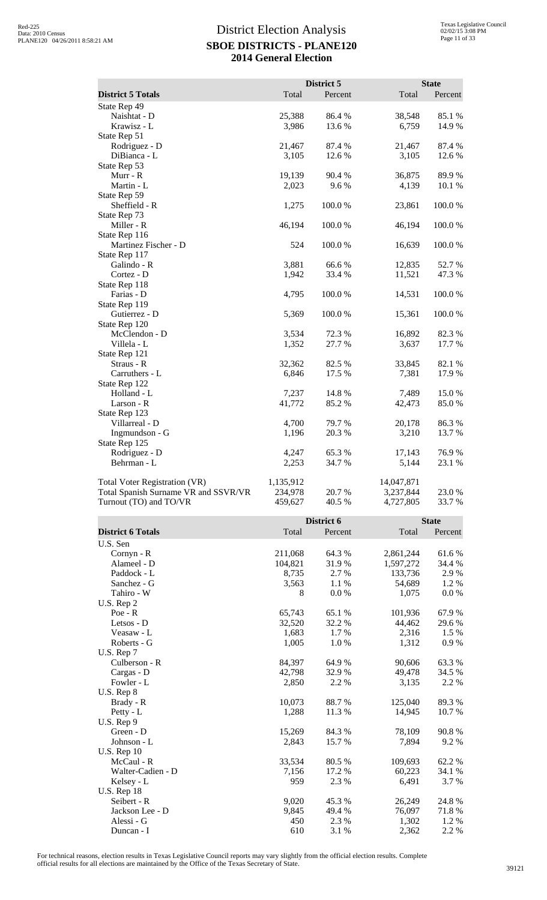# District Election Analysis
## SBOE DISTRICTS - PLANE120
## 2014 General Election

| District 5 Totals | District 5 Total | District 5 Percent | State Total | State Percent |
|---|---|---|---|---|
| State Rep 49 | | | | |
| Naishtat - D | 25,388 | 86.4 % | 38,548 | 85.1 % |
| Krawisz - L | 3,986 | 13.6 % | 6,759 | 14.9 % |
| State Rep 51 | | | | |
| Rodriguez - D | 21,467 | 87.4 % | 21,467 | 87.4 % |
| DiBianca - L | 3,105 | 12.6 % | 3,105 | 12.6 % |
| State Rep 53 | | | | |
| Murr - R | 19,139 | 90.4 % | 36,875 | 89.9 % |
| Martin - L | 2,023 | 9.6 % | 4,139 | 10.1 % |
| State Rep 59 | | | | |
| Sheffield - R | 1,275 | 100.0 % | 23,861 | 100.0 % |
| State Rep 73 | | | | |
| Miller - R | 46,194 | 100.0 % | 46,194 | 100.0 % |
| State Rep 116 | | | | |
| Martinez Fischer - D | 524 | 100.0 % | 16,639 | 100.0 % |
| State Rep 117 | | | | |
| Galindo - R | 3,881 | 66.6 % | 12,835 | 52.7 % |
| Cortez - D | 1,942 | 33.4 % | 11,521 | 47.3 % |
| State Rep 118 | | | | |
| Farias - D | 4,795 | 100.0 % | 14,531 | 100.0 % |
| State Rep 119 | | | | |
| Gutierrez - D | 5,369 | 100.0 % | 15,361 | 100.0 % |
| State Rep 120 | | | | |
| McClendon - D | 3,534 | 72.3 % | 16,892 | 82.3 % |
| Villela - L | 1,352 | 27.7 % | 3,637 | 17.7 % |
| State Rep 121 | | | | |
| Straus - R | 32,362 | 82.5 % | 33,845 | 82.1 % |
| Carruthers - L | 6,846 | 17.5 % | 7,381 | 17.9 % |
| State Rep 122 | | | | |
| Holland - L | 7,237 | 14.8 % | 7,489 | 15.0 % |
| Larson - R | 41,772 | 85.2 % | 42,473 | 85.0 % |
| State Rep 123 | | | | |
| Villarreal - D | 4,700 | 79.7 % | 20,178 | 86.3 % |
| Ingmundson - G | 1,196 | 20.3 % | 3,210 | 13.7 % |
| State Rep 125 | | | | |
| Rodriguez - D | 4,247 | 65.3 % | 17,143 | 76.9 % |
| Behrman - L | 2,253 | 34.7 % | 5,144 | 23.1 % |
| Total Voter Registration (VR) | 1,135,912 | | 14,047,871 | |
| Total Spanish Surname VR and SSVR/VR | 234,978 | 20.7 % | 3,237,844 | 23.0 % |
| Turnout (TO) and TO/VR | 459,627 | 40.5 % | 4,727,805 | 33.7 % |

| District 6 Totals | District 6 Total | District 6 Percent | State Total | State Percent |
|---|---|---|---|---|
| U.S. Sen | | | | |
| Cornyn - R | 211,068 | 64.3 % | 2,861,244 | 61.6 % |
| Alameel - D | 104,821 | 31.9 % | 1,597,272 | 34.4 % |
| Paddock - L | 8,735 | 2.7 % | 133,736 | 2.9 % |
| Sanchez - G | 3,563 | 1.1 % | 54,689 | 1.2 % |
| Tahiro - W | 8 | 0.0 % | 1,075 | 0.0 % |
| U.S. Rep 2 | | | | |
| Poe - R | 65,743 | 65.1 % | 101,936 | 67.9 % |
| Letsos - D | 32,520 | 32.2 % | 44,462 | 29.6 % |
| Veasaw - L | 1,683 | 1.7 % | 2,316 | 1.5 % |
| Roberts - G | 1,005 | 1.0 % | 1,312 | 0.9 % |
| U.S. Rep 7 | | | | |
| Culberson - R | 84,397 | 64.9 % | 90,606 | 63.3 % |
| Cargas - D | 42,798 | 32.9 % | 49,478 | 34.5 % |
| Fowler - L | 2,850 | 2.2 % | 3,135 | 2.2 % |
| U.S. Rep 8 | | | | |
| Brady - R | 10,073 | 88.7 % | 125,040 | 89.3 % |
| Petty - L | 1,288 | 11.3 % | 14,945 | 10.7 % |
| U.S. Rep 9 | | | | |
| Green - D | 15,269 | 84.3 % | 78,109 | 90.8 % |
| Johnson - L | 2,843 | 15.7 % | 7,894 | 9.2 % |
| U.S. Rep 10 | | | | |
| McCaul - R | 33,534 | 80.5 % | 109,693 | 62.2 % |
| Walter-Cadien - D | 7,156 | 17.2 % | 60,223 | 34.1 % |
| Kelsey - L | 959 | 2.3 % | 6,491 | 3.7 % |
| U.S. Rep 18 | | | | |
| Seibert - R | 9,020 | 45.3 % | 26,249 | 24.8 % |
| Jackson Lee - D | 9,845 | 49.4 % | 76,097 | 71.8 % |
| Alessi - G | 450 | 2.3 % | 1,302 | 1.2 % |
| Duncan - I | 610 | 3.1 % | 2,362 | 2.2 % |

For technical reasons, election results in Texas Legislative Council reports may vary slightly from the official election results. Complete official results for all elections are maintained by the Office of the Texas Secretary of State.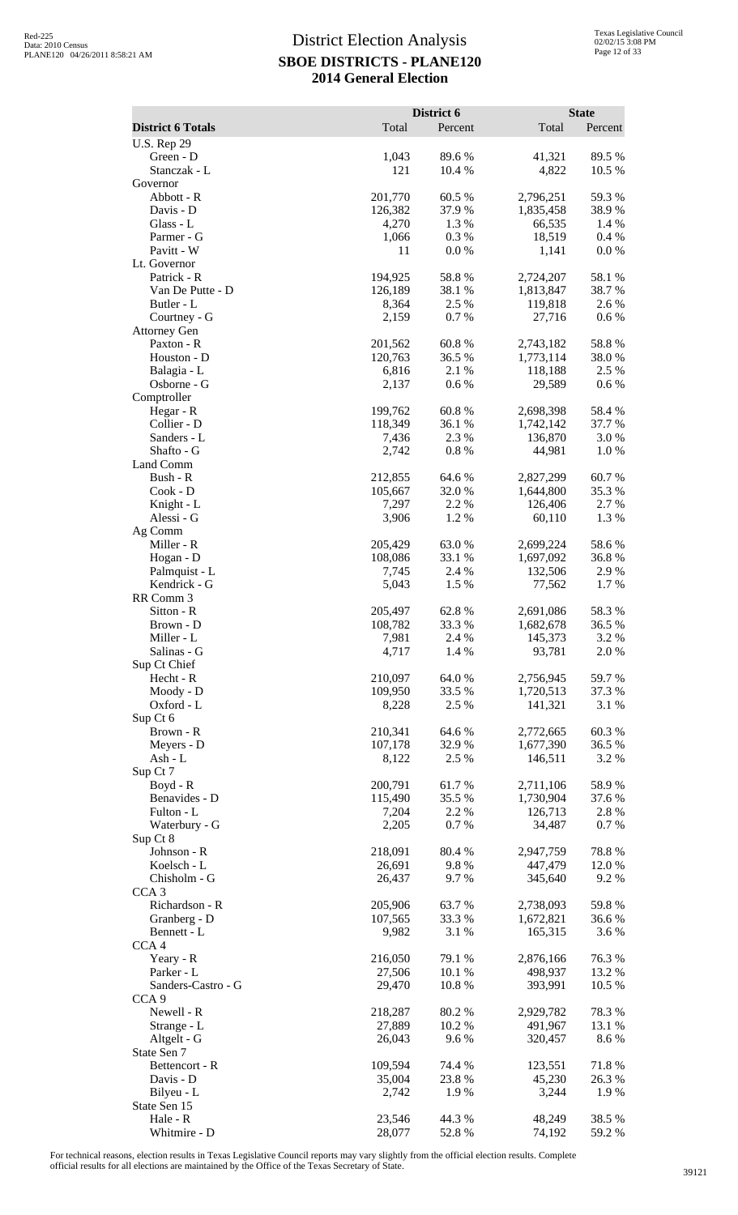# District Election Analysis
## SBOE DISTRICTS - PLANE120
## 2014 General Election

| District 6 Totals | District 6 Total | District 6 Percent | State Total | State Percent |
|---|---|---|---|---|
| U.S. Rep 29 | | | | |
| Green - D | 1,043 | 89.6 % | 41,321 | 89.5 % |
| Stanczak - L | 121 | 10.4 % | 4,822 | 10.5 % |
| Governor | | | | |
| Abbott - R | 201,770 | 60.5 % | 2,796,251 | 59.3 % |
| Davis - D | 126,382 | 37.9 % | 1,835,458 | 38.9 % |
| Glass - L | 4,270 | 1.3 % | 66,535 | 1.4 % |
| Parmer - G | 1,066 | 0.3 % | 18,519 | 0.4 % |
| Pavitt - W | 11 | 0.0 % | 1,141 | 0.0 % |
| Lt. Governor | | | | |
| Patrick - R | 194,925 | 58.8 % | 2,724,207 | 58.1 % |
| Van De Putte - D | 126,189 | 38.1 % | 1,813,847 | 38.7 % |
| Butler - L | 8,364 | 2.5 % | 119,818 | 2.6 % |
| Courtney - G | 2,159 | 0.7 % | 27,716 | 0.6 % |
| Attorney Gen | | | | |
| Paxton - R | 201,562 | 60.8 % | 2,743,182 | 58.8 % |
| Houston - D | 120,763 | 36.5 % | 1,773,114 | 38.0 % |
| Balagia - L | 6,816 | 2.1 % | 118,188 | 2.5 % |
| Osborne - G | 2,137 | 0.6 % | 29,589 | 0.6 % |
| Comptroller | | | | |
| Hegar - R | 199,762 | 60.8 % | 2,698,398 | 58.4 % |
| Collier - D | 118,349 | 36.1 % | 1,742,142 | 37.7 % |
| Sanders - L | 7,436 | 2.3 % | 136,870 | 3.0 % |
| Shafto - G | 2,742 | 0.8 % | 44,981 | 1.0 % |
| Land Comm | | | | |
| Bush - R | 212,855 | 64.6 % | 2,827,299 | 60.7 % |
| Cook - D | 105,667 | 32.0 % | 1,644,800 | 35.3 % |
| Knight - L | 7,297 | 2.2 % | 126,406 | 2.7 % |
| Alessi - G | 3,906 | 1.2 % | 60,110 | 1.3 % |
| Ag Comm | | | | |
| Miller - R | 205,429 | 63.0 % | 2,699,224 | 58.6 % |
| Hogan - D | 108,086 | 33.1 % | 1,697,092 | 36.8 % |
| Palmquist - L | 7,745 | 2.4 % | 132,506 | 2.9 % |
| Kendrick - G | 5,043 | 1.5 % | 77,562 | 1.7 % |
| RR Comm 3 | | | | |
| Sitton - R | 205,497 | 62.8 % | 2,691,086 | 58.3 % |
| Brown - D | 108,782 | 33.3 % | 1,682,678 | 36.5 % |
| Miller - L | 7,981 | 2.4 % | 145,373 | 3.2 % |
| Salinas - G | 4,717 | 1.4 % | 93,781 | 2.0 % |
| Sup Ct Chief | | | | |
| Hecht - R | 210,097 | 64.0 % | 2,756,945 | 59.7 % |
| Moody - D | 109,950 | 33.5 % | 1,720,513 | 37.3 % |
| Oxford - L | 8,228 | 2.5 % | 141,321 | 3.1 % |
| Sup Ct 6 | | | | |
| Brown - R | 210,341 | 64.6 % | 2,772,665 | 60.3 % |
| Meyers - D | 107,178 | 32.9 % | 1,677,390 | 36.5 % |
| Ash - L | 8,122 | 2.5 % | 146,511 | 3.2 % |
| Sup Ct 7 | | | | |
| Boyd - R | 200,791 | 61.7 % | 2,711,106 | 58.9 % |
| Benavides - D | 115,490 | 35.5 % | 1,730,904 | 37.6 % |
| Fulton - L | 7,204 | 2.2 % | 126,713 | 2.8 % |
| Waterbury - G | 2,205 | 0.7 % | 34,487 | 0.7 % |
| Sup Ct 8 | | | | |
| Johnson - R | 218,091 | 80.4 % | 2,947,759 | 78.8 % |
| Koelsch - L | 26,691 | 9.8 % | 447,479 | 12.0 % |
| Chisholm - G | 26,437 | 9.7 % | 345,640 | 9.2 % |
| CCA 3 | | | | |
| Richardson - R | 205,906 | 63.7 % | 2,738,093 | 59.8 % |
| Granberg - D | 107,565 | 33.3 % | 1,672,821 | 36.6 % |
| Bennett - L | 9,982 | 3.1 % | 165,315 | 3.6 % |
| CCA 4 | | | | |
| Yeary - R | 216,050 | 79.1 % | 2,876,166 | 76.3 % |
| Parker - L | 27,506 | 10.1 % | 498,937 | 13.2 % |
| Sanders-Castro - G | 29,470 | 10.8 % | 393,991 | 10.5 % |
| CCA 9 | | | | |
| Newell - R | 218,287 | 80.2 % | 2,929,782 | 78.3 % |
| Strange - L | 27,889 | 10.2 % | 491,967 | 13.1 % |
| Altgelt - G | 26,043 | 9.6 % | 320,457 | 8.6 % |
| State Sen 7 | | | | |
| Bettencort - R | 109,594 | 74.4 % | 123,551 | 71.8 % |
| Davis - D | 35,004 | 23.8 % | 45,230 | 26.3 % |
| Bilyeu - L | 2,742 | 1.9 % | 3,244 | 1.9 % |
| State Sen 15 | | | | |
| Hale - R | 23,546 | 44.3 % | 48,249 | 38.5 % |
| Whitmire - D | 28,077 | 52.8 % | 74,192 | 59.2 % |

For technical reasons, election results in Texas Legislative Council reports may vary slightly from the official election results. Complete official results for all elections are maintained by the Office of the Texas Secretary of State.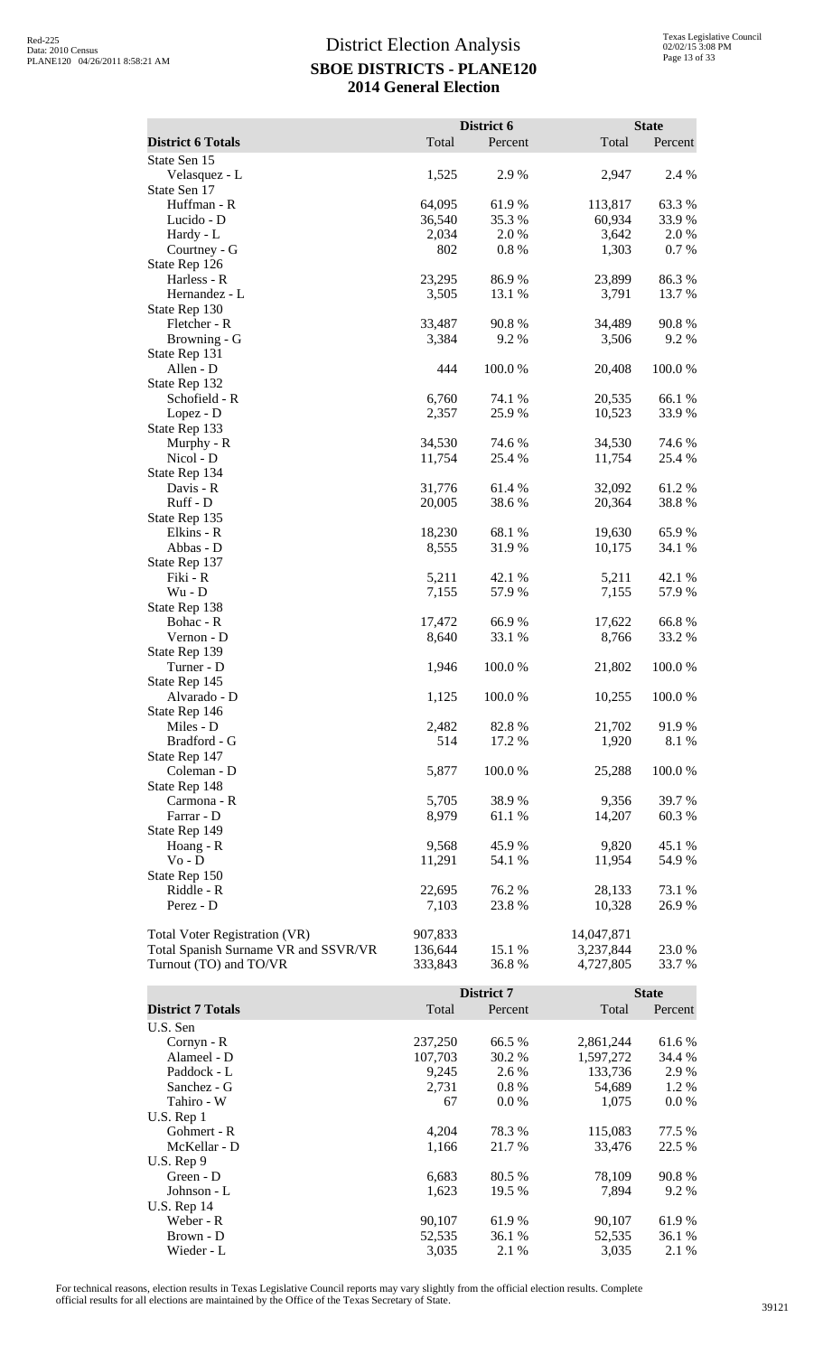# District Election Analysis
## SBOE DISTRICTS - PLANE120
## 2014 General Election

| District 6 Totals | District 6 Total | District 6 Percent | State Total | State Percent |
|---|---|---|---|---|
| State Sen 15 | | | | |
| Velasquez - L | 1,525 | 2.9 % | 2,947 | 2.4 % |
| State Sen 17 | | | | |
| Huffman - R | 64,095 | 61.9 % | 113,817 | 63.3 % |
| Lucido - D | 36,540 | 35.3 % | 60,934 | 33.9 % |
| Hardy - L | 2,034 | 2.0 % | 3,642 | 2.0 % |
| Courtney - G | 802 | 0.8 % | 1,303 | 0.7 % |
| State Rep 126 | | | | |
| Harless - R | 23,295 | 86.9 % | 23,899 | 86.3 % |
| Hernandez - L | 3,505 | 13.1 % | 3,791 | 13.7 % |
| State Rep 130 | | | | |
| Fletcher - R | 33,487 | 90.8 % | 34,489 | 90.8 % |
| Browning - G | 3,384 | 9.2 % | 3,506 | 9.2 % |
| State Rep 131 | | | | |
| Allen - D | 444 | 100.0 % | 20,408 | 100.0 % |
| State Rep 132 | | | | |
| Schofield - R | 6,760 | 74.1 % | 20,535 | 66.1 % |
| Lopez - D | 2,357 | 25.9 % | 10,523 | 33.9 % |
| State Rep 133 | | | | |
| Murphy - R | 34,530 | 74.6 % | 34,530 | 74.6 % |
| Nicol - D | 11,754 | 25.4 % | 11,754 | 25.4 % |
| State Rep 134 | | | | |
| Davis - R | 31,776 | 61.4 % | 32,092 | 61.2 % |
| Ruff - D | 20,005 | 38.6 % | 20,364 | 38.8 % |
| State Rep 135 | | | | |
| Elkins - R | 18,230 | 68.1 % | 19,630 | 65.9 % |
| Abbas - D | 8,555 | 31.9 % | 10,175 | 34.1 % |
| State Rep 137 | | | | |
| Fiki - R | 5,211 | 42.1 % | 5,211 | 42.1 % |
| Wu - D | 7,155 | 57.9 % | 7,155 | 57.9 % |
| State Rep 138 | | | | |
| Bohac - R | 17,472 | 66.9 % | 17,622 | 66.8 % |
| Vernon - D | 8,640 | 33.1 % | 8,766 | 33.2 % |
| State Rep 139 | | | | |
| Turner - D | 1,946 | 100.0 % | 21,802 | 100.0 % |
| State Rep 145 | | | | |
| Alvarado - D | 1,125 | 100.0 % | 10,255 | 100.0 % |
| State Rep 146 | | | | |
| Miles - D | 2,482 | 82.8 % | 21,702 | 91.9 % |
| Bradford - G | 514 | 17.2 % | 1,920 | 8.1 % |
| State Rep 147 | | | | |
| Coleman - D | 5,877 | 100.0 % | 25,288 | 100.0 % |
| State Rep 148 | | | | |
| Carmona - R | 5,705 | 38.9 % | 9,356 | 39.7 % |
| Farrar - D | 8,979 | 61.1 % | 14,207 | 60.3 % |
| State Rep 149 | | | | |
| Hoang - R | 9,568 | 45.9 % | 9,820 | 45.1 % |
| Vo - D | 11,291 | 54.1 % | 11,954 | 54.9 % |
| State Rep 150 | | | | |
| Riddle - R | 22,695 | 76.2 % | 28,133 | 73.1 % |
| Perez - D | 7,103 | 23.8 % | 10,328 | 26.9 % |
| | | | | |
| Total Voter Registration (VR) | 907,833 | | 14,047,871 | |
| Total Spanish Surname VR and SSVR/VR | 136,644 | 15.1 % | 3,237,844 | 23.0 % |
| Turnout (TO) and TO/VR | 333,843 | 36.8 % | 4,727,805 | 33.7 % |

| District 7 Totals | District 7 Total | District 7 Percent | State Total | State Percent |
|---|---|---|---|---|
| U.S. Sen | | | | |
| Cornyn - R | 237,250 | 66.5 % | 2,861,244 | 61.6 % |
| Alameel - D | 107,703 | 30.2 % | 1,597,272 | 34.4 % |
| Paddock - L | 9,245 | 2.6 % | 133,736 | 2.9 % |
| Sanchez - G | 2,731 | 0.8 % | 54,689 | 1.2 % |
| Tahiro - W | 67 | 0.0 % | 1,075 | 0.0 % |
| U.S. Rep 1 | | | | |
| Gohmert - R | 4,204 | 78.3 % | 115,083 | 77.5 % |
| McKellar - D | 1,166 | 21.7 % | 33,476 | 22.5 % |
| U.S. Rep 9 | | | | |
| Green - D | 6,683 | 80.5 % | 78,109 | 90.8 % |
| Johnson - L | 1,623 | 19.5 % | 7,894 | 9.2 % |
| U.S. Rep 14 | | | | |
| Weber - R | 90,107 | 61.9 % | 90,107 | 61.9 % |
| Brown - D | 52,535 | 36.1 % | 52,535 | 36.1 % |
| Wieder - L | 3,035 | 2.1 % | 3,035 | 2.1 % |

For technical reasons, election results in Texas Legislative Council reports may vary slightly from the official election results. Complete official results for all elections are maintained by the Office of the Texas Secretary of State.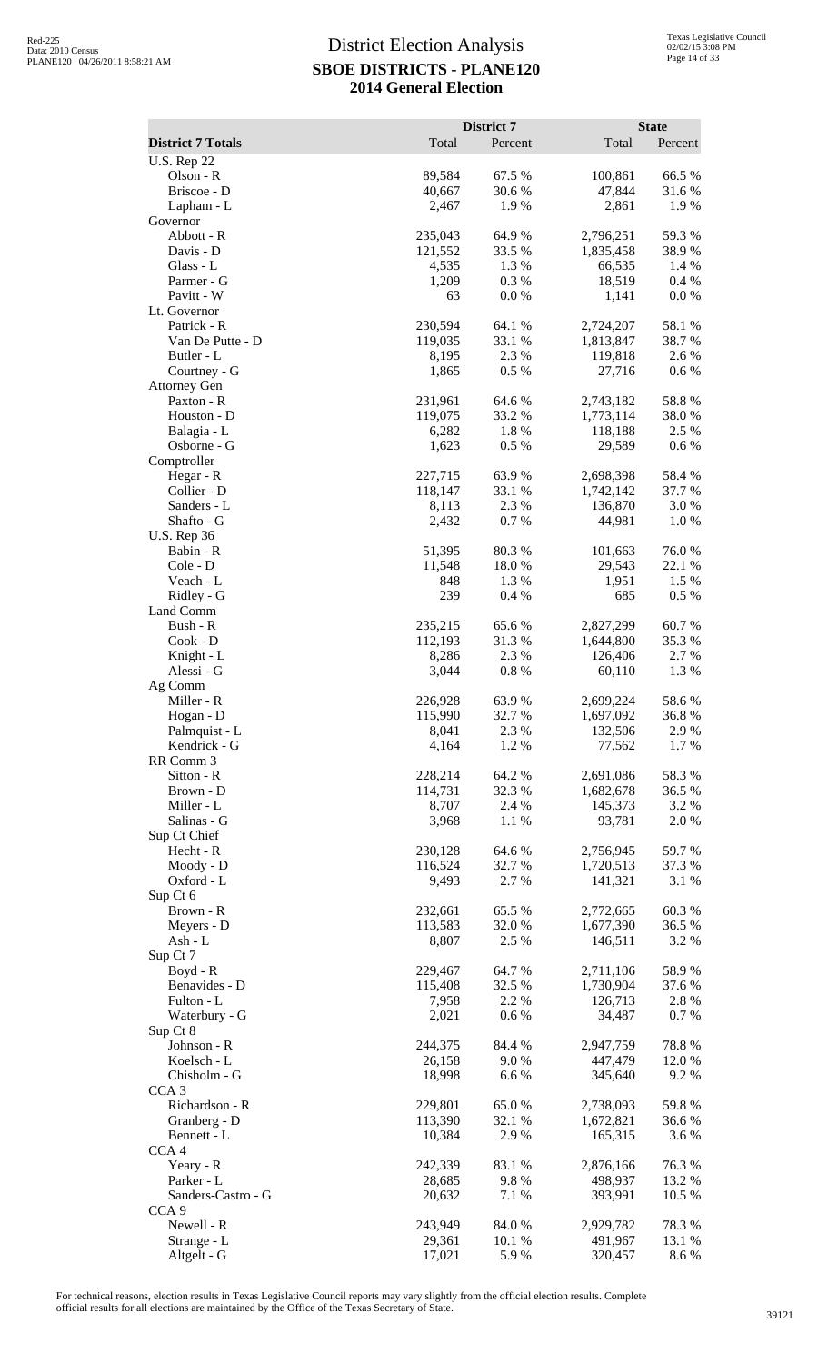# District Election Analysis

## SBOE DISTRICTS - PLANE120

## 2014 General Election

| District 7 Totals | District 7 Total | District 7 Percent | State Total | State Percent |
|---|---|---|---|---|
| **U.S. Rep 22** | | | | |
| Olson - R | 89,584 | 67.5 % | 100,861 | 66.5 % |
| Briscoe - D | 40,667 | 30.6 % | 47,844 | 31.6 % |
| Lapham - L | 2,467 | 1.9 % | 2,861 | 1.9 % |
| **Governor** | | | | |
| Abbott - R | 235,043 | 64.9 % | 2,796,251 | 59.3 % |
| Davis - D | 121,552 | 33.5 % | 1,835,458 | 38.9 % |
| Glass - L | 4,535 | 1.3 % | 66,535 | 1.4 % |
| Parmer - G | 1,209 | 0.3 % | 18,519 | 0.4 % |
| Pavitt - W | 63 | 0.0 % | 1,141 | 0.0 % |
| **Lt. Governor** | | | | |
| Patrick - R | 230,594 | 64.1 % | 2,724,207 | 58.1 % |
| Van De Putte - D | 119,035 | 33.1 % | 1,813,847 | 38.7 % |
| Butler - L | 8,195 | 2.3 % | 119,818 | 2.6 % |
| Courtney - G | 1,865 | 0.5 % | 27,716 | 0.6 % |
| **Attorney Gen** | | | | |
| Paxton - R | 231,961 | 64.6 % | 2,743,182 | 58.8 % |
| Houston - D | 119,075 | 33.2 % | 1,773,114 | 38.0 % |
| Balagia - L | 6,282 | 1.8 % | 118,188 | 2.5 % |
| Osborne - G | 1,623 | 0.5 % | 29,589 | 0.6 % |
| **Comptroller** | | | | |
| Hegar - R | 227,715 | 63.9 % | 2,698,398 | 58.4 % |
| Collier - D | 118,147 | 33.1 % | 1,742,142 | 37.7 % |
| Sanders - L | 8,113 | 2.3 % | 136,870 | 3.0 % |
| Shafto - G | 2,432 | 0.7 % | 44,981 | 1.0 % |
| **U.S. Rep 36** | | | | |
| Babin - R | 51,395 | 80.3 % | 101,663 | 76.0 % |
| Cole - D | 11,548 | 18.0 % | 29,543 | 22.1 % |
| Veach - L | 848 | 1.3 % | 1,951 | 1.5 % |
| Ridley - G | 239 | 0.4 % | 685 | 0.5 % |
| **Land Comm** | | | | |
| Bush - R | 235,215 | 65.6 % | 2,827,299 | 60.7 % |
| Cook - D | 112,193 | 31.3 % | 1,644,800 | 35.3 % |
| Knight - L | 8,286 | 2.3 % | 126,406 | 2.7 % |
| Alessi - G | 3,044 | 0.8 % | 60,110 | 1.3 % |
| **Ag Comm** | | | | |
| Miller - R | 226,928 | 63.9 % | 2,699,224 | 58.6 % |
| Hogan - D | 115,990 | 32.7 % | 1,697,092 | 36.8 % |
| Palmquist - L | 8,041 | 2.3 % | 132,506 | 2.9 % |
| Kendrick - G | 4,164 | 1.2 % | 77,562 | 1.7 % |
| **RR Comm 3** | | | | |
| Sitton - R | 228,214 | 64.2 % | 2,691,086 | 58.3 % |
| Brown - D | 114,731 | 32.3 % | 1,682,678 | 36.5 % |
| Miller - L | 8,707 | 2.4 % | 145,373 | 3.2 % |
| Salinas - G | 3,968 | 1.1 % | 93,781 | 2.0 % |
| **Sup Ct Chief** | | | | |
| Hecht - R | 230,128 | 64.6 % | 2,756,945 | 59.7 % |
| Moody - D | 116,524 | 32.7 % | 1,720,513 | 37.3 % |
| Oxford - L | 9,493 | 2.7 % | 141,321 | 3.1 % |
| **Sup Ct 6** | | | | |
| Brown - R | 232,661 | 65.5 % | 2,772,665 | 60.3 % |
| Meyers - D | 113,583 | 32.0 % | 1,677,390 | 36.5 % |
| Ash - L | 8,807 | 2.5 % | 146,511 | 3.2 % |
| **Sup Ct 7** | | | | |
| Boyd - R | 229,467 | 64.7 % | 2,711,106 | 58.9 % |
| Benavides - D | 115,408 | 32.5 % | 1,730,904 | 37.6 % |
| Fulton - L | 7,958 | 2.2 % | 126,713 | 2.8 % |
| Waterbury - G | 2,021 | 0.6 % | 34,487 | 0.7 % |
| **Sup Ct 8** | | | | |
| Johnson - R | 244,375 | 84.4 % | 2,947,759 | 78.8 % |
| Koelsch - L | 26,158 | 9.0 % | 447,479 | 12.0 % |
| Chisholm - G | 18,998 | 6.6 % | 345,640 | 9.2 % |
| **CCA 3** | | | | |
| Richardson - R | 229,801 | 65.0 % | 2,738,093 | 59.8 % |
| Granberg - D | 113,390 | 32.1 % | 1,672,821 | 36.6 % |
| Bennett - L | 10,384 | 2.9 % | 165,315 | 3.6 % |
| **CCA 4** | | | | |
| Yeary - R | 242,339 | 83.1 % | 2,876,166 | 76.3 % |
| Parker - L | 28,685 | 9.8 % | 498,937 | 13.2 % |
| Sanders-Castro - G | 20,632 | 7.1 % | 393,991 | 10.5 % |
| **CCA 9** | | | | |
| Newell - R | 243,949 | 84.0 % | 2,929,782 | 78.3 % |
| Strange - L | 29,361 | 10.1 % | 491,967 | 13.1 % |
| Altgelt - G | 17,021 | 5.9 % | 320,457 | 8.6 % |

For technical reasons, election results in Texas Legislative Council reports may vary slightly from the official election results. Complete official results for all elections are maintained by the Office of the Texas Secretary of State.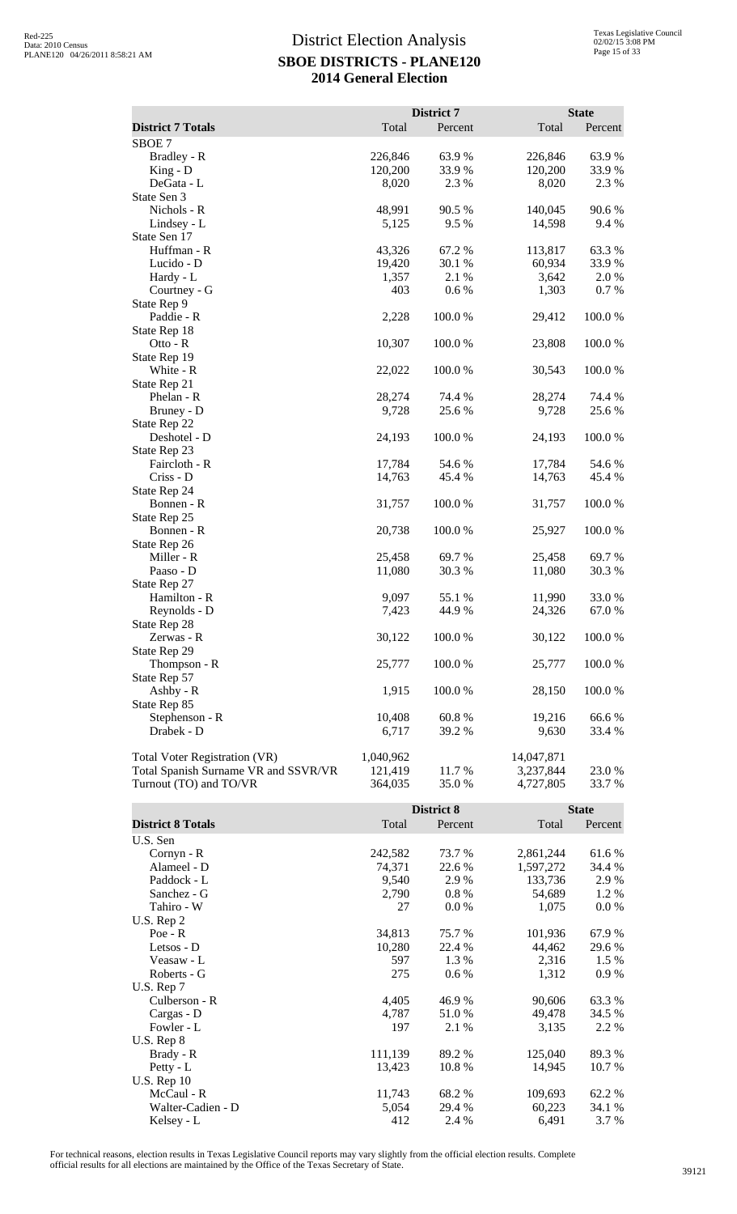# District Election Analysis
## SBOE DISTRICTS - PLANE120
## 2014 General Election

| District 7 Totals | District 7 Total | District 7 Percent | State Total | State Percent |
|---|---|---|---|---|
| SBOE 7 | | | | |
| Bradley - R | 226,846 | 63.9 % | 226,846 | 63.9 % |
| King - D | 120,200 | 33.9 % | 120,200 | 33.9 % |
| DeGata - L | 8,020 | 2.3 % | 8,020 | 2.3 % |
| State Sen 3 | | | | |
| Nichols - R | 48,991 | 90.5 % | 140,045 | 90.6 % |
| Lindsey - L | 5,125 | 9.5 % | 14,598 | 9.4 % |
| State Sen 17 | | | | |
| Huffman - R | 43,326 | 67.2 % | 113,817 | 63.3 % |
| Lucido - D | 19,420 | 30.1 % | 60,934 | 33.9 % |
| Hardy - L | 1,357 | 2.1 % | 3,642 | 2.0 % |
| Courtney - G | 403 | 0.6 % | 1,303 | 0.7 % |
| State Rep 9 | | | | |
| Paddie - R | 2,228 | 100.0 % | 29,412 | 100.0 % |
| State Rep 18 | | | | |
| Otto - R | 10,307 | 100.0 % | 23,808 | 100.0 % |
| State Rep 19 | | | | |
| White - R | 22,022 | 100.0 % | 30,543 | 100.0 % |
| State Rep 21 | | | | |
| Phelan - R | 28,274 | 74.4 % | 28,274 | 74.4 % |
| Bruney - D | 9,728 | 25.6 % | 9,728 | 25.6 % |
| State Rep 22 | | | | |
| Deshotel - D | 24,193 | 100.0 % | 24,193 | 100.0 % |
| State Rep 23 | | | | |
| Faircloth - R | 17,784 | 54.6 % | 17,784 | 54.6 % |
| Criss - D | 14,763 | 45.4 % | 14,763 | 45.4 % |
| State Rep 24 | | | | |
| Bonnen - R | 31,757 | 100.0 % | 31,757 | 100.0 % |
| State Rep 25 | | | | |
| Bonnen - R | 20,738 | 100.0 % | 25,927 | 100.0 % |
| State Rep 26 | | | | |
| Miller - R | 25,458 | 69.7 % | 25,458 | 69.7 % |
| Paaso - D | 11,080 | 30.3 % | 11,080 | 30.3 % |
| State Rep 27 | | | | |
| Hamilton - R | 9,097 | 55.1 % | 11,990 | 33.0 % |
| Reynolds - D | 7,423 | 44.9 % | 24,326 | 67.0 % |
| State Rep 28 | | | | |
| Zerwas - R | 30,122 | 100.0 % | 30,122 | 100.0 % |
| State Rep 29 | | | | |
| Thompson - R | 25,777 | 100.0 % | 25,777 | 100.0 % |
| State Rep 57 | | | | |
| Ashby - R | 1,915 | 100.0 % | 28,150 | 100.0 % |
| State Rep 85 | | | | |
| Stephenson - R | 10,408 | 60.8 % | 19,216 | 66.6 % |
| Drabek - D | 6,717 | 39.2 % | 9,630 | 33.4 % |
| | | | | |
| Total Voter Registration (VR) | 1,040,962 | | 14,047,871 | |
| Total Spanish Surname VR and SSVR/VR | 121,419 | 11.7 % | 3,237,844 | 23.0 % |
| Turnout (TO) and TO/VR | 364,035 | 35.0 % | 4,727,805 | 33.7 % |

| District 8 Totals | District 8 Total | District 8 Percent | State Total | State Percent |
|---|---|---|---|---|
| U.S. Sen | | | | |
| Cornyn - R | 242,582 | 73.7 % | 2,861,244 | 61.6 % |
| Alameel - D | 74,371 | 22.6 % | 1,597,272 | 34.4 % |
| Paddock - L | 9,540 | 2.9 % | 133,736 | 2.9 % |
| Sanchez - G | 2,790 | 0.8 % | 54,689 | 1.2 % |
| Tahiro - W | 27 | 0.0 % | 1,075 | 0.0 % |
| U.S. Rep 2 | | | | |
| Poe - R | 34,813 | 75.7 % | 101,936 | 67.9 % |
| Letsos - D | 10,280 | 22.4 % | 44,462 | 29.6 % |
| Veasaw - L | 597 | 1.3 % | 2,316 | 1.5 % |
| Roberts - G | 275 | 0.6 % | 1,312 | 0.9 % |
| U.S. Rep 7 | | | | |
| Culberson - R | 4,405 | 46.9 % | 90,606 | 63.3 % |
| Cargas - D | 4,787 | 51.0 % | 49,478 | 34.5 % |
| Fowler - L | 197 | 2.1 % | 3,135 | 2.2 % |
| U.S. Rep 8 | | | | |
| Brady - R | 111,139 | 89.2 % | 125,040 | 89.3 % |
| Petty - L | 13,423 | 10.8 % | 14,945 | 10.7 % |
| U.S. Rep 10 | | | | |
| McCaul - R | 11,743 | 68.2 % | 109,693 | 62.2 % |
| Walter-Cadien - D | 5,054 | 29.4 % | 60,223 | 34.1 % |
| Kelsey - L | 412 | 2.4 % | 6,491 | 3.7 % |

For technical reasons, election results in Texas Legislative Council reports may vary slightly from the official election results. Complete official results for all elections are maintained by the Office of the Texas Secretary of State.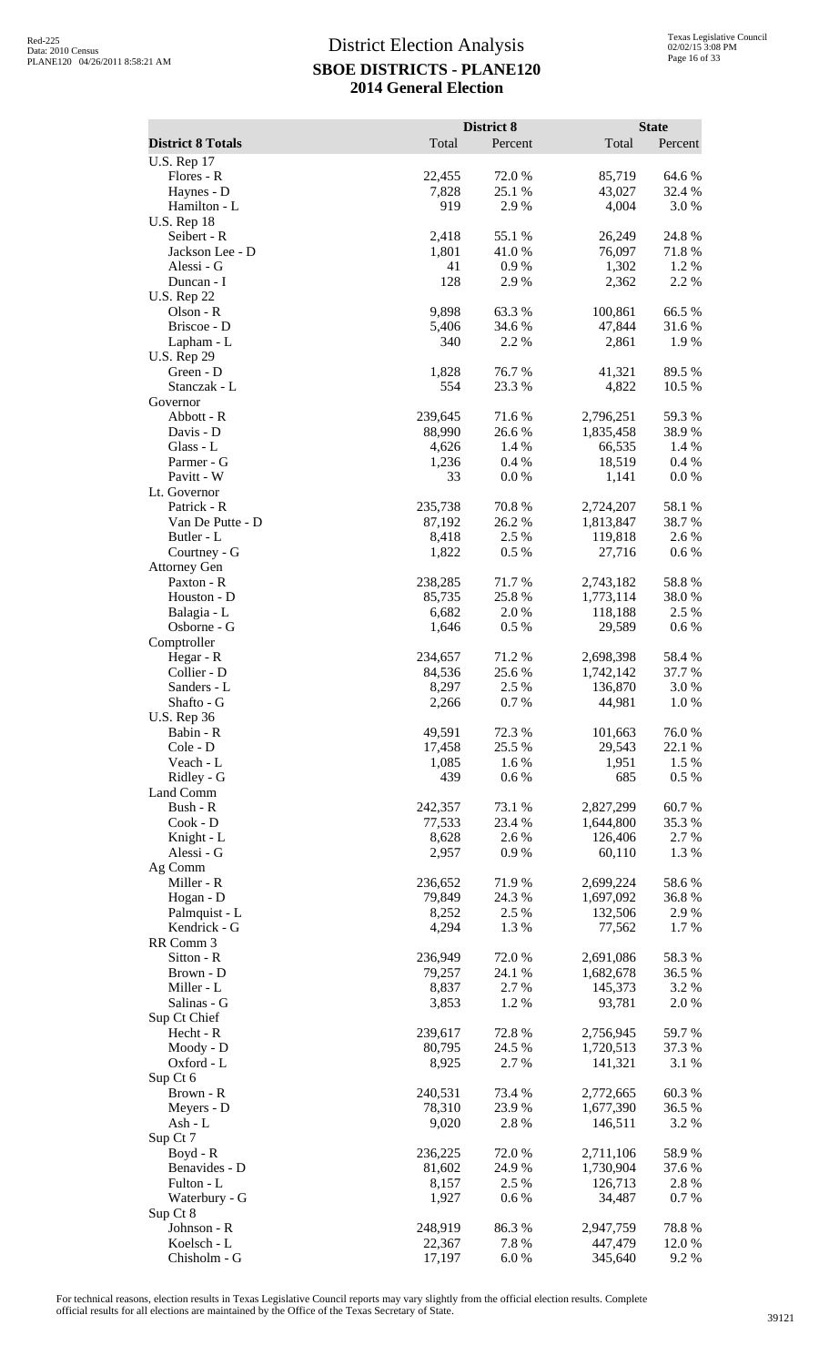# District Election Analysis

## SBOE DISTRICTS - PLANE120

## 2014 General Election

| District 8 Totals | District 8 Total | District 8 Percent | State Total | State Percent |
|---|---|---|---|---|
| U.S. Rep 17 | | | | |
| Flores - R | 22,455 | 72.0 % | 85,719 | 64.6 % |
| Haynes - D | 7,828 | 25.1 % | 43,027 | 32.4 % |
| Hamilton - L | 919 | 2.9 % | 4,004 | 3.0 % |
| U.S. Rep 18 | | | | |
| Seibert - R | 2,418 | 55.1 % | 26,249 | 24.8 % |
| Jackson Lee - D | 1,801 | 41.0 % | 76,097 | 71.8 % |
| Alessi - G | 41 | 0.9 % | 1,302 | 1.2 % |
| Duncan - I | 128 | 2.9 % | 2,362 | 2.2 % |
| U.S. Rep 22 | | | | |
| Olson - R | 9,898 | 63.3 % | 100,861 | 66.5 % |
| Briscoe - D | 5,406 | 34.6 % | 47,844 | 31.6 % |
| Lapham - L | 340 | 2.2 % | 2,861 | 1.9 % |
| U.S. Rep 29 | | | | |
| Green - D | 1,828 | 76.7 % | 41,321 | 89.5 % |
| Stanczak - L | 554 | 23.3 % | 4,822 | 10.5 % |
| Governor | | | | |
| Abbott - R | 239,645 | 71.6 % | 2,796,251 | 59.3 % |
| Davis - D | 88,990 | 26.6 % | 1,835,458 | 38.9 % |
| Glass - L | 4,626 | 1.4 % | 66,535 | 1.4 % |
| Parmer - G | 1,236 | 0.4 % | 18,519 | 0.4 % |
| Pavitt - W | 33 | 0.0 % | 1,141 | 0.0 % |
| Lt. Governor | | | | |
| Patrick - R | 235,738 | 70.8 % | 2,724,207 | 58.1 % |
| Van De Putte - D | 87,192 | 26.2 % | 1,813,847 | 38.7 % |
| Butler - L | 8,418 | 2.5 % | 119,818 | 2.6 % |
| Courtney - G | 1,822 | 0.5 % | 27,716 | 0.6 % |
| Attorney Gen | | | | |
| Paxton - R | 238,285 | 71.7 % | 2,743,182 | 58.8 % |
| Houston - D | 85,735 | 25.8 % | 1,773,114 | 38.0 % |
| Balagia - L | 6,682 | 2.0 % | 118,188 | 2.5 % |
| Osborne - G | 1,646 | 0.5 % | 29,589 | 0.6 % |
| Comptroller | | | | |
| Hegar - R | 234,657 | 71.2 % | 2,698,398 | 58.4 % |
| Collier - D | 84,536 | 25.6 % | 1,742,142 | 37.7 % |
| Sanders - L | 8,297 | 2.5 % | 136,870 | 3.0 % |
| Shafto - G | 2,266 | 0.7 % | 44,981 | 1.0 % |
| U.S. Rep 36 | | | | |
| Babin - R | 49,591 | 72.3 % | 101,663 | 76.0 % |
| Cole - D | 17,458 | 25.5 % | 29,543 | 22.1 % |
| Veach - L | 1,085 | 1.6 % | 1,951 | 1.5 % |
| Ridley - G | 439 | 0.6 % | 685 | 0.5 % |
| Land Comm | | | | |
| Bush - R | 242,357 | 73.1 % | 2,827,299 | 60.7 % |
| Cook - D | 77,533 | 23.4 % | 1,644,800 | 35.3 % |
| Knight - L | 8,628 | 2.6 % | 126,406 | 2.7 % |
| Alessi - G | 2,957 | 0.9 % | 60,110 | 1.3 % |
| Ag Comm | | | | |
| Miller - R | 236,652 | 71.9 % | 2,699,224 | 58.6 % |
| Hogan - D | 79,849 | 24.3 % | 1,697,092 | 36.8 % |
| Palmquist - L | 8,252 | 2.5 % | 132,506 | 2.9 % |
| Kendrick - G | 4,294 | 1.3 % | 77,562 | 1.7 % |
| RR Comm 3 | | | | |
| Sitton - R | 236,949 | 72.0 % | 2,691,086 | 58.3 % |
| Brown - D | 79,257 | 24.1 % | 1,682,678 | 36.5 % |
| Miller - L | 8,837 | 2.7 % | 145,373 | 3.2 % |
| Salinas - G | 3,853 | 1.2 % | 93,781 | 2.0 % |
| Sup Ct Chief | | | | |
| Hecht - R | 239,617 | 72.8 % | 2,756,945 | 59.7 % |
| Moody - D | 80,795 | 24.5 % | 1,720,513 | 37.3 % |
| Oxford - L | 8,925 | 2.7 % | 141,321 | 3.1 % |
| Sup Ct 6 | | | | |
| Brown - R | 240,531 | 73.4 % | 2,772,665 | 60.3 % |
| Meyers - D | 78,310 | 23.9 % | 1,677,390 | 36.5 % |
| Ash - L | 9,020 | 2.8 % | 146,511 | 3.2 % |
| Sup Ct 7 | | | | |
| Boyd - R | 236,225 | 72.0 % | 2,711,106 | 58.9 % |
| Benavides - D | 81,602 | 24.9 % | 1,730,904 | 37.6 % |
| Fulton - L | 8,157 | 2.5 % | 126,713 | 2.8 % |
| Waterbury - G | 1,927 | 0.6 % | 34,487 | 0.7 % |
| Sup Ct 8 | | | | |
| Johnson - R | 248,919 | 86.3 % | 2,947,759 | 78.8 % |
| Koelsch - L | 22,367 | 7.8 % | 447,479 | 12.0 % |
| Chisholm - G | 17,197 | 6.0 % | 345,640 | 9.2 % |

For technical reasons, election results in Texas Legislative Council reports may vary slightly from the official election results. Complete official results for all elections are maintained by the Office of the Texas Secretary of State.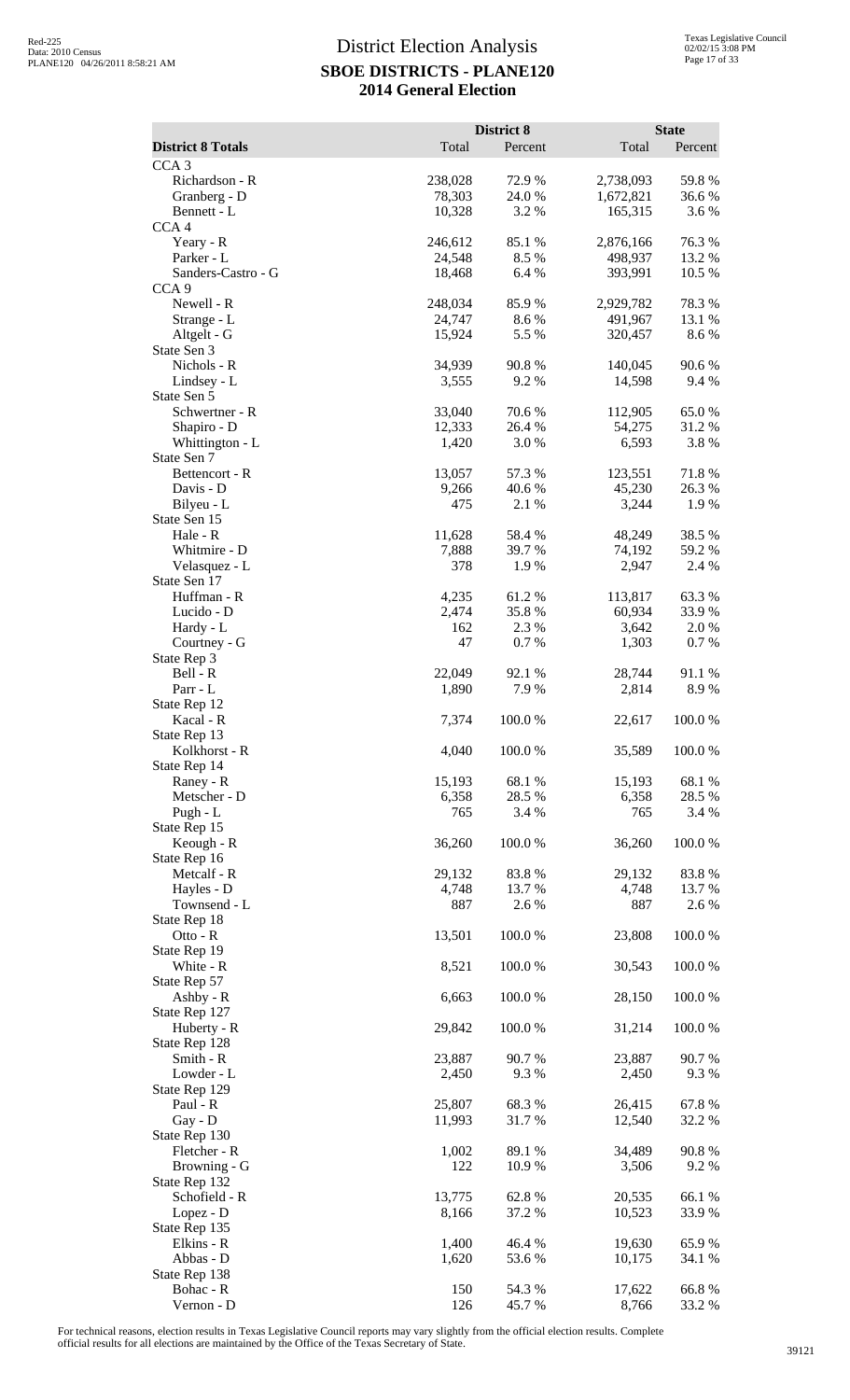# District Election Analysis

## SBOE DISTRICTS - PLANE120

## 2014 General Election

| District 8 Totals | District 8 Total | District 8 Percent | State Total | State Percent |
|---|---|---|---|---|
| CCA 3 | | | | |
| Richardson - R | 238,028 | 72.9 % | 2,738,093 | 59.8 % |
| Granberg - D | 78,303 | 24.0 % | 1,672,821 | 36.6 % |
| Bennett - L | 10,328 | 3.2 % | 165,315 | 3.6 % |
| CCA 4 | | | | |
| Yeary - R | 246,612 | 85.1 % | 2,876,166 | 76.3 % |
| Parker - L | 24,548 | 8.5 % | 498,937 | 13.2 % |
| Sanders-Castro - G | 18,468 | 6.4 % | 393,991 | 10.5 % |
| CCA 9 | | | | |
| Newell - R | 248,034 | 85.9 % | 2,929,782 | 78.3 % |
| Strange - L | 24,747 | 8.6 % | 491,967 | 13.1 % |
| Altgelt - G | 15,924 | 5.5 % | 320,457 | 8.6 % |
| State Sen 3 | | | | |
| Nichols - R | 34,939 | 90.8 % | 140,045 | 90.6 % |
| Lindsey - L | 3,555 | 9.2 % | 14,598 | 9.4 % |
| State Sen 5 | | | | |
| Schwertner - R | 33,040 | 70.6 % | 112,905 | 65.0 % |
| Shapiro - D | 12,333 | 26.4 % | 54,275 | 31.2 % |
| Whittington - L | 1,420 | 3.0 % | 6,593 | 3.8 % |
| State Sen 7 | | | | |
| Bettencort - R | 13,057 | 57.3 % | 123,551 | 71.8 % |
| Davis - D | 9,266 | 40.6 % | 45,230 | 26.3 % |
| Bilyeu - L | 475 | 2.1 % | 3,244 | 1.9 % |
| State Sen 15 | | | | |
| Hale - R | 11,628 | 58.4 % | 48,249 | 38.5 % |
| Whitmire - D | 7,888 | 39.7 % | 74,192 | 59.2 % |
| Velasquez - L | 378 | 1.9 % | 2,947 | 2.4 % |
| State Sen 17 | | | | |
| Huffman - R | 4,235 | 61.2 % | 113,817 | 63.3 % |
| Lucido - D | 2,474 | 35.8 % | 60,934 | 33.9 % |
| Hardy - L | 162 | 2.3 % | 3,642 | 2.0 % |
| Courtney - G | 47 | 0.7 % | 1,303 | 0.7 % |
| State Rep 3 | | | | |
| Bell - R | 22,049 | 92.1 % | 28,744 | 91.1 % |
| Parr - L | 1,890 | 7.9 % | 2,814 | 8.9 % |
| State Rep 12 | | | | |
| Kacal - R | 7,374 | 100.0 % | 22,617 | 100.0 % |
| State Rep 13 | | | | |
| Kolkhorst - R | 4,040 | 100.0 % | 35,589 | 100.0 % |
| State Rep 14 | | | | |
| Raney - R | 15,193 | 68.1 % | 15,193 | 68.1 % |
| Metscher - D | 6,358 | 28.5 % | 6,358 | 28.5 % |
| Pugh - L | 765 | 3.4 % | 765 | 3.4 % |
| State Rep 15 | | | | |
| Keough - R | 36,260 | 100.0 % | 36,260 | 100.0 % |
| State Rep 16 | | | | |
| Metcalf - R | 29,132 | 83.8 % | 29,132 | 83.8 % |
| Hayles - D | 4,748 | 13.7 % | 4,748 | 13.7 % |
| Townsend - L | 887 | 2.6 % | 887 | 2.6 % |
| State Rep 18 | | | | |
| Otto - R | 13,501 | 100.0 % | 23,808 | 100.0 % |
| State Rep 19 | | | | |
| White - R | 8,521 | 100.0 % | 30,543 | 100.0 % |
| State Rep 57 | | | | |
| Ashby - R | 6,663 | 100.0 % | 28,150 | 100.0 % |
| State Rep 127 | | | | |
| Huberty - R | 29,842 | 100.0 % | 31,214 | 100.0 % |
| State Rep 128 | | | | |
| Smith - R | 23,887 | 90.7 % | 23,887 | 90.7 % |
| Lowder - L | 2,450 | 9.3 % | 2,450 | 9.3 % |
| State Rep 129 | | | | |
| Paul - R | 25,807 | 68.3 % | 26,415 | 67.8 % |
| Gay - D | 11,993 | 31.7 % | 12,540 | 32.2 % |
| State Rep 130 | | | | |
| Fletcher - R | 1,002 | 89.1 % | 34,489 | 90.8 % |
| Browning - G | 122 | 10.9 % | 3,506 | 9.2 % |
| State Rep 132 | | | | |
| Schofield - R | 13,775 | 62.8 % | 20,535 | 66.1 % |
| Lopez - D | 8,166 | 37.2 % | 10,523 | 33.9 % |
| State Rep 135 | | | | |
| Elkins - R | 1,400 | 46.4 % | 19,630 | 65.9 % |
| Abbas - D | 1,620 | 53.6 % | 10,175 | 34.1 % |
| State Rep 138 | | | | |
| Bohac - R | 150 | 54.3 % | 17,622 | 66.8 % |
| Vernon - D | 126 | 45.7 % | 8,766 | 33.2 % |

For technical reasons, election results in Texas Legislative Council reports may vary slightly from the official election results. Complete official results for all elections are maintained by the Office of the Texas Secretary of State.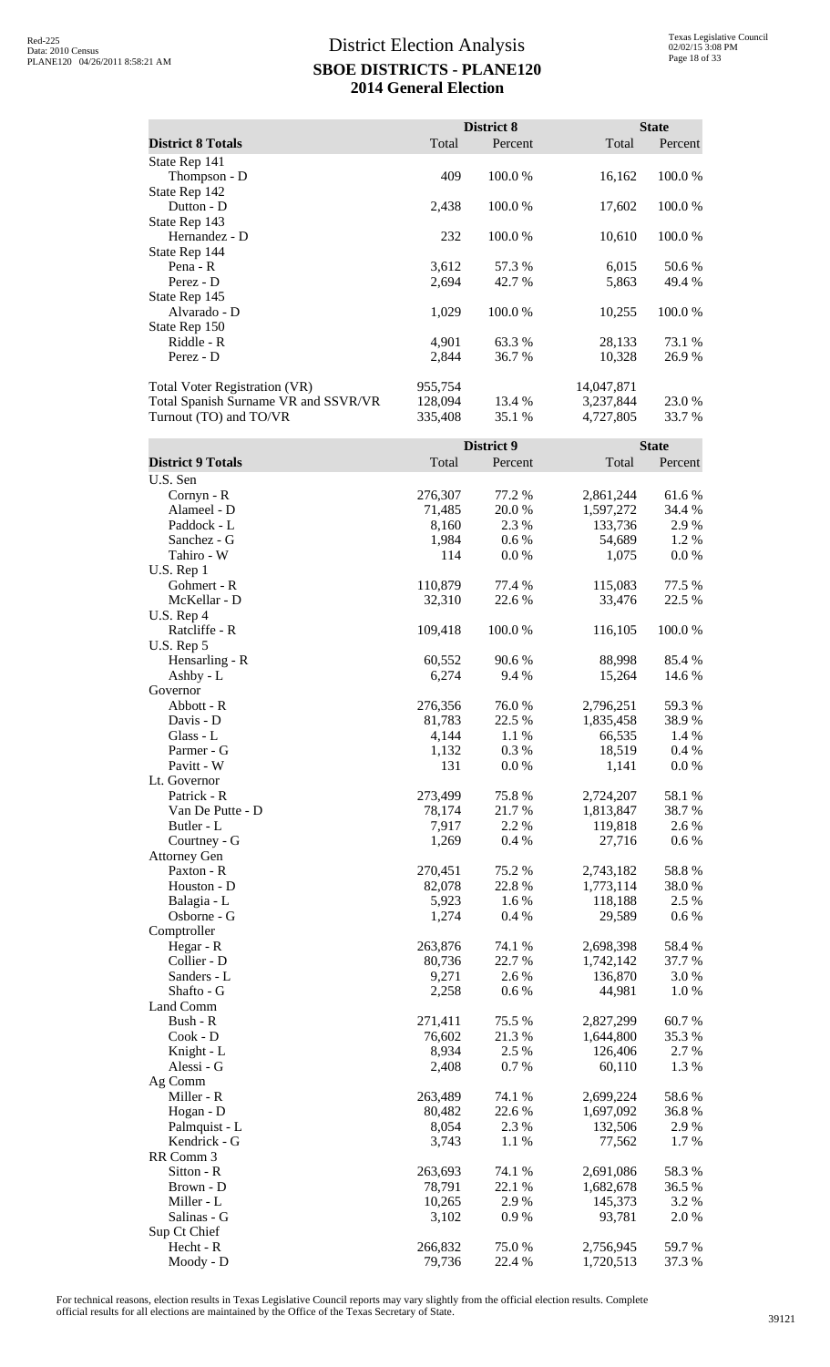# District Election Analysis
## SBOE DISTRICTS - PLANE120
## 2014 General Election

| District 8 Totals | District 8 Total | District 8 Percent | State Total | State Percent |
|---|---|---|---|---|
| State Rep 141 | | | | |
| Thompson - D | 409 | 100.0 % | 16,162 | 100.0 % |
| State Rep 142 | | | | |
| Dutton - D | 2,438 | 100.0 % | 17,602 | 100.0 % |
| State Rep 143 | | | | |
| Hernandez - D | 232 | 100.0 % | 10,610 | 100.0 % |
| State Rep 144 | | | | |
| Pena - R | 3,612 | 57.3 % | 6,015 | 50.6 % |
| Perez - D | 2,694 | 42.7 % | 5,863 | 49.4 % |
| State Rep 145 | | | | |
| Alvarado - D | 1,029 | 100.0 % | 10,255 | 100.0 % |
| State Rep 150 | | | | |
| Riddle - R | 4,901 | 63.3 % | 28,133 | 73.1 % |
| Perez - D | 2,844 | 36.7 % | 10,328 | 26.9 % |
| Total Voter Registration (VR) | 955,754 | | 14,047,871 | |
| Total Spanish Surname VR and SSVR/VR | 128,094 | 13.4 % | 3,237,844 | 23.0 % |
| Turnout (TO) and TO/VR | 335,408 | 35.1 % | 4,727,805 | 33.7 % |

| District 9 Totals | District 9 Total | District 9 Percent | State Total | State Percent |
|---|---|---|---|---|
| U.S. Sen | | | | |
| Cornyn - R | 276,307 | 77.2 % | 2,861,244 | 61.6 % |
| Alameel - D | 71,485 | 20.0 % | 1,597,272 | 34.4 % |
| Paddock - L | 8,160 | 2.3 % | 133,736 | 2.9 % |
| Sanchez - G | 1,984 | 0.6 % | 54,689 | 1.2 % |
| Tahiro - W | 114 | 0.0 % | 1,075 | 0.0 % |
| U.S. Rep 1 | | | | |
| Gohmert - R | 110,879 | 77.4 % | 115,083 | 77.5 % |
| McKellar - D | 32,310 | 22.6 % | 33,476 | 22.5 % |
| U.S. Rep 4 | | | | |
| Ratcliffe - R | 109,418 | 100.0 % | 116,105 | 100.0 % |
| U.S. Rep 5 | | | | |
| Hensarling - R | 60,552 | 90.6 % | 88,998 | 85.4 % |
| Ashby - L | 6,274 | 9.4 % | 15,264 | 14.6 % |
| Governor | | | | |
| Abbott - R | 276,356 | 76.0 % | 2,796,251 | 59.3 % |
| Davis - D | 81,783 | 22.5 % | 1,835,458 | 38.9 % |
| Glass - L | 4,144 | 1.1 % | 66,535 | 1.4 % |
| Parmer - G | 1,132 | 0.3 % | 18,519 | 0.4 % |
| Pavitt - W | 131 | 0.0 % | 1,141 | 0.0 % |
| Lt. Governor | | | | |
| Patrick - R | 273,499 | 75.8 % | 2,724,207 | 58.1 % |
| Van De Putte - D | 78,174 | 21.7 % | 1,813,847 | 38.7 % |
| Butler - L | 7,917 | 2.2 % | 119,818 | 2.6 % |
| Courtney - G | 1,269 | 0.4 % | 27,716 | 0.6 % |
| Attorney Gen | | | | |
| Paxton - R | 270,451 | 75.2 % | 2,743,182 | 58.8 % |
| Houston - D | 82,078 | 22.8 % | 1,773,114 | 38.0 % |
| Balagia - L | 5,923 | 1.6 % | 118,188 | 2.5 % |
| Osborne - G | 1,274 | 0.4 % | 29,589 | 0.6 % |
| Comptroller | | | | |
| Hegar - R | 263,876 | 74.1 % | 2,698,398 | 58.4 % |
| Collier - D | 80,736 | 22.7 % | 1,742,142 | 37.7 % |
| Sanders - L | 9,271 | 2.6 % | 136,870 | 3.0 % |
| Shafto - G | 2,258 | 0.6 % | 44,981 | 1.0 % |
| Land Comm | | | | |
| Bush - R | 271,411 | 75.5 % | 2,827,299 | 60.7 % |
| Cook - D | 76,602 | 21.3 % | 1,644,800 | 35.3 % |
| Knight - L | 8,934 | 2.5 % | 126,406 | 2.7 % |
| Alessi - G | 2,408 | 0.7 % | 60,110 | 1.3 % |
| Ag Comm | | | | |
| Miller - R | 263,489 | 74.1 % | 2,699,224 | 58.6 % |
| Hogan - D | 80,482 | 22.6 % | 1,697,092 | 36.8 % |
| Palmquist - L | 8,054 | 2.3 % | 132,506 | 2.9 % |
| Kendrick - G | 3,743 | 1.1 % | 77,562 | 1.7 % |
| RR Comm 3 | | | | |
| Sitton - R | 263,693 | 74.1 % | 2,691,086 | 58.3 % |
| Brown - D | 78,791 | 22.1 % | 1,682,678 | 36.5 % |
| Miller - L | 10,265 | 2.9 % | 145,373 | 3.2 % |
| Salinas - G | 3,102 | 0.9 % | 93,781 | 2.0 % |
| Sup Ct Chief | | | | |
| Hecht - R | 266,832 | 75.0 % | 2,756,945 | 59.7 % |
| Moody - D | 79,736 | 22.4 % | 1,720,513 | 37.3 % |

For technical reasons, election results in Texas Legislative Council reports may vary slightly from the official election results. Complete official results for all elections are maintained by the Office of the Texas Secretary of State.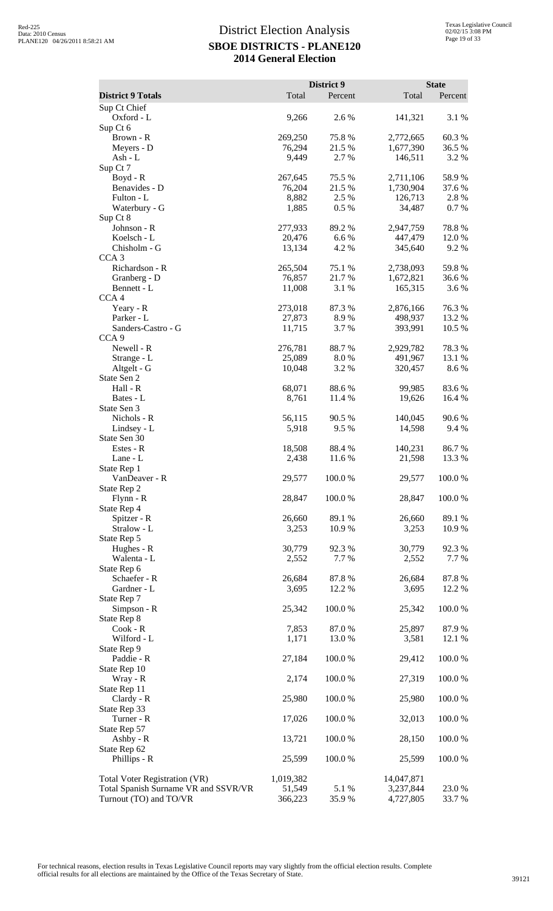# District Election Analysis
## SBOE DISTRICTS - PLANE120
## 2014 General Election

| District 9 Totals | District 9 Total | District 9 Percent | State Total | State Percent |
|---|---|---|---|---|
| Sup Ct Chief | | | | |
| Oxford - L | 9,266 | 2.6 % | 141,321 | 3.1 % |
| Sup Ct 6 | | | | |
| Brown - R | 269,250 | 75.8 % | 2,772,665 | 60.3 % |
| Meyers - D | 76,294 | 21.5 % | 1,677,390 | 36.5 % |
| Ash - L | 9,449 | 2.7 % | 146,511 | 3.2 % |
| Sup Ct 7 | | | | |
| Boyd - R | 267,645 | 75.5 % | 2,711,106 | 58.9 % |
| Benavides - D | 76,204 | 21.5 % | 1,730,904 | 37.6 % |
| Fulton - L | 8,882 | 2.5 % | 126,713 | 2.8 % |
| Waterbury - G | 1,885 | 0.5 % | 34,487 | 0.7 % |
| Sup Ct 8 | | | | |
| Johnson - R | 277,933 | 89.2 % | 2,947,759 | 78.8 % |
| Koelsch - L | 20,476 | 6.6 % | 447,479 | 12.0 % |
| Chisholm - G | 13,134 | 4.2 % | 345,640 | 9.2 % |
| CCA 3 | | | | |
| Richardson - R | 265,504 | 75.1 % | 2,738,093 | 59.8 % |
| Granberg - D | 76,857 | 21.7 % | 1,672,821 | 36.6 % |
| Bennett - L | 11,008 | 3.1 % | 165,315 | 3.6 % |
| CCA 4 | | | | |
| Yeary - R | 273,018 | 87.3 % | 2,876,166 | 76.3 % |
| Parker - L | 27,873 | 8.9 % | 498,937 | 13.2 % |
| Sanders-Castro - G | 11,715 | 3.7 % | 393,991 | 10.5 % |
| CCA 9 | | | | |
| Newell - R | 276,781 | 88.7 % | 2,929,782 | 78.3 % |
| Strange - L | 25,089 | 8.0 % | 491,967 | 13.1 % |
| Altgelt - G | 10,048 | 3.2 % | 320,457 | 8.6 % |
| State Sen 2 | | | | |
| Hall - R | 68,071 | 88.6 % | 99,985 | 83.6 % |
| Bates - L | 8,761 | 11.4 % | 19,626 | 16.4 % |
| State Sen 3 | | | | |
| Nichols - R | 56,115 | 90.5 % | 140,045 | 90.6 % |
| Lindsey - L | 5,918 | 9.5 % | 14,598 | 9.4 % |
| State Sen 30 | | | | |
| Estes - R | 18,508 | 88.4 % | 140,231 | 86.7 % |
| Lane - L | 2,438 | 11.6 % | 21,598 | 13.3 % |
| State Rep 1 | | | | |
| VanDeaver - R | 29,577 | 100.0 % | 29,577 | 100.0 % |
| State Rep 2 | | | | |
| Flynn - R | 28,847 | 100.0 % | 28,847 | 100.0 % |
| State Rep 4 | | | | |
| Spitzer - R | 26,660 | 89.1 % | 26,660 | 89.1 % |
| Stralow - L | 3,253 | 10.9 % | 3,253 | 10.9 % |
| State Rep 5 | | | | |
| Hughes - R | 30,779 | 92.3 % | 30,779 | 92.3 % |
| Walenta - L | 2,552 | 7.7 % | 2,552 | 7.7 % |
| State Rep 6 | | | | |
| Schaefer - R | 26,684 | 87.8 % | 26,684 | 87.8 % |
| Gardner - L | 3,695 | 12.2 % | 3,695 | 12.2 % |
| State Rep 7 | | | | |
| Simpson - R | 25,342 | 100.0 % | 25,342 | 100.0 % |
| State Rep 8 | | | | |
| Cook - R | 7,853 | 87.0 % | 25,897 | 87.9 % |
| Wilford - L | 1,171 | 13.0 % | 3,581 | 12.1 % |
| State Rep 9 | | | | |
| Paddie - R | 27,184 | 100.0 % | 29,412 | 100.0 % |
| State Rep 10 | | | | |
| Wray - R | 2,174 | 100.0 % | 27,319 | 100.0 % |
| State Rep 11 | | | | |
| Clardy - R | 25,980 | 100.0 % | 25,980 | 100.0 % |
| State Rep 33 | | | | |
| Turner - R | 17,026 | 100.0 % | 32,013 | 100.0 % |
| State Rep 57 | | | | |
| Ashby - R | 13,721 | 100.0 % | 28,150 | 100.0 % |
| State Rep 62 | | | | |
| Phillips - R | 25,599 | 100.0 % | 25,599 | 100.0 % |
| | | | | |
| Total Voter Registration (VR) | 1,019,382 | | 14,047,871 | |
| Total Spanish Surname VR and SSVR/VR | 51,549 | 5.1 % | 3,237,844 | 23.0 % |
| Turnout (TO) and TO/VR | 366,223 | 35.9 % | 4,727,805 | 33.7 % |

For technical reasons, election results in Texas Legislative Council reports may vary slightly from the official election results. Complete official results for all elections are maintained by the Office of the Texas Secretary of State.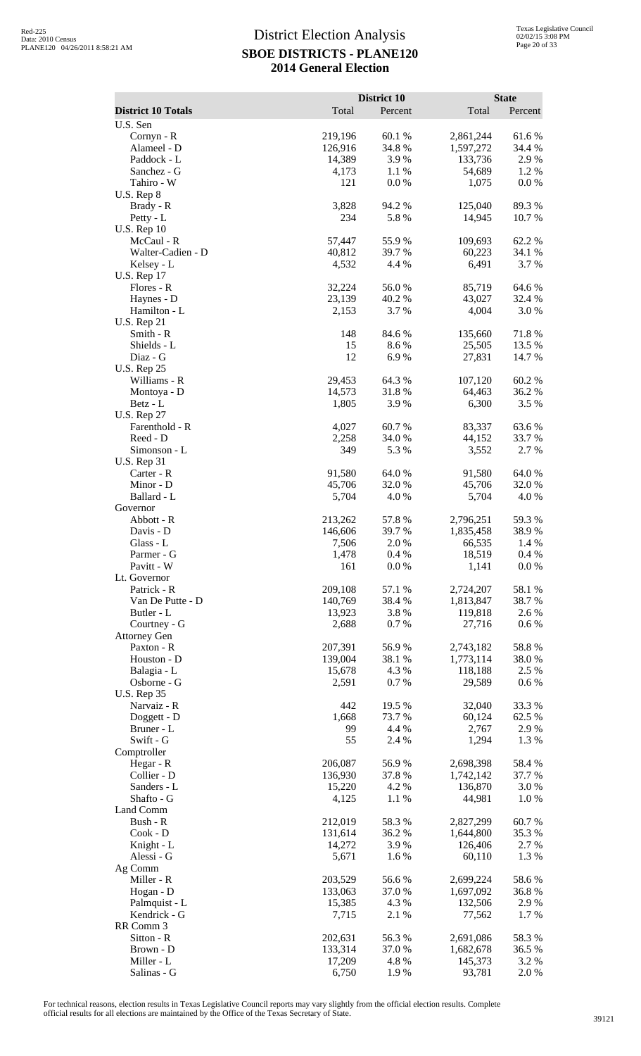# District Election Analysis

## SBOE DISTRICTS - PLANE120

## 2014 General Election

| District 10 Totals | District 10 Total | District 10 Percent | State Total | State Percent |
|---|---|---|---|---|
| U.S. Sen | | | | |
| Cornyn - R | 219,196 | 60.1 % | 2,861,244 | 61.6 % |
| Alameel - D | 126,916 | 34.8 % | 1,597,272 | 34.4 % |
| Paddock - L | 14,389 | 3.9 % | 133,736 | 2.9 % |
| Sanchez - G | 4,173 | 1.1 % | 54,689 | 1.2 % |
| Tahiro - W | 121 | 0.0 % | 1,075 | 0.0 % |
| U.S. Rep 8 | | | | |
| Brady - R | 3,828 | 94.2 % | 125,040 | 89.3 % |
| Petty - L | 234 | 5.8 % | 14,945 | 10.7 % |
| U.S. Rep 10 | | | | |
| McCaul - R | 57,447 | 55.9 % | 109,693 | 62.2 % |
| Walter-Cadien - D | 40,812 | 39.7 % | 60,223 | 34.1 % |
| Kelsey - L | 4,532 | 4.4 % | 6,491 | 3.7 % |
| U.S. Rep 17 | | | | |
| Flores - R | 32,224 | 56.0 % | 85,719 | 64.6 % |
| Haynes - D | 23,139 | 40.2 % | 43,027 | 32.4 % |
| Hamilton - L | 2,153 | 3.7 % | 4,004 | 3.0 % |
| U.S. Rep 21 | | | | |
| Smith - R | 148 | 84.6 % | 135,660 | 71.8 % |
| Shields - L | 15 | 8.6 % | 25,505 | 13.5 % |
| Diaz - G | 12 | 6.9 % | 27,831 | 14.7 % |
| U.S. Rep 25 | | | | |
| Williams - R | 29,453 | 64.3 % | 107,120 | 60.2 % |
| Montoya - D | 14,573 | 31.8 % | 64,463 | 36.2 % |
| Betz - L | 1,805 | 3.9 % | 6,300 | 3.5 % |
| U.S. Rep 27 | | | | |
| Farenthold - R | 4,027 | 60.7 % | 83,337 | 63.6 % |
| Reed - D | 2,258 | 34.0 % | 44,152 | 33.7 % |
| Simonson - L | 349 | 5.3 % | 3,552 | 2.7 % |
| U.S. Rep 31 | | | | |
| Carter - R | 91,580 | 64.0 % | 91,580 | 64.0 % |
| Minor - D | 45,706 | 32.0 % | 45,706 | 32.0 % |
| Ballard - L | 5,704 | 4.0 % | 5,704 | 4.0 % |
| Governor | | | | |
| Abbott - R | 213,262 | 57.8 % | 2,796,251 | 59.3 % |
| Davis - D | 146,606 | 39.7 % | 1,835,458 | 38.9 % |
| Glass - L | 7,506 | 2.0 % | 66,535 | 1.4 % |
| Parmer - G | 1,478 | 0.4 % | 18,519 | 0.4 % |
| Pavitt - W | 161 | 0.0 % | 1,141 | 0.0 % |
| Lt. Governor | | | | |
| Patrick - R | 209,108 | 57.1 % | 2,724,207 | 58.1 % |
| Van De Putte - D | 140,769 | 38.4 % | 1,813,847 | 38.7 % |
| Butler - L | 13,923 | 3.8 % | 119,818 | 2.6 % |
| Courtney - G | 2,688 | 0.7 % | 27,716 | 0.6 % |
| Attorney Gen | | | | |
| Paxton - R | 207,391 | 56.9 % | 2,743,182 | 58.8 % |
| Houston - D | 139,004 | 38.1 % | 1,773,114 | 38.0 % |
| Balagia - L | 15,678 | 4.3 % | 118,188 | 2.5 % |
| Osborne - G | 2,591 | 0.7 % | 29,589 | 0.6 % |
| U.S. Rep 35 | | | | |
| Narvaiz - R | 442 | 19.5 % | 32,040 | 33.3 % |
| Doggett - D | 1,668 | 73.7 % | 60,124 | 62.5 % |
| Bruner - L | 99 | 4.4 % | 2,767 | 2.9 % |
| Swift - G | 55 | 2.4 % | 1,294 | 1.3 % |
| Comptroller | | | | |
| Hegar - R | 206,087 | 56.9 % | 2,698,398 | 58.4 % |
| Collier - D | 136,930 | 37.8 % | 1,742,142 | 37.7 % |
| Sanders - L | 15,220 | 4.2 % | 136,870 | 3.0 % |
| Shafto - G | 4,125 | 1.1 % | 44,981 | 1.0 % |
| Land Comm | | | | |
| Bush - R | 212,019 | 58.3 % | 2,827,299 | 60.7 % |
| Cook - D | 131,614 | 36.2 % | 1,644,800 | 35.3 % |
| Knight - L | 14,272 | 3.9 % | 126,406 | 2.7 % |
| Alessi - G | 5,671 | 1.6 % | 60,110 | 1.3 % |
| Ag Comm | | | | |
| Miller - R | 203,529 | 56.6 % | 2,699,224 | 58.6 % |
| Hogan - D | 133,063 | 37.0 % | 1,697,092 | 36.8 % |
| Palmquist - L | 15,385 | 4.3 % | 132,506 | 2.9 % |
| Kendrick - G | 7,715 | 2.1 % | 77,562 | 1.7 % |
| RR Comm 3 | | | | |
| Sitton - R | 202,631 | 56.3 % | 2,691,086 | 58.3 % |
| Brown - D | 133,314 | 37.0 % | 1,682,678 | 36.5 % |
| Miller - L | 17,209 | 4.8 % | 145,373 | 3.2 % |
| Salinas - G | 6,750 | 1.9 % | 93,781 | 2.0 % |

For technical reasons, election results in Texas Legislative Council reports may vary slightly from the official election results. Complete official results for all elections are maintained by the Office of the Texas Secretary of State.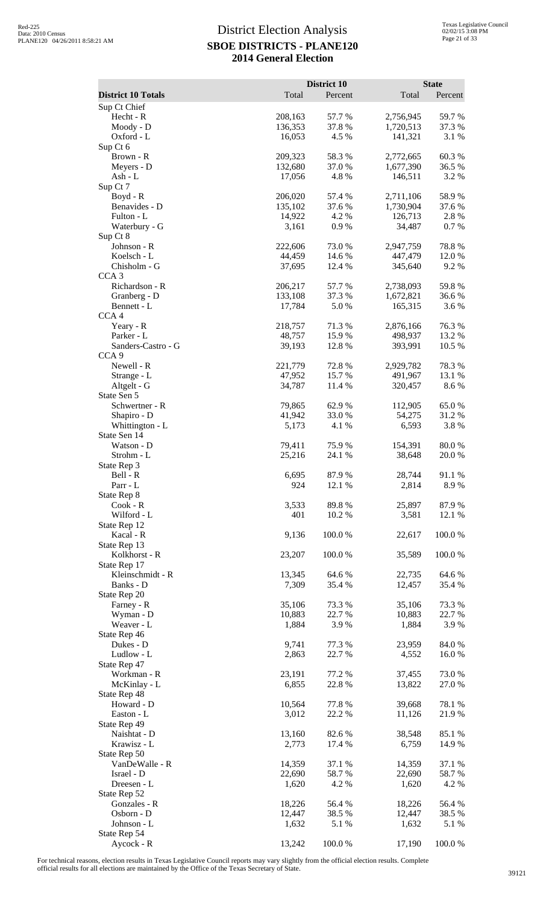# District Election Analysis
## SBOE DISTRICTS - PLANE120
## 2014 General Election

| District 10 Totals | District 10 Total | District 10 Percent | State Total | State Percent |
|---|---|---|---|---|
| Sup Ct Chief | | | | |
| Hecht - R | 208,163 | 57.7 % | 2,756,945 | 59.7 % |
| Moody - D | 136,353 | 37.8 % | 1,720,513 | 37.3 % |
| Oxford - L | 16,053 | 4.5 % | 141,321 | 3.1 % |
| Sup Ct 6 | | | | |
| Brown - R | 209,323 | 58.3 % | 2,772,665 | 60.3 % |
| Meyers - D | 132,680 | 37.0 % | 1,677,390 | 36.5 % |
| Ash - L | 17,056 | 4.8 % | 146,511 | 3.2 % |
| Sup Ct 7 | | | | |
| Boyd - R | 206,020 | 57.4 % | 2,711,106 | 58.9 % |
| Benavides - D | 135,102 | 37.6 % | 1,730,904 | 37.6 % |
| Fulton - L | 14,922 | 4.2 % | 126,713 | 2.8 % |
| Waterbury - G | 3,161 | 0.9 % | 34,487 | 0.7 % |
| Sup Ct 8 | | | | |
| Johnson - R | 222,606 | 73.0 % | 2,947,759 | 78.8 % |
| Koelsch - L | 44,459 | 14.6 % | 447,479 | 12.0 % |
| Chisholm - G | 37,695 | 12.4 % | 345,640 | 9.2 % |
| CCA 3 | | | | |
| Richardson - R | 206,217 | 57.7 % | 2,738,093 | 59.8 % |
| Granberg - D | 133,108 | 37.3 % | 1,672,821 | 36.6 % |
| Bennett - L | 17,784 | 5.0 % | 165,315 | 3.6 % |
| CCA 4 | | | | |
| Yeary - R | 218,757 | 71.3 % | 2,876,166 | 76.3 % |
| Parker - L | 48,757 | 15.9 % | 498,937 | 13.2 % |
| Sanders-Castro - G | 39,193 | 12.8 % | 393,991 | 10.5 % |
| CCA 9 | | | | |
| Newell - R | 221,779 | 72.8 % | 2,929,782 | 78.3 % |
| Strange - L | 47,952 | 15.7 % | 491,967 | 13.1 % |
| Altgelt - G | 34,787 | 11.4 % | 320,457 | 8.6 % |
| State Sen 5 | | | | |
| Schwertner - R | 79,865 | 62.9 % | 112,905 | 65.0 % |
| Shapiro - D | 41,942 | 33.0 % | 54,275 | 31.2 % |
| Whittington - L | 5,173 | 4.1 % | 6,593 | 3.8 % |
| State Sen 14 | | | | |
| Watson - D | 79,411 | 75.9 % | 154,391 | 80.0 % |
| Strohm - L | 25,216 | 24.1 % | 38,648 | 20.0 % |
| State Rep 3 | | | | |
| Bell - R | 6,695 | 87.9 % | 28,744 | 91.1 % |
| Parr - L | 924 | 12.1 % | 2,814 | 8.9 % |
| State Rep 8 | | | | |
| Cook - R | 3,533 | 89.8 % | 25,897 | 87.9 % |
| Wilford - L | 401 | 10.2 % | 3,581 | 12.1 % |
| State Rep 12 | | | | |
| Kacal - R | 9,136 | 100.0 % | 22,617 | 100.0 % |
| State Rep 13 | | | | |
| Kolkhorst - R | 23,207 | 100.0 % | 35,589 | 100.0 % |
| State Rep 17 | | | | |
| Kleinschmidt - R | 13,345 | 64.6 % | 22,735 | 64.6 % |
| Banks - D | 7,309 | 35.4 % | 12,457 | 35.4 % |
| State Rep 20 | | | | |
| Farney - R | 35,106 | 73.3 % | 35,106 | 73.3 % |
| Wyman - D | 10,883 | 22.7 % | 10,883 | 22.7 % |
| Weaver - L | 1,884 | 3.9 % | 1,884 | 3.9 % |
| State Rep 46 | | | | |
| Dukes - D | 9,741 | 77.3 % | 23,959 | 84.0 % |
| Ludlow - L | 2,863 | 22.7 % | 4,552 | 16.0 % |
| State Rep 47 | | | | |
| Workman - R | 23,191 | 77.2 % | 37,455 | 73.0 % |
| McKinlay - L | 6,855 | 22.8 % | 13,822 | 27.0 % |
| State Rep 48 | | | | |
| Howard - D | 10,564 | 77.8 % | 39,668 | 78.1 % |
| Easton - L | 3,012 | 22.2 % | 11,126 | 21.9 % |
| State Rep 49 | | | | |
| Naishtat - D | 13,160 | 82.6 % | 38,548 | 85.1 % |
| Krawisz - L | 2,773 | 17.4 % | 6,759 | 14.9 % |
| State Rep 50 | | | | |
| VanDeWalle - R | 14,359 | 37.1 % | 14,359 | 37.1 % |
| Israel - D | 22,690 | 58.7 % | 22,690 | 58.7 % |
| Dreesen - L | 1,620 | 4.2 % | 1,620 | 4.2 % |
| State Rep 52 | | | | |
| Gonzales - R | 18,226 | 56.4 % | 18,226 | 56.4 % |
| Osborn - D | 12,447 | 38.5 % | 12,447 | 38.5 % |
| Johnson - L | 1,632 | 5.1 % | 1,632 | 5.1 % |
| State Rep 54 | | | | |
| Aycock - R | 13,242 | 100.0 % | 17,190 | 100.0 % |

For technical reasons, election results in Texas Legislative Council reports may vary slightly from the official election results. Complete official results for all elections are maintained by the Office of the Texas Secretary of State.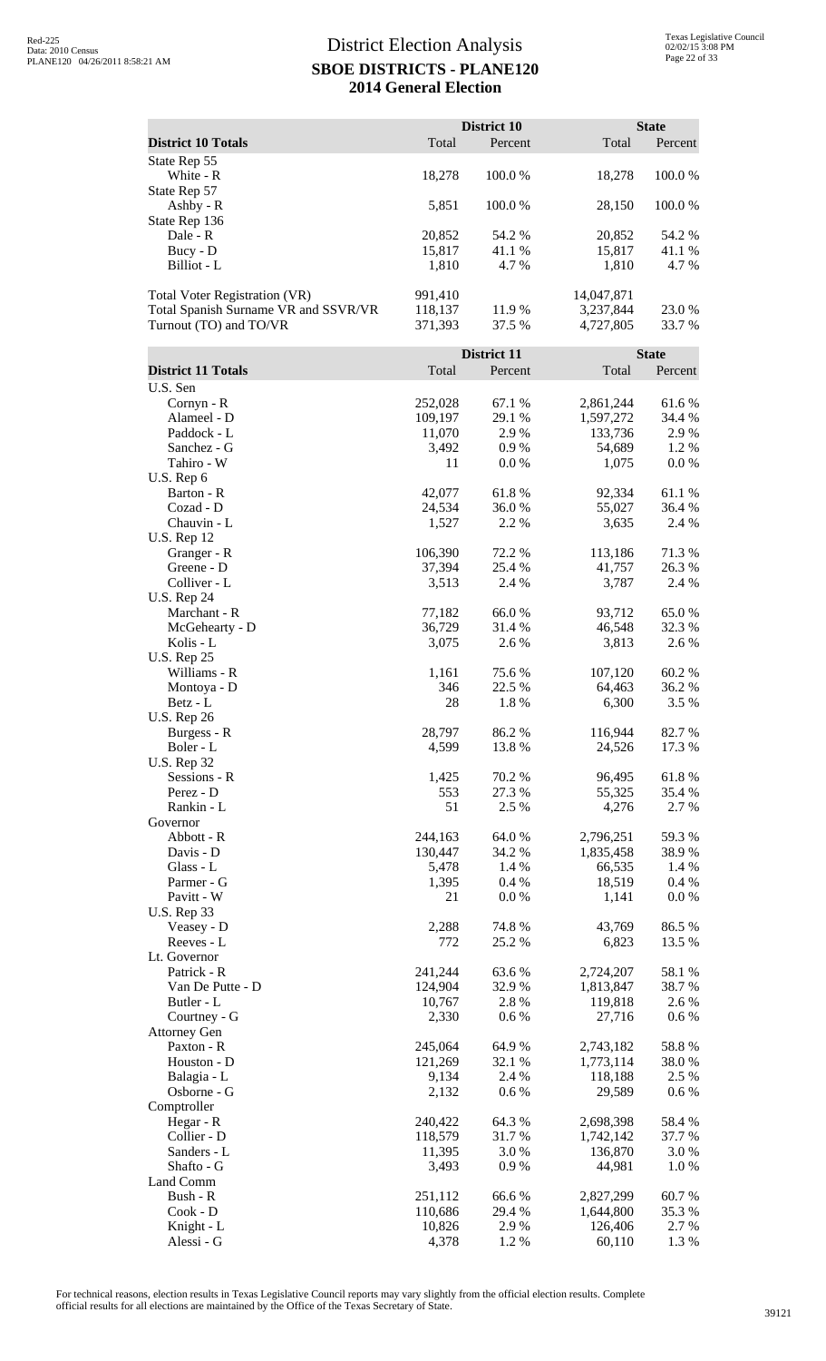# District Election Analysis
## SBOE DISTRICTS - PLANE120
## 2014 General Election

| District 10 Totals | District 10 Total | District 10 Percent | State Total | State Percent |
|---|---|---|---|---|
| State Rep 55 | | | | |
| White - R | 18,278 | 100.0 % | 18,278 | 100.0 % |
| State Rep 57 | | | | |
| Ashby - R | 5,851 | 100.0 % | 28,150 | 100.0 % |
| State Rep 136 | | | | |
| Dale - R | 20,852 | 54.2 % | 20,852 | 54.2 % |
| Bucy - D | 15,817 | 41.1 % | 15,817 | 41.1 % |
| Billiot - L | 1,810 | 4.7 % | 1,810 | 4.7 % |
| Total Voter Registration (VR) | 991,410 | | 14,047,871 | |
| Total Spanish Surname VR and SSVR/VR | 118,137 | 11.9 % | 3,237,844 | 23.0 % |
| Turnout (TO) and TO/VR | 371,393 | 37.5 % | 4,727,805 | 33.7 % |

| District 11 Totals | District 11 Total | District 11 Percent | State Total | State Percent |
|---|---|---|---|---|
| U.S. Sen | | | | |
| Cornyn - R | 252,028 | 67.1 % | 2,861,244 | 61.6 % |
| Alameel - D | 109,197 | 29.1 % | 1,597,272 | 34.4 % |
| Paddock - L | 11,070 | 2.9 % | 133,736 | 2.9 % |
| Sanchez - G | 3,492 | 0.9 % | 54,689 | 1.2 % |
| Tahiro - W | 11 | 0.0 % | 1,075 | 0.0 % |
| U.S. Rep 6 | | | | |
| Barton - R | 42,077 | 61.8 % | 92,334 | 61.1 % |
| Cozad - D | 24,534 | 36.0 % | 55,027 | 36.4 % |
| Chauvin - L | 1,527 | 2.2 % | 3,635 | 2.4 % |
| U.S. Rep 12 | | | | |
| Granger - R | 106,390 | 72.2 % | 113,186 | 71.3 % |
| Greene - D | 37,394 | 25.4 % | 41,757 | 26.3 % |
| Colliver - L | 3,513 | 2.4 % | 3,787 | 2.4 % |
| U.S. Rep 24 | | | | |
| Marchant - R | 77,182 | 66.0 % | 93,712 | 65.0 % |
| McGehearty - D | 36,729 | 31.4 % | 46,548 | 32.3 % |
| Kolis - L | 3,075 | 2.6 % | 3,813 | 2.6 % |
| U.S. Rep 25 | | | | |
| Williams - R | 1,161 | 75.6 % | 107,120 | 60.2 % |
| Montoya - D | 346 | 22.5 % | 64,463 | 36.2 % |
| Betz - L | 28 | 1.8 % | 6,300 | 3.5 % |
| U.S. Rep 26 | | | | |
| Burgess - R | 28,797 | 86.2 % | 116,944 | 82.7 % |
| Boler - L | 4,599 | 13.8 % | 24,526 | 17.3 % |
| U.S. Rep 32 | | | | |
| Sessions - R | 1,425 | 70.2 % | 96,495 | 61.8 % |
| Perez - D | 553 | 27.3 % | 55,325 | 35.4 % |
| Rankin - L | 51 | 2.5 % | 4,276 | 2.7 % |
| Governor | | | | |
| Abbott - R | 244,163 | 64.0 % | 2,796,251 | 59.3 % |
| Davis - D | 130,447 | 34.2 % | 1,835,458 | 38.9 % |
| Glass - L | 5,478 | 1.4 % | 66,535 | 1.4 % |
| Parmer - G | 1,395 | 0.4 % | 18,519 | 0.4 % |
| Pavitt - W | 21 | 0.0 % | 1,141 | 0.0 % |
| U.S. Rep 33 | | | | |
| Veasey - D | 2,288 | 74.8 % | 43,769 | 86.5 % |
| Reeves - L | 772 | 25.2 % | 6,823 | 13.5 % |
| Lt. Governor | | | | |
| Patrick - R | 241,244 | 63.6 % | 2,724,207 | 58.1 % |
| Van De Putte - D | 124,904 | 32.9 % | 1,813,847 | 38.7 % |
| Butler - L | 10,767 | 2.8 % | 119,818 | 2.6 % |
| Courtney - G | 2,330 | 0.6 % | 27,716 | 0.6 % |
| Attorney Gen | | | | |
| Paxton - R | 245,064 | 64.9 % | 2,743,182 | 58.8 % |
| Houston - D | 121,269 | 32.1 % | 1,773,114 | 38.0 % |
| Balagia - L | 9,134 | 2.4 % | 118,188 | 2.5 % |
| Osborne - G | 2,132 | 0.6 % | 29,589 | 0.6 % |
| Comptroller | | | | |
| Hegar - R | 240,422 | 64.3 % | 2,698,398 | 58.4 % |
| Collier - D | 118,579 | 31.7 % | 1,742,142 | 37.7 % |
| Sanders - L | 11,395 | 3.0 % | 136,870 | 3.0 % |
| Shafto - G | 3,493 | 0.9 % | 44,981 | 1.0 % |
| Land Comm | | | | |
| Bush - R | 251,112 | 66.6 % | 2,827,299 | 60.7 % |
| Cook - D | 110,686 | 29.4 % | 1,644,800 | 35.3 % |
| Knight - L | 10,826 | 2.9 % | 126,406 | 2.7 % |
| Alessi - G | 4,378 | 1.2 % | 60,110 | 1.3 % |

For technical reasons, election results in Texas Legislative Council reports may vary slightly from the official election results. Complete official results for all elections are maintained by the Office of the Texas Secretary of State.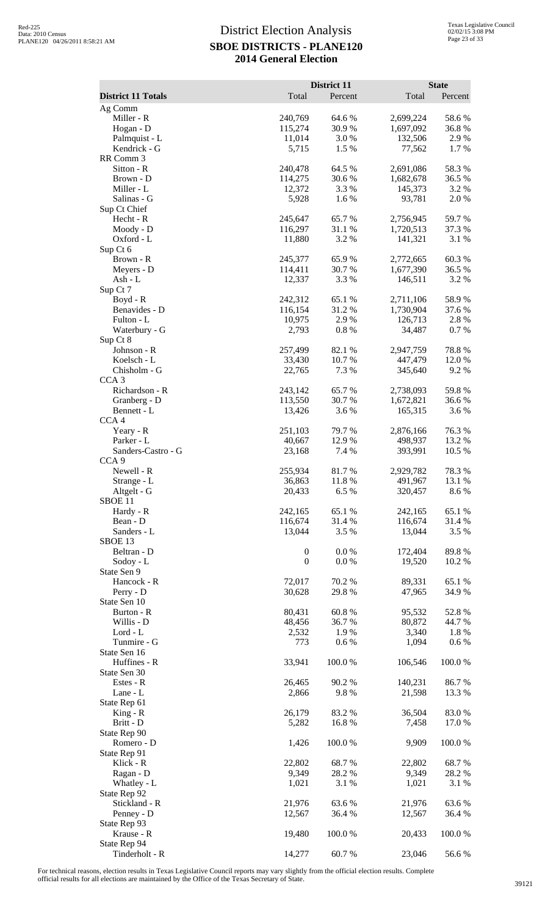# District Election Analysis

## SBOE DISTRICTS - PLANE120

## 2014 General Election

| District 11 Totals | District 11 Total | District 11 Percent | State Total | State Percent |
|---|---|---|---|---|
| Ag Comm | | | | |
| Miller - R | 240,769 | 64.6 % | 2,699,224 | 58.6 % |
| Hogan - D | 115,274 | 30.9 % | 1,697,092 | 36.8 % |
| Palmquist - L | 11,014 | 3.0 % | 132,506 | 2.9 % |
| Kendrick - G | 5,715 | 1.5 % | 77,562 | 1.7 % |
| RR Comm 3 | | | | |
| Sitton - R | 240,478 | 64.5 % | 2,691,086 | 58.3 % |
| Brown - D | 114,275 | 30.6 % | 1,682,678 | 36.5 % |
| Miller - L | 12,372 | 3.3 % | 145,373 | 3.2 % |
| Salinas - G | 5,928 | 1.6 % | 93,781 | 2.0 % |
| Sup Ct Chief | | | | |
| Hecht - R | 245,647 | 65.7 % | 2,756,945 | 59.7 % |
| Moody - D | 116,297 | 31.1 % | 1,720,513 | 37.3 % |
| Oxford - L | 11,880 | 3.2 % | 141,321 | 3.1 % |
| Sup Ct 6 | | | | |
| Brown - R | 245,377 | 65.9 % | 2,772,665 | 60.3 % |
| Meyers - D | 114,411 | 30.7 % | 1,677,390 | 36.5 % |
| Ash - L | 12,337 | 3.3 % | 146,511 | 3.2 % |
| Sup Ct 7 | | | | |
| Boyd - R | 242,312 | 65.1 % | 2,711,106 | 58.9 % |
| Benavides - D | 116,154 | 31.2 % | 1,730,904 | 37.6 % |
| Fulton - L | 10,975 | 2.9 % | 126,713 | 2.8 % |
| Waterbury - G | 2,793 | 0.8 % | 34,487 | 0.7 % |
| Sup Ct 8 | | | | |
| Johnson - R | 257,499 | 82.1 % | 2,947,759 | 78.8 % |
| Koelsch - L | 33,430 | 10.7 % | 447,479 | 12.0 % |
| Chisholm - G | 22,765 | 7.3 % | 345,640 | 9.2 % |
| CCA 3 | | | | |
| Richardson - R | 243,142 | 65.7 % | 2,738,093 | 59.8 % |
| Granberg - D | 113,550 | 30.7 % | 1,672,821 | 36.6 % |
| Bennett - L | 13,426 | 3.6 % | 165,315 | 3.6 % |
| CCA 4 | | | | |
| Yeary - R | 251,103 | 79.7 % | 2,876,166 | 76.3 % |
| Parker - L | 40,667 | 12.9 % | 498,937 | 13.2 % |
| Sanders-Castro - G | 23,168 | 7.4 % | 393,991 | 10.5 % |
| CCA 9 | | | | |
| Newell - R | 255,934 | 81.7 % | 2,929,782 | 78.3 % |
| Strange - L | 36,863 | 11.8 % | 491,967 | 13.1 % |
| Altgelt - G | 20,433 | 6.5 % | 320,457 | 8.6 % |
| SBOE 11 | | | | |
| Hardy - R | 242,165 | 65.1 % | 242,165 | 65.1 % |
| Bean - D | 116,674 | 31.4 % | 116,674 | 31.4 % |
| Sanders - L | 13,044 | 3.5 % | 13,044 | 3.5 % |
| SBOE 13 | | | | |
| Beltran - D | 0 | 0.0 % | 172,404 | 89.8 % |
| Sodoy - L | 0 | 0.0 % | 19,520 | 10.2 % |
| State Sen 9 | | | | |
| Hancock - R | 72,017 | 70.2 % | 89,331 | 65.1 % |
| Perry - D | 30,628 | 29.8 % | 47,965 | 34.9 % |
| State Sen 10 | | | | |
| Burton - R | 80,431 | 60.8 % | 95,532 | 52.8 % |
| Willis - D | 48,456 | 36.7 % | 80,872 | 44.7 % |
| Lord - L | 2,532 | 1.9 % | 3,340 | 1.8 % |
| Tunmire - G | 773 | 0.6 % | 1,094 | 0.6 % |
| State Sen 16 | | | | |
| Huffines - R | 33,941 | 100.0 % | 106,546 | 100.0 % |
| State Sen 30 | | | | |
| Estes - R | 26,465 | 90.2 % | 140,231 | 86.7 % |
| Lane - L | 2,866 | 9.8 % | 21,598 | 13.3 % |
| State Rep 61 | | | | |
| King - R | 26,179 | 83.2 % | 36,504 | 83.0 % |
| Britt - D | 5,282 | 16.8 % | 7,458 | 17.0 % |
| State Rep 90 | | | | |
| Romero - D | 1,426 | 100.0 % | 9,909 | 100.0 % |
| State Rep 91 | | | | |
| Klick - R | 22,802 | 68.7 % | 22,802 | 68.7 % |
| Ragan - D | 9,349 | 28.2 % | 9,349 | 28.2 % |
| Whatley - L | 1,021 | 3.1 % | 1,021 | 3.1 % |
| State Rep 92 | | | | |
| Stickland - R | 21,976 | 63.6 % | 21,976 | 63.6 % |
| Penney - D | 12,567 | 36.4 % | 12,567 | 36.4 % |
| State Rep 93 | | | | |
| Krause - R | 19,480 | 100.0 % | 20,433 | 100.0 % |
| State Rep 94 | | | | |
| Tinderholt - R | 14,277 | 60.7 % | 23,046 | 56.6 % |

For technical reasons, election results in Texas Legislative Council reports may vary slightly from the official election results. Complete official results for all elections are maintained by the Office of the Texas Secretary of State.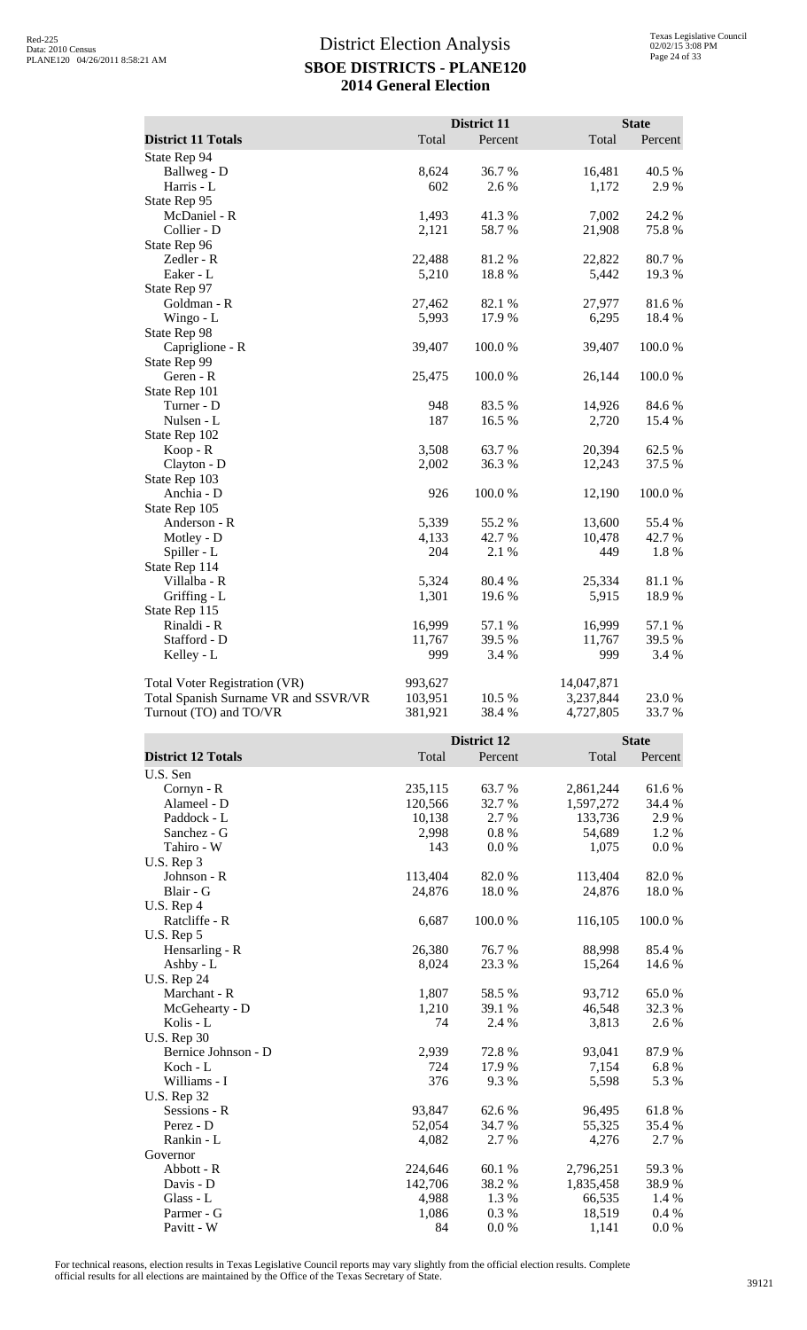# District Election Analysis
## SBOE DISTRICTS - PLANE120
## 2014 General Election

| District 11 Totals | District 11 Total | District 11 Percent | State Total | State Percent |
|---|---|---|---|---|
| State Rep 94 | | | | |
| Ballweg - D | 8,624 | 36.7 % | 16,481 | 40.5 % |
| Harris - L | 602 | 2.6 % | 1,172 | 2.9 % |
| State Rep 95 | | | | |
| McDaniel - R | 1,493 | 41.3 % | 7,002 | 24.2 % |
| Collier - D | 2,121 | 58.7 % | 21,908 | 75.8 % |
| State Rep 96 | | | | |
| Zedler - R | 22,488 | 81.2 % | 22,822 | 80.7 % |
| Eaker - L | 5,210 | 18.8 % | 5,442 | 19.3 % |
| State Rep 97 | | | | |
| Goldman - R | 27,462 | 82.1 % | 27,977 | 81.6 % |
| Wingo - L | 5,993 | 17.9 % | 6,295 | 18.4 % |
| State Rep 98 | | | | |
| Capriglione - R | 39,407 | 100.0 % | 39,407 | 100.0 % |
| State Rep 99 | | | | |
| Geren - R | 25,475 | 100.0 % | 26,144 | 100.0 % |
| State Rep 101 | | | | |
| Turner - D | 948 | 83.5 % | 14,926 | 84.6 % |
| Nulsen - L | 187 | 16.5 % | 2,720 | 15.4 % |
| State Rep 102 | | | | |
| Koop - R | 3,508 | 63.7 % | 20,394 | 62.5 % |
| Clayton - D | 2,002 | 36.3 % | 12,243 | 37.5 % |
| State Rep 103 | | | | |
| Anchia - D | 926 | 100.0 % | 12,190 | 100.0 % |
| State Rep 105 | | | | |
| Anderson - R | 5,339 | 55.2 % | 13,600 | 55.4 % |
| Motley - D | 4,133 | 42.7 % | 10,478 | 42.7 % |
| Spiller - L | 204 | 2.1 % | 449 | 1.8 % |
| State Rep 114 | | | | |
| Villalba - R | 5,324 | 80.4 % | 25,334 | 81.1 % |
| Griffing - L | 1,301 | 19.6 % | 5,915 | 18.9 % |
| State Rep 115 | | | | |
| Rinaldi - R | 16,999 | 57.1 % | 16,999 | 57.1 % |
| Stafford - D | 11,767 | 39.5 % | 11,767 | 39.5 % |
| Kelley - L | 999 | 3.4 % | 999 | 3.4 % |
| | | | | |
| Total Voter Registration (VR) | 993,627 | | 14,047,871 | |
| Total Spanish Surname VR and SSVR/VR | 103,951 | 10.5 % | 3,237,844 | 23.0 % |
| Turnout (TO) and TO/VR | 381,921 | 38.4 % | 4,727,805 | 33.7 % |

| District 12 Totals | District 12 Total | District 12 Percent | State Total | State Percent |
|---|---|---|---|---|
| U.S. Sen | | | | |
| Cornyn - R | 235,115 | 63.7 % | 2,861,244 | 61.6 % |
| Alameel - D | 120,566 | 32.7 % | 1,597,272 | 34.4 % |
| Paddock - L | 10,138 | 2.7 % | 133,736 | 2.9 % |
| Sanchez - G | 2,998 | 0.8 % | 54,689 | 1.2 % |
| Tahiro - W | 143 | 0.0 % | 1,075 | 0.0 % |
| U.S. Rep 3 | | | | |
| Johnson - R | 113,404 | 82.0 % | 113,404 | 82.0 % |
| Blair - G | 24,876 | 18.0 % | 24,876 | 18.0 % |
| U.S. Rep 4 | | | | |
| Ratcliffe - R | 6,687 | 100.0 % | 116,105 | 100.0 % |
| U.S. Rep 5 | | | | |
| Hensarling - R | 26,380 | 76.7 % | 88,998 | 85.4 % |
| Ashby - L | 8,024 | 23.3 % | 15,264 | 14.6 % |
| U.S. Rep 24 | | | | |
| Marchant - R | 1,807 | 58.5 % | 93,712 | 65.0 % |
| McGehearty - D | 1,210 | 39.1 % | 46,548 | 32.3 % |
| Kolis - L | 74 | 2.4 % | 3,813 | 2.6 % |
| U.S. Rep 30 | | | | |
| Bernice Johnson - D | 2,939 | 72.8 % | 93,041 | 87.9 % |
| Koch - L | 724 | 17.9 % | 7,154 | 6.8 % |
| Williams - I | 376 | 9.3 % | 5,598 | 5.3 % |
| U.S. Rep 32 | | | | |
| Sessions - R | 93,847 | 62.6 % | 96,495 | 61.8 % |
| Perez - D | 52,054 | 34.7 % | 55,325 | 35.4 % |
| Rankin - L | 4,082 | 2.7 % | 4,276 | 2.7 % |
| Governor | | | | |
| Abbott - R | 224,646 | 60.1 % | 2,796,251 | 59.3 % |
| Davis - D | 142,706 | 38.2 % | 1,835,458 | 38.9 % |
| Glass - L | 4,988 | 1.3 % | 66,535 | 1.4 % |
| Parmer - G | 1,086 | 0.3 % | 18,519 | 0.4 % |
| Pavitt - W | 84 | 0.0 % | 1,141 | 0.0 % |

For technical reasons, election results in Texas Legislative Council reports may vary slightly from the official election results. Complete official results for all elections are maintained by the Office of the Texas Secretary of State.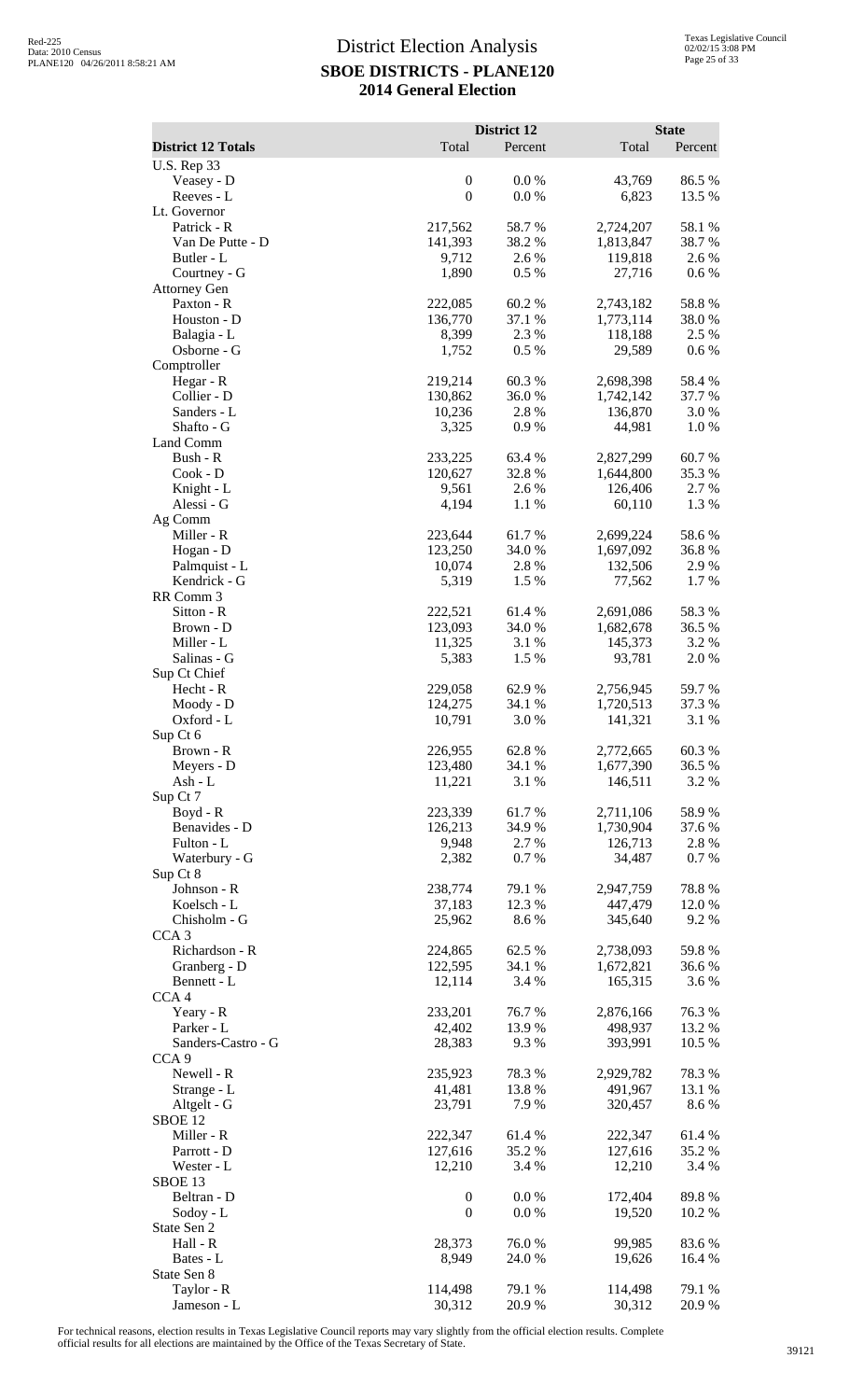# District Election Analysis
## SBOE DISTRICTS - PLANE120
## 2014 General Election

| District 12 Totals | District 12 Total | District 12 Percent | State Total | State Percent |
|---|---|---|---|---|
| U.S. Rep 33 | | | | |
| Veasey - D | 0 | 0.0 % | 43,769 | 86.5 % |
| Reeves - L | 0 | 0.0 % | 6,823 | 13.5 % |
| Lt. Governor | | | | |
| Patrick - R | 217,562 | 58.7 % | 2,724,207 | 58.1 % |
| Van De Putte - D | 141,393 | 38.2 % | 1,813,847 | 38.7 % |
| Butler - L | 9,712 | 2.6 % | 119,818 | 2.6 % |
| Courtney - G | 1,890 | 0.5 % | 27,716 | 0.6 % |
| Attorney Gen | | | | |
| Paxton - R | 222,085 | 60.2 % | 2,743,182 | 58.8 % |
| Houston - D | 136,770 | 37.1 % | 1,773,114 | 38.0 % |
| Balagia - L | 8,399 | 2.3 % | 118,188 | 2.5 % |
| Osborne - G | 1,752 | 0.5 % | 29,589 | 0.6 % |
| Comptroller | | | | |
| Hegar - R | 219,214 | 60.3 % | 2,698,398 | 58.4 % |
| Collier - D | 130,862 | 36.0 % | 1,742,142 | 37.7 % |
| Sanders - L | 10,236 | 2.8 % | 136,870 | 3.0 % |
| Shafto - G | 3,325 | 0.9 % | 44,981 | 1.0 % |
| Land Comm | | | | |
| Bush - R | 233,225 | 63.4 % | 2,827,299 | 60.7 % |
| Cook - D | 120,627 | 32.8 % | 1,644,800 | 35.3 % |
| Knight - L | 9,561 | 2.6 % | 126,406 | 2.7 % |
| Alessi - G | 4,194 | 1.1 % | 60,110 | 1.3 % |
| Ag Comm | | | | |
| Miller - R | 223,644 | 61.7 % | 2,699,224 | 58.6 % |
| Hogan - D | 123,250 | 34.0 % | 1,697,092 | 36.8 % |
| Palmquist - L | 10,074 | 2.8 % | 132,506 | 2.9 % |
| Kendrick - G | 5,319 | 1.5 % | 77,562 | 1.7 % |
| RR Comm 3 | | | | |
| Sitton - R | 222,521 | 61.4 % | 2,691,086 | 58.3 % |
| Brown - D | 123,093 | 34.0 % | 1,682,678 | 36.5 % |
| Miller - L | 11,325 | 3.1 % | 145,373 | 3.2 % |
| Salinas - G | 5,383 | 1.5 % | 93,781 | 2.0 % |
| Sup Ct Chief | | | | |
| Hecht - R | 229,058 | 62.9 % | 2,756,945 | 59.7 % |
| Moody - D | 124,275 | 34.1 % | 1,720,513 | 37.3 % |
| Oxford - L | 10,791 | 3.0 % | 141,321 | 3.1 % |
| Sup Ct 6 | | | | |
| Brown - R | 226,955 | 62.8 % | 2,772,665 | 60.3 % |
| Meyers - D | 123,480 | 34.1 % | 1,677,390 | 36.5 % |
| Ash - L | 11,221 | 3.1 % | 146,511 | 3.2 % |
| Sup Ct 7 | | | | |
| Boyd - R | 223,339 | 61.7 % | 2,711,106 | 58.9 % |
| Benavides - D | 126,213 | 34.9 % | 1,730,904 | 37.6 % |
| Fulton - L | 9,948 | 2.7 % | 126,713 | 2.8 % |
| Waterbury - G | 2,382 | 0.7 % | 34,487 | 0.7 % |
| Sup Ct 8 | | | | |
| Johnson - R | 238,774 | 79.1 % | 2,947,759 | 78.8 % |
| Koelsch - L | 37,183 | 12.3 % | 447,479 | 12.0 % |
| Chisholm - G | 25,962 | 8.6 % | 345,640 | 9.2 % |
| CCA 3 | | | | |
| Richardson - R | 224,865 | 62.5 % | 2,738,093 | 59.8 % |
| Granberg - D | 122,595 | 34.1 % | 1,672,821 | 36.6 % |
| Bennett - L | 12,114 | 3.4 % | 165,315 | 3.6 % |
| CCA 4 | | | | |
| Yeary - R | 233,201 | 76.7 % | 2,876,166 | 76.3 % |
| Parker - L | 42,402 | 13.9 % | 498,937 | 13.2 % |
| Sanders-Castro - G | 28,383 | 9.3 % | 393,991 | 10.5 % |
| CCA 9 | | | | |
| Newell - R | 235,923 | 78.3 % | 2,929,782 | 78.3 % |
| Strange - L | 41,481 | 13.8 % | 491,967 | 13.1 % |
| Altgelt - G | 23,791 | 7.9 % | 320,457 | 8.6 % |
| SBOE 12 | | | | |
| Miller - R | 222,347 | 61.4 % | 222,347 | 61.4 % |
| Parrott - D | 127,616 | 35.2 % | 127,616 | 35.2 % |
| Wester - L | 12,210 | 3.4 % | 12,210 | 3.4 % |
| SBOE 13 | | | | |
| Beltran - D | 0 | 0.0 % | 172,404 | 89.8 % |
| Sodoy - L | 0 | 0.0 % | 19,520 | 10.2 % |
| State Sen 2 | | | | |
| Hall - R | 28,373 | 76.0 % | 99,985 | 83.6 % |
| Bates - L | 8,949 | 24.0 % | 19,626 | 16.4 % |
| State Sen 8 | | | | |
| Taylor - R | 114,498 | 79.1 % | 114,498 | 79.1 % |
| Jameson - L | 30,312 | 20.9 % | 30,312 | 20.9 % |

For technical reasons, election results in Texas Legislative Council reports may vary slightly from the official election results. Complete official results for all elections are maintained by the Office of the Texas Secretary of State.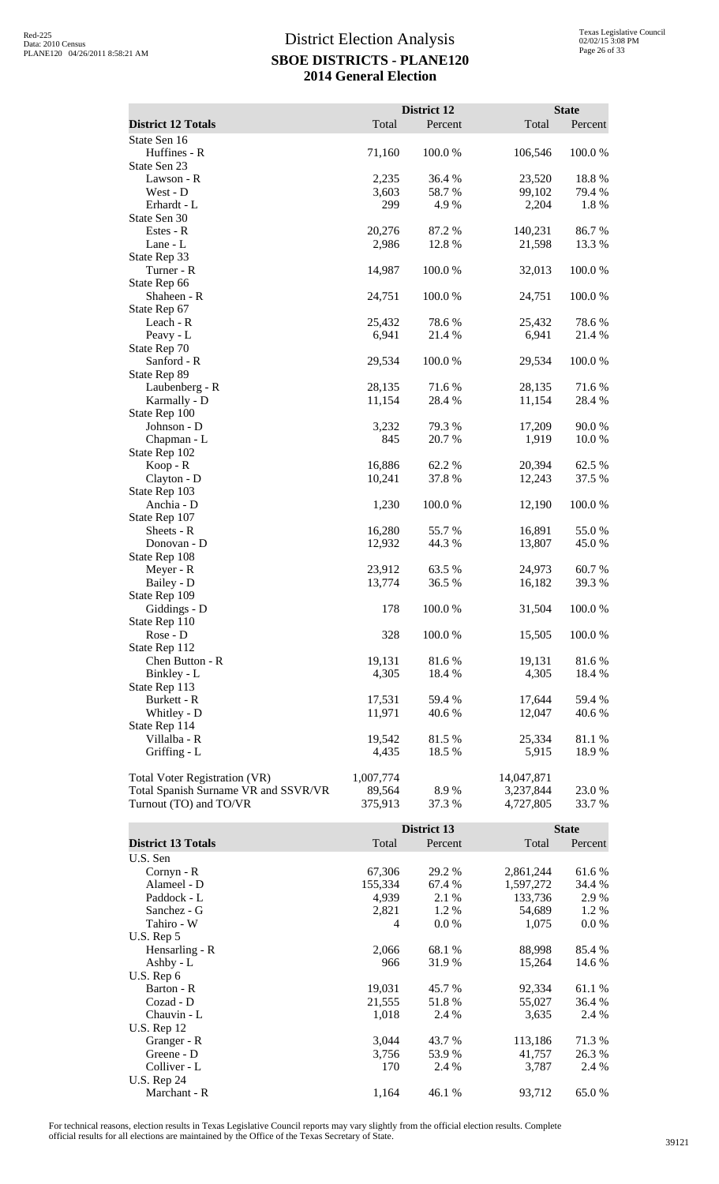# District Election Analysis
## SBOE DISTRICTS - PLANE120
## 2014 General Election

| District 12 Totals | District 12 Total | District 12 Percent | State Total | State Percent |
|---|---|---|---|---|
| State Sen 16 | | | | |
| Huffines - R | 71,160 | 100.0 % | 106,546 | 100.0 % |
| State Sen 23 | | | | |
| Lawson - R | 2,235 | 36.4 % | 23,520 | 18.8 % |
| West - D | 3,603 | 58.7 % | 99,102 | 79.4 % |
| Erhardt - L | 299 | 4.9 % | 2,204 | 1.8 % |
| State Sen 30 | | | | |
| Estes - R | 20,276 | 87.2 % | 140,231 | 86.7 % |
| Lane - L | 2,986 | 12.8 % | 21,598 | 13.3 % |
| State Rep 33 | | | | |
| Turner - R | 14,987 | 100.0 % | 32,013 | 100.0 % |
| State Rep 66 | | | | |
| Shaheen - R | 24,751 | 100.0 % | 24,751 | 100.0 % |
| State Rep 67 | | | | |
| Leach - R | 25,432 | 78.6 % | 25,432 | 78.6 % |
| Peavy - L | 6,941 | 21.4 % | 6,941 | 21.4 % |
| State Rep 70 | | | | |
| Sanford - R | 29,534 | 100.0 % | 29,534 | 100.0 % |
| State Rep 89 | | | | |
| Laubenberg - R | 28,135 | 71.6 % | 28,135 | 71.6 % |
| Karmally - D | 11,154 | 28.4 % | 11,154 | 28.4 % |
| State Rep 100 | | | | |
| Johnson - D | 3,232 | 79.3 % | 17,209 | 90.0 % |
| Chapman - L | 845 | 20.7 % | 1,919 | 10.0 % |
| State Rep 102 | | | | |
| Koop - R | 16,886 | 62.2 % | 20,394 | 62.5 % |
| Clayton - D | 10,241 | 37.8 % | 12,243 | 37.5 % |
| State Rep 103 | | | | |
| Anchia - D | 1,230 | 100.0 % | 12,190 | 100.0 % |
| State Rep 107 | | | | |
| Sheets - R | 16,280 | 55.7 % | 16,891 | 55.0 % |
| Donovan - D | 12,932 | 44.3 % | 13,807 | 45.0 % |
| State Rep 108 | | | | |
| Meyer - R | 23,912 | 63.5 % | 24,973 | 60.7 % |
| Bailey - D | 13,774 | 36.5 % | 16,182 | 39.3 % |
| State Rep 109 | | | | |
| Giddings - D | 178 | 100.0 % | 31,504 | 100.0 % |
| State Rep 110 | | | | |
| Rose - D | 328 | 100.0 % | 15,505 | 100.0 % |
| State Rep 112 | | | | |
| Chen Button - R | 19,131 | 81.6 % | 19,131 | 81.6 % |
| Binkley - L | 4,305 | 18.4 % | 4,305 | 18.4 % |
| State Rep 113 | | | | |
| Burkett - R | 17,531 | 59.4 % | 17,644 | 59.4 % |
| Whitley - D | 11,971 | 40.6 % | 12,047 | 40.6 % |
| State Rep 114 | | | | |
| Villalba - R | 19,542 | 81.5 % | 25,334 | 81.1 % |
| Griffing - L | 4,435 | 18.5 % | 5,915 | 18.9 % |
| | | | | |
| Total Voter Registration (VR) | 1,007,774 | | 14,047,871 | |
| Total Spanish Surname VR and SSVR/VR | 89,564 | 8.9 % | 3,237,844 | 23.0 % |
| Turnout (TO) and TO/VR | 375,913 | 37.3 % | 4,727,805 | 33.7 % |

| District 13 Totals | District 13 Total | District 13 Percent | State Total | State Percent |
|---|---|---|---|---|
| U.S. Sen | | | | |
| Cornyn - R | 67,306 | 29.2 % | 2,861,244 | 61.6 % |
| Alameel - D | 155,334 | 67.4 % | 1,597,272 | 34.4 % |
| Paddock - L | 4,939 | 2.1 % | 133,736 | 2.9 % |
| Sanchez - G | 2,821 | 1.2 % | 54,689 | 1.2 % |
| Tahiro - W | 4 | 0.0 % | 1,075 | 0.0 % |
| U.S. Rep 5 | | | | |
| Hensarling - R | 2,066 | 68.1 % | 88,998 | 85.4 % |
| Ashby - L | 966 | 31.9 % | 15,264 | 14.6 % |
| U.S. Rep 6 | | | | |
| Barton - R | 19,031 | 45.7 % | 92,334 | 61.1 % |
| Cozad - D | 21,555 | 51.8 % | 55,027 | 36.4 % |
| Chauvin - L | 1,018 | 2.4 % | 3,635 | 2.4 % |
| U.S. Rep 12 | | | | |
| Granger - R | 3,044 | 43.7 % | 113,186 | 71.3 % |
| Greene - D | 3,756 | 53.9 % | 41,757 | 26.3 % |
| Colliver - L | 170 | 2.4 % | 3,787 | 2.4 % |
| U.S. Rep 24 | | | | |
| Marchant - R | 1,164 | 46.1 % | 93,712 | 65.0 % |

For technical reasons, election results in Texas Legislative Council reports may vary slightly from the official election results. Complete official results for all elections are maintained by the Office of the Texas Secretary of State.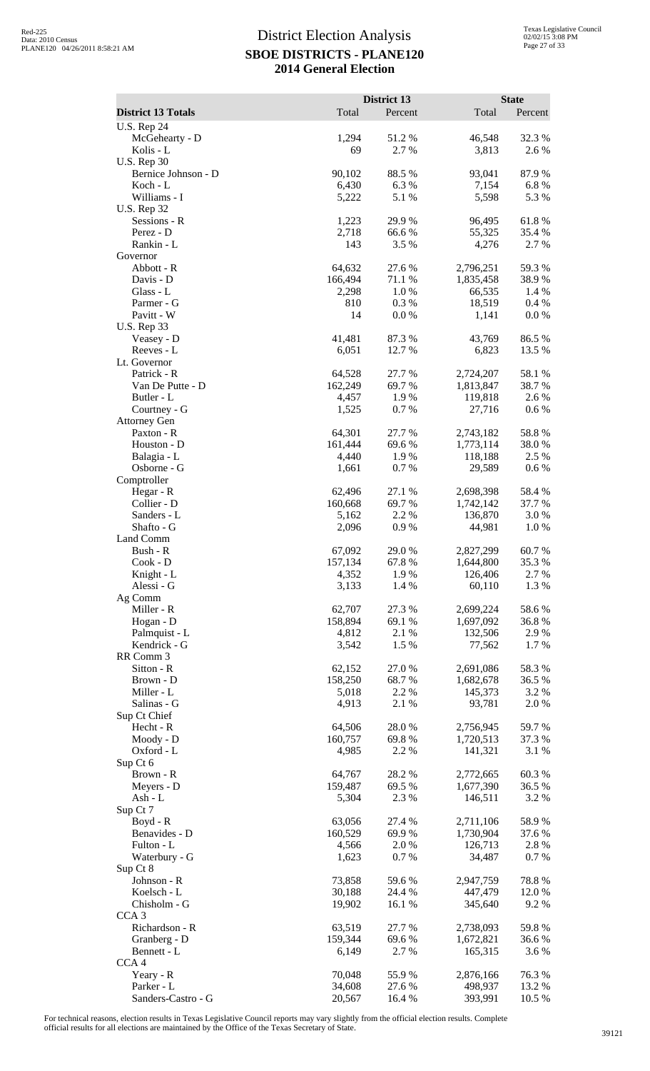# District Election Analysis
## SBOE DISTRICTS - PLANE120
## 2014 General Election

| District 13 Totals | District 13 Total | District 13 Percent | State Total | State Percent |
|---|---|---|---|---|
| U.S. Rep 24 | | | | |
| McGehearty - D | 1,294 | 51.2 % | 46,548 | 32.3 % |
| Kolis - L | 69 | 2.7 % | 3,813 | 2.6 % |
| U.S. Rep 30 | | | | |
| Bernice Johnson - D | 90,102 | 88.5 % | 93,041 | 87.9 % |
| Koch - L | 6,430 | 6.3 % | 7,154 | 6.8 % |
| Williams - I | 5,222 | 5.1 % | 5,598 | 5.3 % |
| U.S. Rep 32 | | | | |
| Sessions - R | 1,223 | 29.9 % | 96,495 | 61.8 % |
| Perez - D | 2,718 | 66.6 % | 55,325 | 35.4 % |
| Rankin - L | 143 | 3.5 % | 4,276 | 2.7 % |
| Governor | | | | |
| Abbott - R | 64,632 | 27.6 % | 2,796,251 | 59.3 % |
| Davis - D | 166,494 | 71.1 % | 1,835,458 | 38.9 % |
| Glass - L | 2,298 | 1.0 % | 66,535 | 1.4 % |
| Parmer - G | 810 | 0.3 % | 18,519 | 0.4 % |
| Pavitt - W | 14 | 0.0 % | 1,141 | 0.0 % |
| U.S. Rep 33 | | | | |
| Veasey - D | 41,481 | 87.3 % | 43,769 | 86.5 % |
| Reeves - L | 6,051 | 12.7 % | 6,823 | 13.5 % |
| Lt. Governor | | | | |
| Patrick - R | 64,528 | 27.7 % | 2,724,207 | 58.1 % |
| Van De Putte - D | 162,249 | 69.7 % | 1,813,847 | 38.7 % |
| Butler - L | 4,457 | 1.9 % | 119,818 | 2.6 % |
| Courtney - G | 1,525 | 0.7 % | 27,716 | 0.6 % |
| Attorney Gen | | | | |
| Paxton - R | 64,301 | 27.7 % | 2,743,182 | 58.8 % |
| Houston - D | 161,444 | 69.6 % | 1,773,114 | 38.0 % |
| Balagia - L | 4,440 | 1.9 % | 118,188 | 2.5 % |
| Osborne - G | 1,661 | 0.7 % | 29,589 | 0.6 % |
| Comptroller | | | | |
| Hegar - R | 62,496 | 27.1 % | 2,698,398 | 58.4 % |
| Collier - D | 160,668 | 69.7 % | 1,742,142 | 37.7 % |
| Sanders - L | 5,162 | 2.2 % | 136,870 | 3.0 % |
| Shafto - G | 2,096 | 0.9 % | 44,981 | 1.0 % |
| Land Comm | | | | |
| Bush - R | 67,092 | 29.0 % | 2,827,299 | 60.7 % |
| Cook - D | 157,134 | 67.8 % | 1,644,800 | 35.3 % |
| Knight - L | 4,352 | 1.9 % | 126,406 | 2.7 % |
| Alessi - G | 3,133 | 1.4 % | 60,110 | 1.3 % |
| Ag Comm | | | | |
| Miller - R | 62,707 | 27.3 % | 2,699,224 | 58.6 % |
| Hogan - D | 158,894 | 69.1 % | 1,697,092 | 36.8 % |
| Palmquist - L | 4,812 | 2.1 % | 132,506 | 2.9 % |
| Kendrick - G | 3,542 | 1.5 % | 77,562 | 1.7 % |
| RR Comm 3 | | | | |
| Sitton - R | 62,152 | 27.0 % | 2,691,086 | 58.3 % |
| Brown - D | 158,250 | 68.7 % | 1,682,678 | 36.5 % |
| Miller - L | 5,018 | 2.2 % | 145,373 | 3.2 % |
| Salinas - G | 4,913 | 2.1 % | 93,781 | 2.0 % |
| Sup Ct Chief | | | | |
| Hecht - R | 64,506 | 28.0 % | 2,756,945 | 59.7 % |
| Moody - D | 160,757 | 69.8 % | 1,720,513 | 37.3 % |
| Oxford - L | 4,985 | 2.2 % | 141,321 | 3.1 % |
| Sup Ct 6 | | | | |
| Brown - R | 64,767 | 28.2 % | 2,772,665 | 60.3 % |
| Meyers - D | 159,487 | 69.5 % | 1,677,390 | 36.5 % |
| Ash - L | 5,304 | 2.3 % | 146,511 | 3.2 % |
| Sup Ct 7 | | | | |
| Boyd - R | 63,056 | 27.4 % | 2,711,106 | 58.9 % |
| Benavides - D | 160,529 | 69.9 % | 1,730,904 | 37.6 % |
| Fulton - L | 4,566 | 2.0 % | 126,713 | 2.8 % |
| Waterbury - G | 1,623 | 0.7 % | 34,487 | 0.7 % |
| Sup Ct 8 | | | | |
| Johnson - R | 73,858 | 59.6 % | 2,947,759 | 78.8 % |
| Koelsch - L | 30,188 | 24.4 % | 447,479 | 12.0 % |
| Chisholm - G | 19,902 | 16.1 % | 345,640 | 9.2 % |
| CCA 3 | | | | |
| Richardson - R | 63,519 | 27.7 % | 2,738,093 | 59.8 % |
| Granberg - D | 159,344 | 69.6 % | 1,672,821 | 36.6 % |
| Bennett - L | 6,149 | 2.7 % | 165,315 | 3.6 % |
| CCA 4 | | | | |
| Yeary - R | 70,048 | 55.9 % | 2,876,166 | 76.3 % |
| Parker - L | 34,608 | 27.6 % | 498,937 | 13.2 % |
| Sanders-Castro - G | 20,567 | 16.4 % | 393,991 | 10.5 % |

For technical reasons, election results in Texas Legislative Council reports may vary slightly from the official election results. Complete official results for all elections are maintained by the Office of the Texas Secretary of State.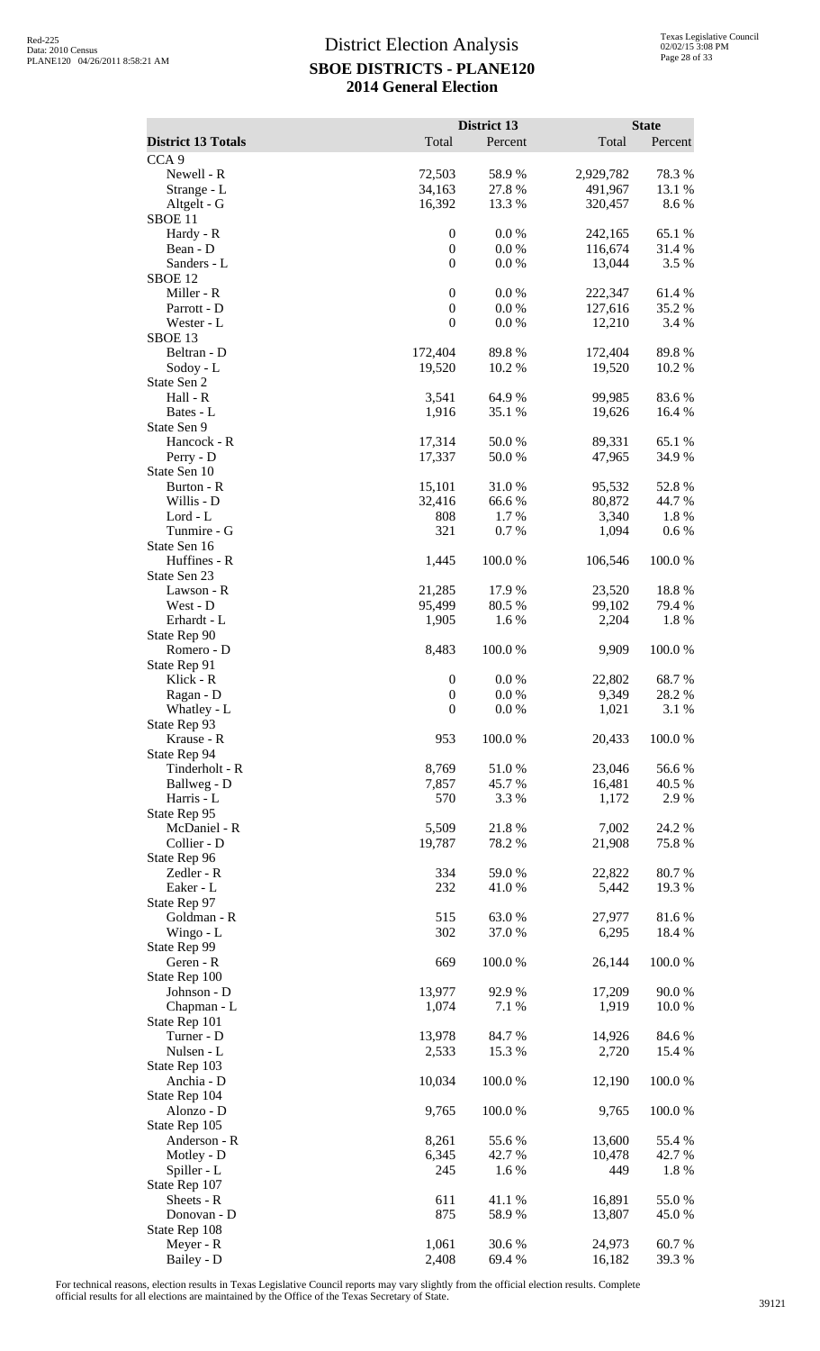# District Election Analysis
## SBOE DISTRICTS - PLANE120
## 2014 General Election

| District 13 Totals | District 13 Total | District 13 Percent | State Total | State Percent |
|---|---|---|---|---|
| **CCA 9** | | | | |
| Newell - R | 72,503 | 58.9 % | 2,929,782 | 78.3 % |
| Strange - L | 34,163 | 27.8 % | 491,967 | 13.1 % |
| Altgelt - G | 16,392 | 13.3 % | 320,457 | 8.6 % |
| **SBOE 11** | | | | |
| Hardy - R | 0 | 0.0 % | 242,165 | 65.1 % |
| Bean - D | 0 | 0.0 % | 116,674 | 31.4 % |
| Sanders - L | 0 | 0.0 % | 13,044 | 3.5 % |
| **SBOE 12** | | | | |
| Miller - R | 0 | 0.0 % | 222,347 | 61.4 % |
| Parrott - D | 0 | 0.0 % | 127,616 | 35.2 % |
| Wester - L | 0 | 0.0 % | 12,210 | 3.4 % |
| **SBOE 13** | | | | |
| Beltran - D | 172,404 | 89.8 % | 172,404 | 89.8 % |
| Sodoy - L | 19,520 | 10.2 % | 19,520 | 10.2 % |
| **State Sen 2** | | | | |
| Hall - R | 3,541 | 64.9 % | 99,985 | 83.6 % |
| Bates - L | 1,916 | 35.1 % | 19,626 | 16.4 % |
| **State Sen 9** | | | | |
| Hancock - R | 17,314 | 50.0 % | 89,331 | 65.1 % |
| Perry - D | 17,337 | 50.0 % | 47,965 | 34.9 % |
| **State Sen 10** | | | | |
| Burton - R | 15,101 | 31.0 % | 95,532 | 52.8 % |
| Willis - D | 32,416 | 66.6 % | 80,872 | 44.7 % |
| Lord - L | 808 | 1.7 % | 3,340 | 1.8 % |
| Tunmire - G | 321 | 0.7 % | 1,094 | 0.6 % |
| **State Sen 16** | | | | |
| Huffines - R | 1,445 | 100.0 % | 106,546 | 100.0 % |
| **State Sen 23** | | | | |
| Lawson - R | 21,285 | 17.9 % | 23,520 | 18.8 % |
| West - D | 95,499 | 80.5 % | 99,102 | 79.4 % |
| Erhardt - L | 1,905 | 1.6 % | 2,204 | 1.8 % |
| **State Rep 90** | | | | |
| Romero - D | 8,483 | 100.0 % | 9,909 | 100.0 % |
| **State Rep 91** | | | | |
| Klick - R | 0 | 0.0 % | 22,802 | 68.7 % |
| Ragan - D | 0 | 0.0 % | 9,349 | 28.2 % |
| Whatley - L | 0 | 0.0 % | 1,021 | 3.1 % |
| **State Rep 93** | | | | |
| Krause - R | 953 | 100.0 % | 20,433 | 100.0 % |
| **State Rep 94** | | | | |
| Tinderholt - R | 8,769 | 51.0 % | 23,046 | 56.6 % |
| Ballweg - D | 7,857 | 45.7 % | 16,481 | 40.5 % |
| Harris - L | 570 | 3.3 % | 1,172 | 2.9 % |
| **State Rep 95** | | | | |
| McDaniel - R | 5,509 | 21.8 % | 7,002 | 24.2 % |
| Collier - D | 19,787 | 78.2 % | 21,908 | 75.8 % |
| **State Rep 96** | | | | |
| Zedler - R | 334 | 59.0 % | 22,822 | 80.7 % |
| Eaker - L | 232 | 41.0 % | 5,442 | 19.3 % |
| **State Rep 97** | | | | |
| Goldman - R | 515 | 63.0 % | 27,977 | 81.6 % |
| Wingo - L | 302 | 37.0 % | 6,295 | 18.4 % |
| **State Rep 99** | | | | |
| Geren - R | 669 | 100.0 % | 26,144 | 100.0 % |
| **State Rep 100** | | | | |
| Johnson - D | 13,977 | 92.9 % | 17,209 | 90.0 % |
| Chapman - L | 1,074 | 7.1 % | 1,919 | 10.0 % |
| **State Rep 101** | | | | |
| Turner - D | 13,978 | 84.7 % | 14,926 | 84.6 % |
| Nulsen - L | 2,533 | 15.3 % | 2,720 | 15.4 % |
| **State Rep 103** | | | | |
| Anchia - D | 10,034 | 100.0 % | 12,190 | 100.0 % |
| **State Rep 104** | | | | |
| Alonzo - D | 9,765 | 100.0 % | 9,765 | 100.0 % |
| **State Rep 105** | | | | |
| Anderson - R | 8,261 | 55.6 % | 13,600 | 55.4 % |
| Motley - D | 6,345 | 42.7 % | 10,478 | 42.7 % |
| Spiller - L | 245 | 1.6 % | 449 | 1.8 % |
| **State Rep 107** | | | | |
| Sheets - R | 611 | 41.1 % | 16,891 | 55.0 % |
| Donovan - D | 875 | 58.9 % | 13,807 | 45.0 % |
| **State Rep 108** | | | | |
| Meyer - R | 1,061 | 30.6 % | 24,973 | 60.7 % |
| Bailey - D | 2,408 | 69.4 % | 16,182 | 39.3 % |

For technical reasons, election results in Texas Legislative Council reports may vary slightly from the official election results. Complete official results for all elections are maintained by the Office of the Texas Secretary of State.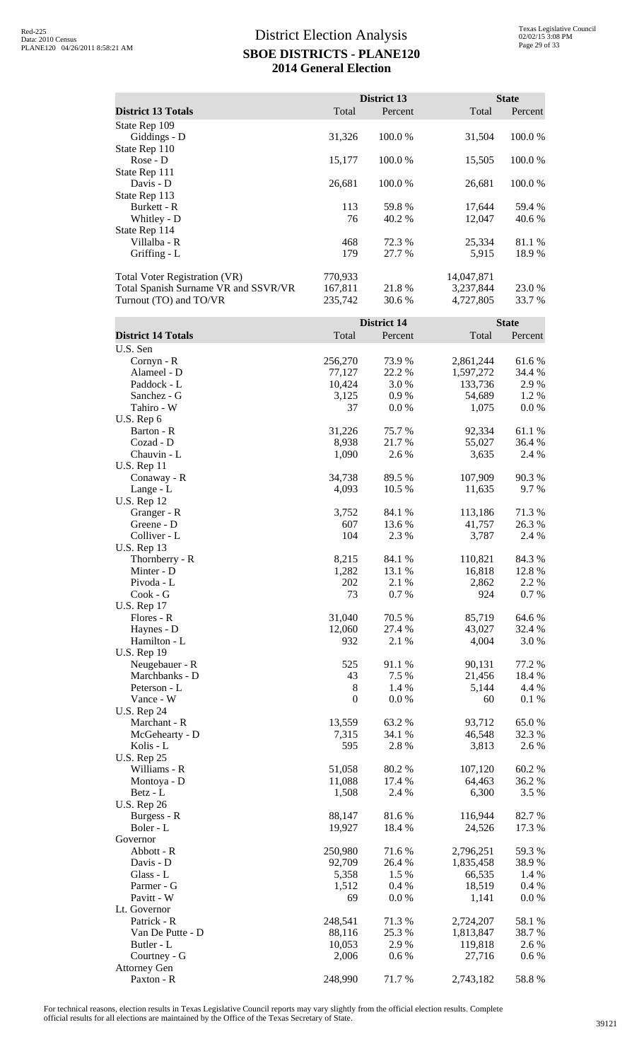# District Election Analysis
## SBOE DISTRICTS - PLANE120
## 2014 General Election

| District 13 Totals | District 13 Total | District 13 Percent | State Total | State Percent |
|---|---|---|---|---|
| State Rep 109 | | | | |
| Giddings - D | 31,326 | 100.0 % | 31,504 | 100.0 % |
| State Rep 110 | | | | |
| Rose - D | 15,177 | 100.0 % | 15,505 | 100.0 % |
| State Rep 111 | | | | |
| Davis - D | 26,681 | 100.0 % | 26,681 | 100.0 % |
| State Rep 113 | | | | |
| Burkett - R | 113 | 59.8 % | 17,644 | 59.4 % |
| Whitley - D | 76 | 40.2 % | 12,047 | 40.6 % |
| State Rep 114 | | | | |
| Villalba - R | 468 | 72.3 % | 25,334 | 81.1 % |
| Griffing - L | 179 | 27.7 % | 5,915 | 18.9 % |
| Total Voter Registration (VR) | 770,933 | | 14,047,871 | |
| Total Spanish Surname VR and SSVR/VR | 167,811 | 21.8 % | 3,237,844 | 23.0 % |
| Turnout (TO) and TO/VR | 235,742 | 30.6 % | 4,727,805 | 33.7 % |

| District 14 Totals | District 14 Total | District 14 Percent | State Total | State Percent |
|---|---|---|---|---|
| U.S. Sen | | | | |
| Cornyn - R | 256,270 | 73.9 % | 2,861,244 | 61.6 % |
| Alameel - D | 77,127 | 22.2 % | 1,597,272 | 34.4 % |
| Paddock - L | 10,424 | 3.0 % | 133,736 | 2.9 % |
| Sanchez - G | 3,125 | 0.9 % | 54,689 | 1.2 % |
| Tahiro - W | 37 | 0.0 % | 1,075 | 0.0 % |
| U.S. Rep 6 | | | | |
| Barton - R | 31,226 | 75.7 % | 92,334 | 61.1 % |
| Cozad - D | 8,938 | 21.7 % | 55,027 | 36.4 % |
| Chauvin - L | 1,090 | 2.6 % | 3,635 | 2.4 % |
| U.S. Rep 11 | | | | |
| Conaway - R | 34,738 | 89.5 % | 107,909 | 90.3 % |
| Lange - L | 4,093 | 10.5 % | 11,635 | 9.7 % |
| U.S. Rep 12 | | | | |
| Granger - R | 3,752 | 84.1 % | 113,186 | 71.3 % |
| Greene - D | 607 | 13.6 % | 41,757 | 26.3 % |
| Colliver - L | 104 | 2.3 % | 3,787 | 2.4 % |
| U.S. Rep 13 | | | | |
| Thornberry - R | 8,215 | 84.1 % | 110,821 | 84.3 % |
| Minter - D | 1,282 | 13.1 % | 16,818 | 12.8 % |
| Pivoda - L | 202 | 2.1 % | 2,862 | 2.2 % |
| Cook - G | 73 | 0.7 % | 924 | 0.7 % |
| U.S. Rep 17 | | | | |
| Flores - R | 31,040 | 70.5 % | 85,719 | 64.6 % |
| Haynes - D | 12,060 | 27.4 % | 43,027 | 32.4 % |
| Hamilton - L | 932 | 2.1 % | 4,004 | 3.0 % |
| U.S. Rep 19 | | | | |
| Neugebauer - R | 525 | 91.1 % | 90,131 | 77.2 % |
| Marchbanks - D | 43 | 7.5 % | 21,456 | 18.4 % |
| Peterson - L | 8 | 1.4 % | 5,144 | 4.4 % |
| Vance - W | 0 | 0.0 % | 60 | 0.1 % |
| U.S. Rep 24 | | | | |
| Marchant - R | 13,559 | 63.2 % | 93,712 | 65.0 % |
| McGehearty - D | 7,315 | 34.1 % | 46,548 | 32.3 % |
| Kolis - L | 595 | 2.8 % | 3,813 | 2.6 % |
| U.S. Rep 25 | | | | |
| Williams - R | 51,058 | 80.2 % | 107,120 | 60.2 % |
| Montoya - D | 11,088 | 17.4 % | 64,463 | 36.2 % |
| Betz - L | 1,508 | 2.4 % | 6,300 | 3.5 % |
| U.S. Rep 26 | | | | |
| Burgess - R | 88,147 | 81.6 % | 116,944 | 82.7 % |
| Boler - L | 19,927 | 18.4 % | 24,526 | 17.3 % |
| Governor | | | | |
| Abbott - R | 250,980 | 71.6 % | 2,796,251 | 59.3 % |
| Davis - D | 92,709 | 26.4 % | 1,835,458 | 38.9 % |
| Glass - L | 5,358 | 1.5 % | 66,535 | 1.4 % |
| Parmer - G | 1,512 | 0.4 % | 18,519 | 0.4 % |
| Pavitt - W | 69 | 0.0 % | 1,141 | 0.0 % |
| Lt. Governor | | | | |
| Patrick - R | 248,541 | 71.3 % | 2,724,207 | 58.1 % |
| Van De Putte - D | 88,116 | 25.3 % | 1,813,847 | 38.7 % |
| Butler - L | 10,053 | 2.9 % | 119,818 | 2.6 % |
| Courtney - G | 2,006 | 0.6 % | 27,716 | 0.6 % |
| Attorney Gen | | | | |
| Paxton - R | 248,990 | 71.7 % | 2,743,182 | 58.8 % |

For technical reasons, election results in Texas Legislative Council reports may vary slightly from the official election results. Complete official results for all elections are maintained by the Office of the Texas Secretary of State.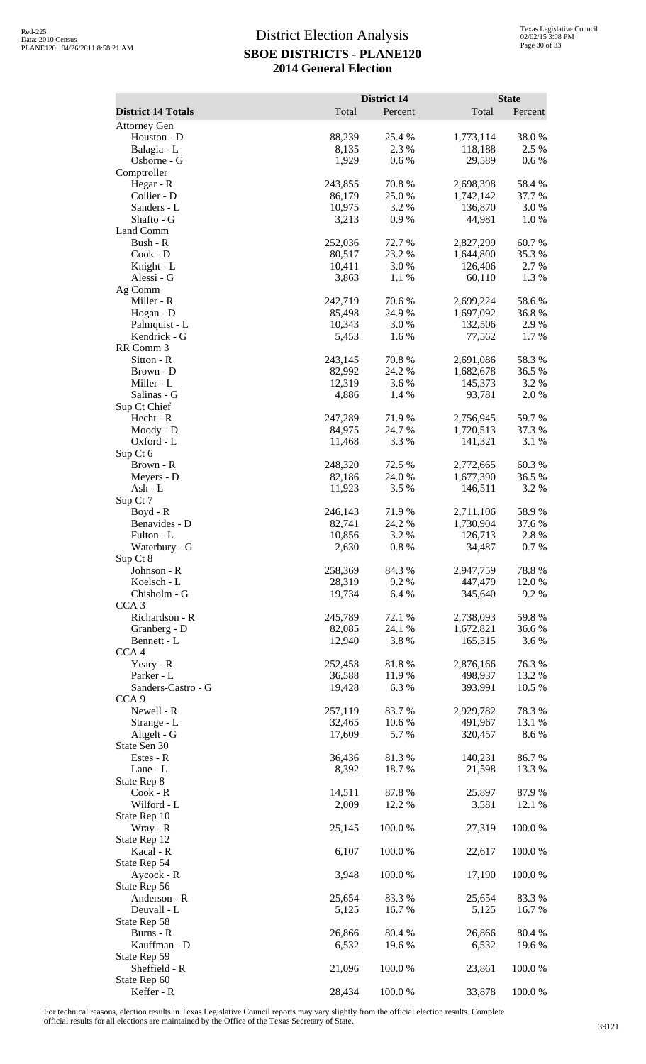# District Election Analysis
## SBOE DISTRICTS - PLANE120
## 2014 General Election

| District 14 Totals | District 14 Total | District 14 Percent | State Total | State Percent |
|---|---|---|---|---|
| Attorney Gen | | | | |
| Houston - D | 88,239 | 25.4 % | 1,773,114 | 38.0 % |
| Balagia - L | 8,135 | 2.3 % | 118,188 | 2.5 % |
| Osborne - G | 1,929 | 0.6 % | 29,589 | 0.6 % |
| Comptroller | | | | |
| Hegar - R | 243,855 | 70.8 % | 2,698,398 | 58.4 % |
| Collier - D | 86,179 | 25.0 % | 1,742,142 | 37.7 % |
| Sanders - L | 10,975 | 3.2 % | 136,870 | 3.0 % |
| Shafto - G | 3,213 | 0.9 % | 44,981 | 1.0 % |
| Land Comm | | | | |
| Bush - R | 252,036 | 72.7 % | 2,827,299 | 60.7 % |
| Cook - D | 80,517 | 23.2 % | 1,644,800 | 35.3 % |
| Knight - L | 10,411 | 3.0 % | 126,406 | 2.7 % |
| Alessi - G | 3,863 | 1.1 % | 60,110 | 1.3 % |
| Ag Comm | | | | |
| Miller - R | 242,719 | 70.6 % | 2,699,224 | 58.6 % |
| Hogan - D | 85,498 | 24.9 % | 1,697,092 | 36.8 % |
| Palmquist - L | 10,343 | 3.0 % | 132,506 | 2.9 % |
| Kendrick - G | 5,453 | 1.6 % | 77,562 | 1.7 % |
| RR Comm 3 | | | | |
| Sitton - R | 243,145 | 70.8 % | 2,691,086 | 58.3 % |
| Brown - D | 82,992 | 24.2 % | 1,682,678 | 36.5 % |
| Miller - L | 12,319 | 3.6 % | 145,373 | 3.2 % |
| Salinas - G | 4,886 | 1.4 % | 93,781 | 2.0 % |
| Sup Ct Chief | | | | |
| Hecht - R | 247,289 | 71.9 % | 2,756,945 | 59.7 % |
| Moody - D | 84,975 | 24.7 % | 1,720,513 | 37.3 % |
| Oxford - L | 11,468 | 3.3 % | 141,321 | 3.1 % |
| Sup Ct 6 | | | | |
| Brown - R | 248,320 | 72.5 % | 2,772,665 | 60.3 % |
| Meyers - D | 82,186 | 24.0 % | 1,677,390 | 36.5 % |
| Ash - L | 11,923 | 3.5 % | 146,511 | 3.2 % |
| Sup Ct 7 | | | | |
| Boyd - R | 246,143 | 71.9 % | 2,711,106 | 58.9 % |
| Benavides - D | 82,741 | 24.2 % | 1,730,904 | 37.6 % |
| Fulton - L | 10,856 | 3.2 % | 126,713 | 2.8 % |
| Waterbury - G | 2,630 | 0.8 % | 34,487 | 0.7 % |
| Sup Ct 8 | | | | |
| Johnson - R | 258,369 | 84.3 % | 2,947,759 | 78.8 % |
| Koelsch - L | 28,319 | 9.2 % | 447,479 | 12.0 % |
| Chisholm - G | 19,734 | 6.4 % | 345,640 | 9.2 % |
| CCA 3 | | | | |
| Richardson - R | 245,789 | 72.1 % | 2,738,093 | 59.8 % |
| Granberg - D | 82,085 | 24.1 % | 1,672,821 | 36.6 % |
| Bennett - L | 12,940 | 3.8 % | 165,315 | 3.6 % |
| CCA 4 | | | | |
| Yeary - R | 252,458 | 81.8 % | 2,876,166 | 76.3 % |
| Parker - L | 36,588 | 11.9 % | 498,937 | 13.2 % |
| Sanders-Castro - G | 19,428 | 6.3 % | 393,991 | 10.5 % |
| CCA 9 | | | | |
| Newell - R | 257,119 | 83.7 % | 2,929,782 | 78.3 % |
| Strange - L | 32,465 | 10.6 % | 491,967 | 13.1 % |
| Altgelt - G | 17,609 | 5.7 % | 320,457 | 8.6 % |
| State Sen 30 | | | | |
| Estes - R | 36,436 | 81.3 % | 140,231 | 86.7 % |
| Lane - L | 8,392 | 18.7 % | 21,598 | 13.3 % |
| State Rep 8 | | | | |
| Cook - R | 14,511 | 87.8 % | 25,897 | 87.9 % |
| Wilford - L | 2,009 | 12.2 % | 3,581 | 12.1 % |
| State Rep 10 | | | | |
| Wray - R | 25,145 | 100.0 % | 27,319 | 100.0 % |
| State Rep 12 | | | | |
| Kacal - R | 6,107 | 100.0 % | 22,617 | 100.0 % |
| State Rep 54 | | | | |
| Aycock - R | 3,948 | 100.0 % | 17,190 | 100.0 % |
| State Rep 56 | | | | |
| Anderson - R | 25,654 | 83.3 % | 25,654 | 83.3 % |
| Deuvall - L | 5,125 | 16.7 % | 5,125 | 16.7 % |
| State Rep 58 | | | | |
| Burns - R | 26,866 | 80.4 % | 26,866 | 80.4 % |
| Kauffman - D | 6,532 | 19.6 % | 6,532 | 19.6 % |
| State Rep 59 | | | | |
| Sheffield - R | 21,096 | 100.0 % | 23,861 | 100.0 % |
| State Rep 60 | | | | |
| Keffer - R | 28,434 | 100.0 % | 33,878 | 100.0 % |

For technical reasons, election results in Texas Legislative Council reports may vary slightly from the official election results. Complete official results for all elections are maintained by the Office of the Texas Secretary of State.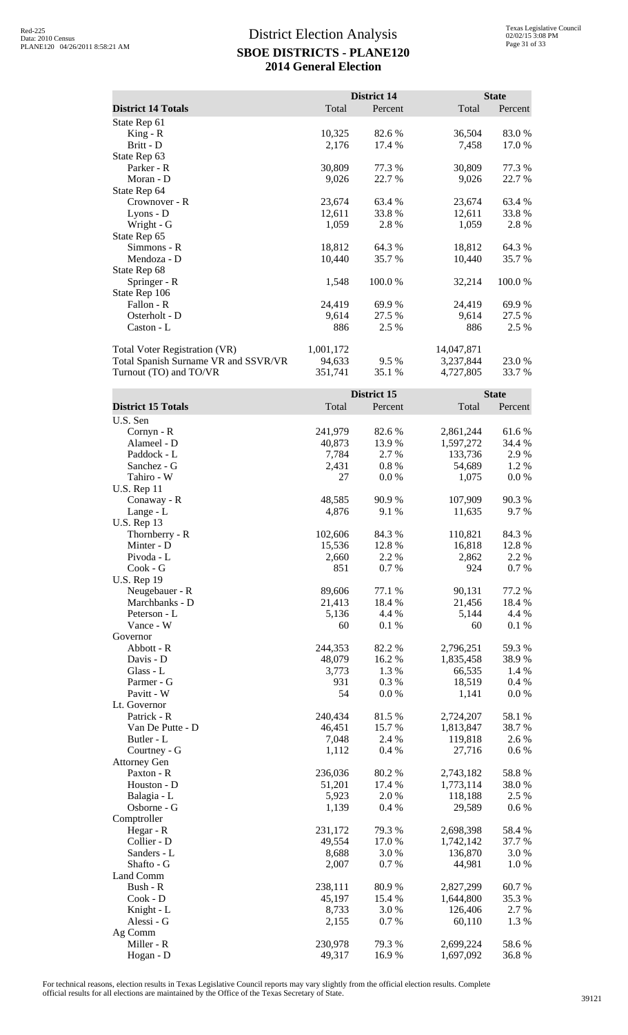# District Election Analysis
## SBOE DISTRICTS - PLANE120
## 2014 General Election

| District 14 Totals | District 14 Total | District 14 Percent | State Total | State Percent |
|---|---|---|---|---|
| State Rep 61 | | | | |
| King - R | 10,325 | 82.6 % | 36,504 | 83.0 % |
| Britt - D | 2,176 | 17.4 % | 7,458 | 17.0 % |
| State Rep 63 | | | | |
| Parker - R | 30,809 | 77.3 % | 30,809 | 77.3 % |
| Moran - D | 9,026 | 22.7 % | 9,026 | 22.7 % |
| State Rep 64 | | | | |
| Crownover - R | 23,674 | 63.4 % | 23,674 | 63.4 % |
| Lyons - D | 12,611 | 33.8 % | 12,611 | 33.8 % |
| Wright - G | 1,059 | 2.8 % | 1,059 | 2.8 % |
| State Rep 65 | | | | |
| Simmons - R | 18,812 | 64.3 % | 18,812 | 64.3 % |
| Mendoza - D | 10,440 | 35.7 % | 10,440 | 35.7 % |
| State Rep 68 | | | | |
| Springer - R | 1,548 | 100.0 % | 32,214 | 100.0 % |
| State Rep 106 | | | | |
| Fallon - R | 24,419 | 69.9 % | 24,419 | 69.9 % |
| Osterholt - D | 9,614 | 27.5 % | 9,614 | 27.5 % |
| Caston - L | 886 | 2.5 % | 886 | 2.5 % |
| Total Voter Registration (VR) | 1,001,172 | | 14,047,871 | |
| Total Spanish Surname VR and SSVR/VR | 94,633 | 9.5 % | 3,237,844 | 23.0 % |
| Turnout (TO) and TO/VR | 351,741 | 35.1 % | 4,727,805 | 33.7 % |

| District 15 Totals | District 15 Total | District 15 Percent | State Total | State Percent |
|---|---|---|---|---|
| U.S. Sen | | | | |
| Cornyn - R | 241,979 | 82.6 % | 2,861,244 | 61.6 % |
| Alameel - D | 40,873 | 13.9 % | 1,597,272 | 34.4 % |
| Paddock - L | 7,784 | 2.7 % | 133,736 | 2.9 % |
| Sanchez - G | 2,431 | 0.8 % | 54,689 | 1.2 % |
| Tahiro - W | 27 | 0.0 % | 1,075 | 0.0 % |
| U.S. Rep 11 | | | | |
| Conaway - R | 48,585 | 90.9 % | 107,909 | 90.3 % |
| Lange - L | 4,876 | 9.1 % | 11,635 | 9.7 % |
| U.S. Rep 13 | | | | |
| Thornberry - R | 102,606 | 84.3 % | 110,821 | 84.3 % |
| Minter - D | 15,536 | 12.8 % | 16,818 | 12.8 % |
| Pivoda - L | 2,660 | 2.2 % | 2,862 | 2.2 % |
| Cook - G | 851 | 0.7 % | 924 | 0.7 % |
| U.S. Rep 19 | | | | |
| Neugebauer - R | 89,606 | 77.1 % | 90,131 | 77.2 % |
| Marchbanks - D | 21,413 | 18.4 % | 21,456 | 18.4 % |
| Peterson - L | 5,136 | 4.4 % | 5,144 | 4.4 % |
| Vance - W | 60 | 0.1 % | 60 | 0.1 % |
| Governor | | | | |
| Abbott - R | 244,353 | 82.2 % | 2,796,251 | 59.3 % |
| Davis - D | 48,079 | 16.2 % | 1,835,458 | 38.9 % |
| Glass - L | 3,773 | 1.3 % | 66,535 | 1.4 % |
| Parmer - G | 931 | 0.3 % | 18,519 | 0.4 % |
| Pavitt - W | 54 | 0.0 % | 1,141 | 0.0 % |
| Lt. Governor | | | | |
| Patrick - R | 240,434 | 81.5 % | 2,724,207 | 58.1 % |
| Van De Putte - D | 46,451 | 15.7 % | 1,813,847 | 38.7 % |
| Butler - L | 7,048 | 2.4 % | 119,818 | 2.6 % |
| Courtney - G | 1,112 | 0.4 % | 27,716 | 0.6 % |
| Attorney Gen | | | | |
| Paxton - R | 236,036 | 80.2 % | 2,743,182 | 58.8 % |
| Houston - D | 51,201 | 17.4 % | 1,773,114 | 38.0 % |
| Balagia - L | 5,923 | 2.0 % | 118,188 | 2.5 % |
| Osborne - G | 1,139 | 0.4 % | 29,589 | 0.6 % |
| Comptroller | | | | |
| Hegar - R | 231,172 | 79.3 % | 2,698,398 | 58.4 % |
| Collier - D | 49,554 | 17.0 % | 1,742,142 | 37.7 % |
| Sanders - L | 8,688 | 3.0 % | 136,870 | 3.0 % |
| Shafto - G | 2,007 | 0.7 % | 44,981 | 1.0 % |
| Land Comm | | | | |
| Bush - R | 238,111 | 80.9 % | 2,827,299 | 60.7 % |
| Cook - D | 45,197 | 15.4 % | 1,644,800 | 35.3 % |
| Knight - L | 8,733 | 3.0 % | 126,406 | 2.7 % |
| Alessi - G | 2,155 | 0.7 % | 60,110 | 1.3 % |
| Ag Comm | | | | |
| Miller - R | 230,978 | 79.3 % | 2,699,224 | 58.6 % |
| Hogan - D | 49,317 | 16.9 % | 1,697,092 | 36.8 % |

For technical reasons, election results in Texas Legislative Council reports may vary slightly from the official election results. Complete official results for all elections are maintained by the Office of the Texas Secretary of State.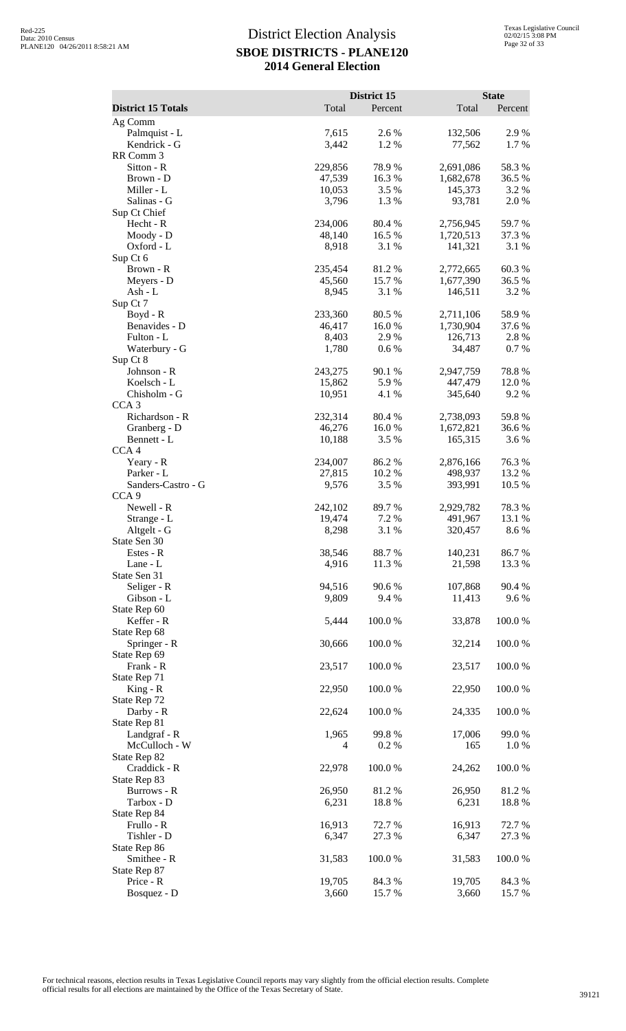# District Election Analysis
## SBOE DISTRICTS - PLANE120
## 2014 General Election

| District 15 Totals | District 15 Total | District 15 Percent | State Total | State Percent |
|---|---|---|---|---|
| Ag Comm | | | | |
| Palmquist - L | 7,615 | 2.6 % | 132,506 | 2.9 % |
| Kendrick - G | 3,442 | 1.2 % | 77,562 | 1.7 % |
| RR Comm 3 | | | | |
| Sitton - R | 229,856 | 78.9 % | 2,691,086 | 58.3 % |
| Brown - D | 47,539 | 16.3 % | 1,682,678 | 36.5 % |
| Miller - L | 10,053 | 3.5 % | 145,373 | 3.2 % |
| Salinas - G | 3,796 | 1.3 % | 93,781 | 2.0 % |
| Sup Ct Chief | | | | |
| Hecht - R | 234,006 | 80.4 % | 2,756,945 | 59.7 % |
| Moody - D | 48,140 | 16.5 % | 1,720,513 | 37.3 % |
| Oxford - L | 8,918 | 3.1 % | 141,321 | 3.1 % |
| Sup Ct 6 | | | | |
| Brown - R | 235,454 | 81.2 % | 2,772,665 | 60.3 % |
| Meyers - D | 45,560 | 15.7 % | 1,677,390 | 36.5 % |
| Ash - L | 8,945 | 3.1 % | 146,511 | 3.2 % |
| Sup Ct 7 | | | | |
| Boyd - R | 233,360 | 80.5 % | 2,711,106 | 58.9 % |
| Benavides - D | 46,417 | 16.0 % | 1,730,904 | 37.6 % |
| Fulton - L | 8,403 | 2.9 % | 126,713 | 2.8 % |
| Waterbury - G | 1,780 | 0.6 % | 34,487 | 0.7 % |
| Sup Ct 8 | | | | |
| Johnson - R | 243,275 | 90.1 % | 2,947,759 | 78.8 % |
| Koelsch - L | 15,862 | 5.9 % | 447,479 | 12.0 % |
| Chisholm - G | 10,951 | 4.1 % | 345,640 | 9.2 % |
| CCA 3 | | | | |
| Richardson - R | 232,314 | 80.4 % | 2,738,093 | 59.8 % |
| Granberg - D | 46,276 | 16.0 % | 1,672,821 | 36.6 % |
| Bennett - L | 10,188 | 3.5 % | 165,315 | 3.6 % |
| CCA 4 | | | | |
| Yeary - R | 234,007 | 86.2 % | 2,876,166 | 76.3 % |
| Parker - L | 27,815 | 10.2 % | 498,937 | 13.2 % |
| Sanders-Castro - G | 9,576 | 3.5 % | 393,991 | 10.5 % |
| CCA 9 | | | | |
| Newell - R | 242,102 | 89.7 % | 2,929,782 | 78.3 % |
| Strange - L | 19,474 | 7.2 % | 491,967 | 13.1 % |
| Altgelt - G | 8,298 | 3.1 % | 320,457 | 8.6 % |
| State Sen 30 | | | | |
| Estes - R | 38,546 | 88.7 % | 140,231 | 86.7 % |
| Lane - L | 4,916 | 11.3 % | 21,598 | 13.3 % |
| State Sen 31 | | | | |
| Seliger - R | 94,516 | 90.6 % | 107,868 | 90.4 % |
| Gibson - L | 9,809 | 9.4 % | 11,413 | 9.6 % |
| State Rep 60 | | | | |
| Keffer - R | 5,444 | 100.0 % | 33,878 | 100.0 % |
| State Rep 68 | | | | |
| Springer - R | 30,666 | 100.0 % | 32,214 | 100.0 % |
| State Rep 69 | | | | |
| Frank - R | 23,517 | 100.0 % | 23,517 | 100.0 % |
| State Rep 71 | | | | |
| King - R | 22,950 | 100.0 % | 22,950 | 100.0 % |
| State Rep 72 | | | | |
| Darby - R | 22,624 | 100.0 % | 24,335 | 100.0 % |
| State Rep 81 | | | | |
| Landgraf - R | 1,965 | 99.8 % | 17,006 | 99.0 % |
| McCulloch - W | 4 | 0.2 % | 165 | 1.0 % |
| State Rep 82 | | | | |
| Craddick - R | 22,978 | 100.0 % | 24,262 | 100.0 % |
| State Rep 83 | | | | |
| Burrows - R | 26,950 | 81.2 % | 26,950 | 81.2 % |
| Tarbox - D | 6,231 | 18.8 % | 6,231 | 18.8 % |
| State Rep 84 | | | | |
| Frullo - R | 16,913 | 72.7 % | 16,913 | 72.7 % |
| Tishler - D | 6,347 | 27.3 % | 6,347 | 27.3 % |
| State Rep 86 | | | | |
| Smithee - R | 31,583 | 100.0 % | 31,583 | 100.0 % |
| State Rep 87 | | | | |
| Price - R | 19,705 | 84.3 % | 19,705 | 84.3 % |
| Bosquez - D | 3,660 | 15.7 % | 3,660 | 15.7 % |

For technical reasons, election results in Texas Legislative Council reports may vary slightly from the official election results. Complete official results for all elections are maintained by the Office of the Texas Secretary of State.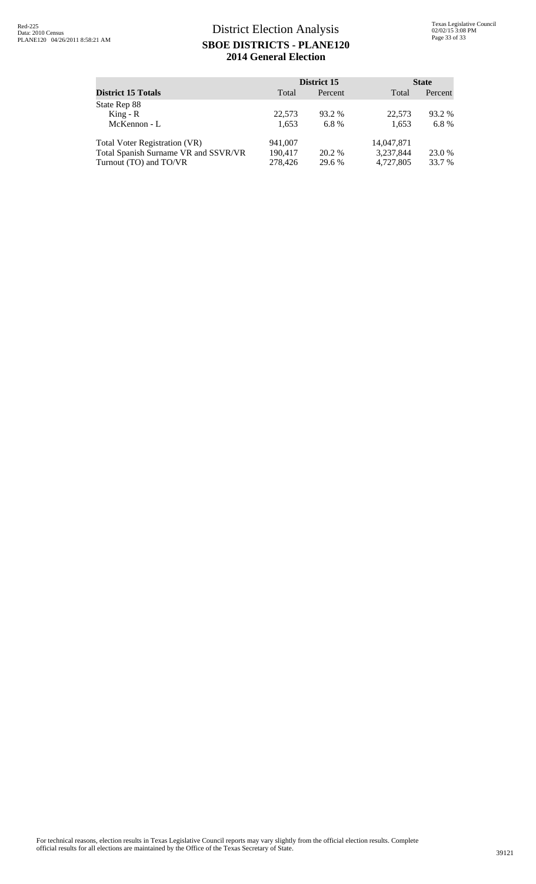# District Election Analysis

## SBOE DISTRICTS - PLANE120

## 2014 General Election

| District 15 Totals | District 15 Total | District 15 Percent | State Total | State Percent |
|---|---|---|---|---|
| State Rep 88 | | | | |
| King - R | 22,573 | 93.2 % | 22,573 | 93.2 % |
| McKennon - L | 1,653 | 6.8 % | 1,653 | 6.8 % |
| Total Voter Registration (VR) | 941,007 | | 14,047,871 | |
| Total Spanish Surname VR and SSVR/VR | 190,417 | 20.2 % | 3,237,844 | 23.0 % |
| Turnout (TO) and TO/VR | 278,426 | 29.6 % | 4,727,805 | 33.7 % |

For technical reasons, election results in Texas Legislative Council reports may vary slightly from the official election results. Complete official results for all elections are maintained by the Office of the Texas Secretary of State.